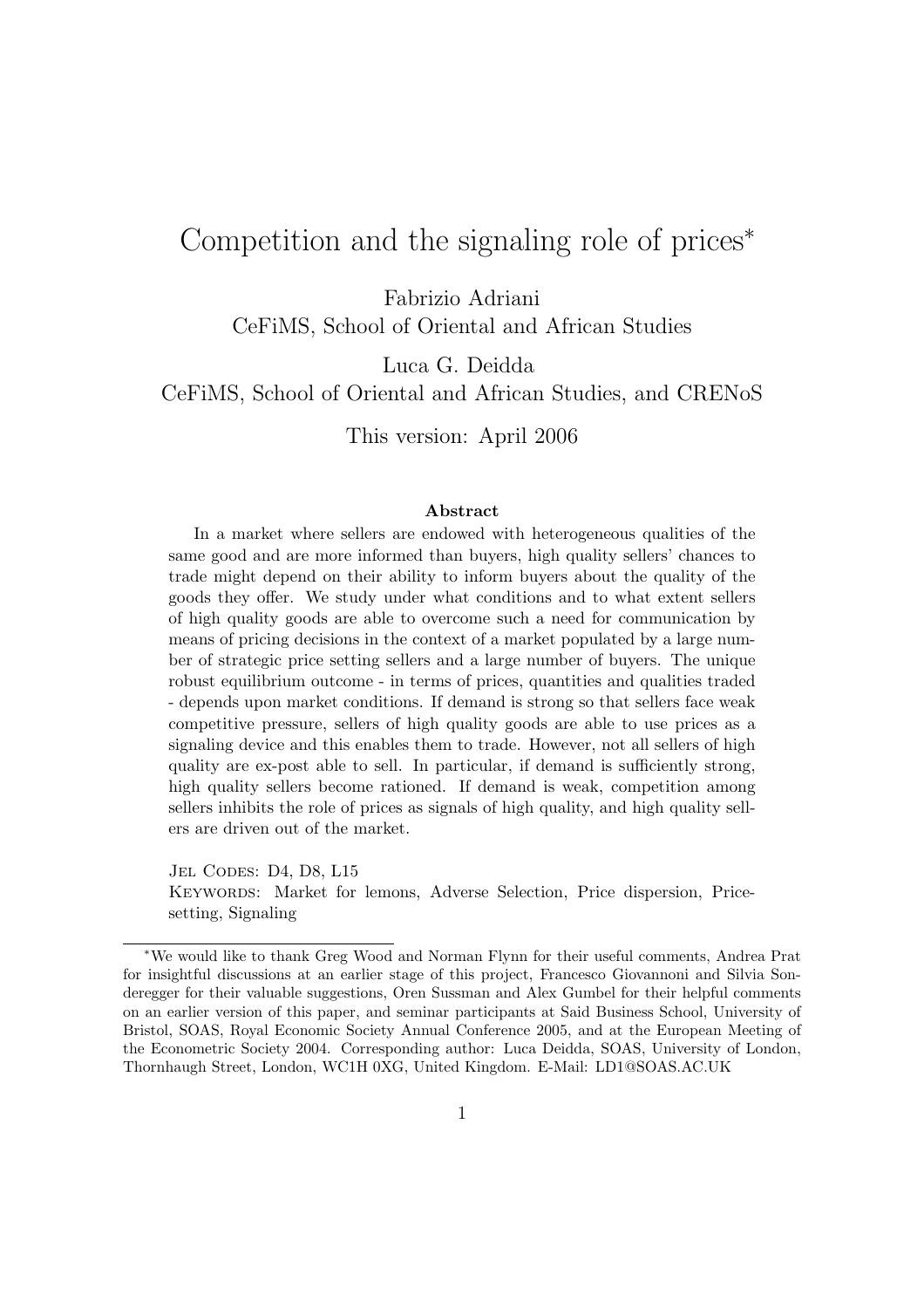# Competition and the signaling role of prices*

Fabrizio Adriani
CeFiMS, School of Oriental and African Studies

Luca G. Deidda
CeFiMS, School of Oriental and African Studies, and CRENoS

This version: April 2006

### Abstract

In a market where sellers are endowed with heterogeneous qualities of the same good and are more informed than buyers, high quality sellers' chances to trade might depend on their ability to inform buyers about the quality of the goods they offer. We study under what conditions and to what extent sellers of high quality goods are able to overcome such a need for communication by means of pricing decisions in the context of a market populated by a large number of strategic price setting sellers and a large number of buyers. The unique robust equilibrium outcome - in terms of prices, quantities and qualities traded - depends upon market conditions. If demand is strong so that sellers face weak competitive pressure, sellers of high quality goods are able to use prices as a signaling device and this enables them to trade. However, not all sellers of high quality are ex-post able to sell. In particular, if demand is sufficiently strong, high quality sellers become rationed. If demand is weak, competition among sellers inhibits the role of prices as signals of high quality, and high quality sellers are driven out of the market.

JEL CODES: D4, D8, L15
KEYWORDS: Market for lemons, Adverse Selection, Price dispersion, Price-setting, Signaling

---

*We would like to thank Greg Wood and Norman Flynn for their useful comments, Andrea Prat for insightful discussions at an earlier stage of this project, Francesco Giovannoni and Silvia Sonderegger for their valuable suggestions, Oren Sussman and Alex Gumbel for their helpful comments on an earlier version of this paper, and seminar participants at Said Business School, University of Bristol, SOAS, Royal Economic Society Annual Conference 2005, and at the European Meeting of the Econometric Society 2004. Corresponding author: Luca Deidda, SOAS, University of London, Thornhaugh Street, London, WC1H 0XG, United Kingdom. E-Mail: LD1@SOAS.AC.UK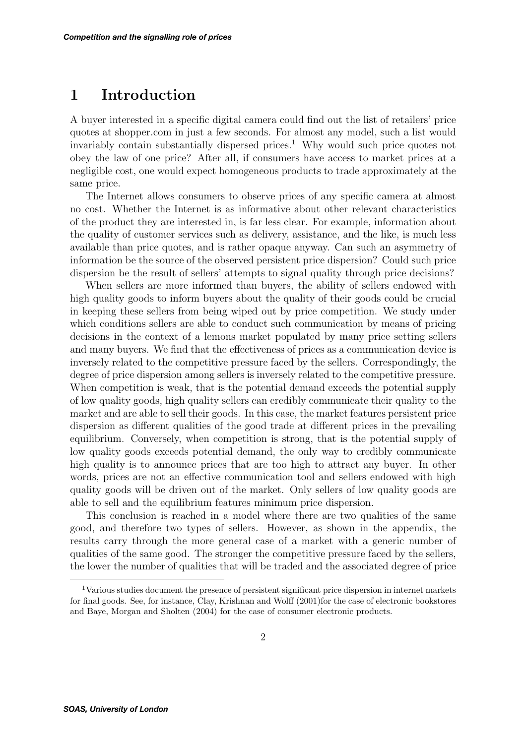# 1 Introduction

A buyer interested in a specific digital camera could find out the list of retailers' price quotes at shopper.com in just a few seconds. For almost any model, such a list would invariably contain substantially dispersed prices.[1] Why would such price quotes not obey the law of one price? After all, if consumers have access to market prices at a negligible cost, one would expect homogeneous products to trade approximately at the same price.

The Internet allows consumers to observe prices of any specific camera at almost no cost. Whether the Internet is as informative about other relevant characteristics of the product they are interested in, is far less clear. For example, information about the quality of customer services such as delivery, assistance, and the like, is much less available than price quotes, and is rather opaque anyway. Can such an asymmetry of information be the source of the observed persistent price dispersion? Could such price dispersion be the result of sellers' attempts to signal quality through price decisions?

When sellers are more informed than buyers, the ability of sellers endowed with high quality goods to inform buyers about the quality of their goods could be crucial in keeping these sellers from being wiped out by price competition. We study under which conditions sellers are able to conduct such communication by means of pricing decisions in the context of a lemons market populated by many price setting sellers and many buyers. We find that the effectiveness of prices as a communication device is inversely related to the competitive pressure faced by the sellers. Correspondingly, the degree of price dispersion among sellers is inversely related to the competitive pressure. When competition is weak, that is the potential demand exceeds the potential supply of low quality goods, high quality sellers can credibly communicate their quality to the market and are able to sell their goods. In this case, the market features persistent price dispersion as different qualities of the good trade at different prices in the prevailing equilibrium. Conversely, when competition is strong, that is the potential supply of low quality goods exceeds potential demand, the only way to credibly communicate high quality is to announce prices that are too high to attract any buyer. In other words, prices are not an effective communication tool and sellers endowed with high quality goods will be driven out of the market. Only sellers of low quality goods are able to sell and the equilibrium features minimum price dispersion.

This conclusion is reached in a model where there are two qualities of the same good, and therefore two types of sellers. However, as shown in the appendix, the results carry through the more general case of a market with a generic number of qualities of the same good. The stronger the competitive pressure faced by the sellers, the lower the number of qualities that will be traded and the associated degree of price

[1] Various studies document the presence of persistent significant price dispersion in internet markets for final goods. See, for instance, Clay, Krishnan and Wolff (2001)for the case of electronic bookstores and Baye, Morgan and Sholten (2004) for the case of consumer electronic products.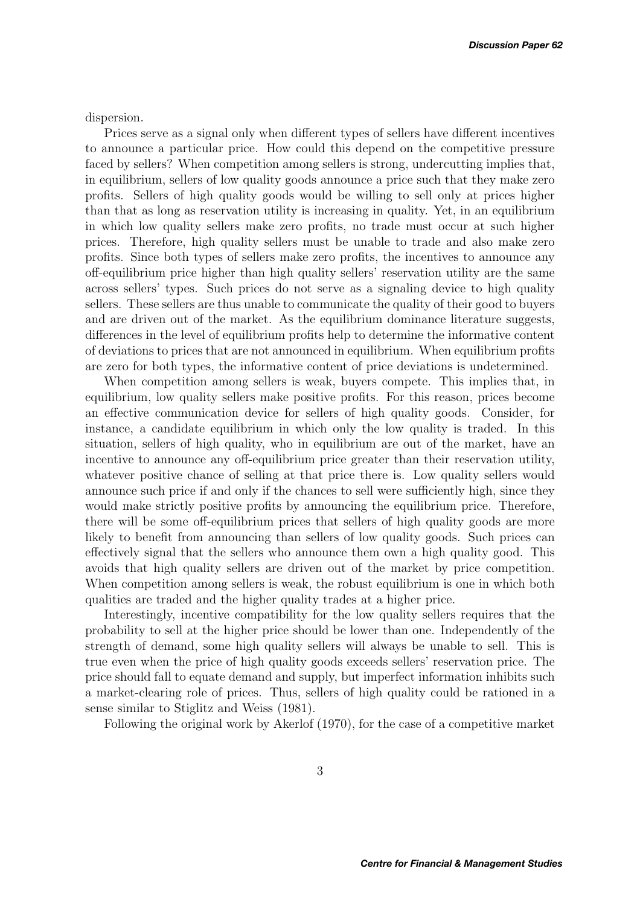dispersion.

Prices serve as a signal only when different types of sellers have different incentives to announce a particular price. How could this depend on the competitive pressure faced by sellers? When competition among sellers is strong, undercutting implies that, in equilibrium, sellers of low quality goods announce a price such that they make zero profits. Sellers of high quality goods would be willing to sell only at prices higher than that as long as reservation utility is increasing in quality. Yet, in an equilibrium in which low quality sellers make zero profits, no trade must occur at such higher prices. Therefore, high quality sellers must be unable to trade and also make zero profits. Since both types of sellers make zero profits, the incentives to announce any off-equilibrium price higher than high quality sellers' reservation utility are the same across sellers' types. Such prices do not serve as a signaling device to high quality sellers. These sellers are thus unable to communicate the quality of their good to buyers and are driven out of the market. As the equilibrium dominance literature suggests, differences in the level of equilibrium profits help to determine the informative content of deviations to prices that are not announced in equilibrium. When equilibrium profits are zero for both types, the informative content of price deviations is undetermined.

When competition among sellers is weak, buyers compete. This implies that, in equilibrium, low quality sellers make positive profits. For this reason, prices become an effective communication device for sellers of high quality goods. Consider, for instance, a candidate equilibrium in which only the low quality is traded. In this situation, sellers of high quality, who in equilibrium are out of the market, have an incentive to announce any off-equilibrium price greater than their reservation utility, whatever positive chance of selling at that price there is. Low quality sellers would announce such price if and only if the chances to sell were sufficiently high, since they would make strictly positive profits by announcing the equilibrium price. Therefore, there will be some off-equilibrium prices that sellers of high quality goods are more likely to benefit from announcing than sellers of low quality goods. Such prices can effectively signal that the sellers who announce them own a high quality good. This avoids that high quality sellers are driven out of the market by price competition. When competition among sellers is weak, the robust equilibrium is one in which both qualities are traded and the higher quality trades at a higher price.

Interestingly, incentive compatibility for the low quality sellers requires that the probability to sell at the higher price should be lower than one. Independently of the strength of demand, some high quality sellers will always be unable to sell. This is true even when the price of high quality goods exceeds sellers' reservation price. The price should fall to equate demand and supply, but imperfect information inhibits such a market-clearing role of prices. Thus, sellers of high quality could be rationed in a sense similar to Stiglitz and Weiss (1981).

Following the original work by Akerlof (1970), for the case of a competitive market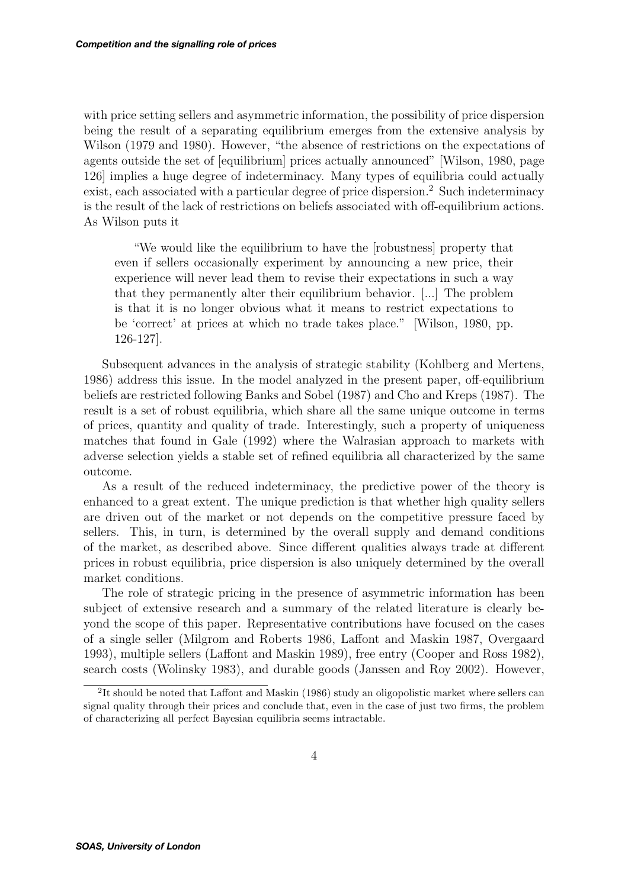with price setting sellers and asymmetric information, the possibility of price dispersion being the result of a separating equilibrium emerges from the extensive analysis by Wilson (1979 and 1980). However, "the absence of restrictions on the expectations of agents outside the set of [equilibrium] prices actually announced" [Wilson, 1980, page 126] implies a huge degree of indeterminacy. Many types of equilibria could actually exist, each associated with a particular degree of price dispersion.[2] Such indeterminacy is the result of the lack of restrictions on beliefs associated with off-equilibrium actions. As Wilson puts it

> "We would like the equilibrium to have the [robustness] property that even if sellers occasionally experiment by announcing a new price, their experience will never lead them to revise their expectations in such a way that they permanently alter their equilibrium behavior. [...] The problem is that it is no longer obvious what it means to restrict expectations to be 'correct' at prices at which no trade takes place." [Wilson, 1980, pp. 126-127].

Subsequent advances in the analysis of strategic stability (Kohlberg and Mertens, 1986) address this issue. In the model analyzed in the present paper, off-equilibrium beliefs are restricted following Banks and Sobel (1987) and Cho and Kreps (1987). The result is a set of robust equilibria, which share all the same unique outcome in terms of prices, quantity and quality of trade. Interestingly, such a property of uniqueness matches that found in Gale (1992) where the Walrasian approach to markets with adverse selection yields a stable set of refined equilibria all characterized by the same outcome.

As a result of the reduced indeterminacy, the predictive power of the theory is enhanced to a great extent. The unique prediction is that whether high quality sellers are driven out of the market or not depends on the competitive pressure faced by sellers. This, in turn, is determined by the overall supply and demand conditions of the market, as described above. Since different qualities always trade at different prices in robust equilibria, price dispersion is also uniquely determined by the overall market conditions.

The role of strategic pricing in the presence of asymmetric information has been subject of extensive research and a summary of the related literature is clearly beyond the scope of this paper. Representative contributions have focused on the cases of a single seller (Milgrom and Roberts 1986, Laffont and Maskin 1987, Overgaard 1993), multiple sellers (Laffont and Maskin 1989), free entry (Cooper and Ross 1982), search costs (Wolinsky 1983), and durable goods (Janssen and Roy 2002). However,

[2] It should be noted that Laffont and Maskin (1986) study an oligopolistic market where sellers can signal quality through their prices and conclude that, even in the case of just two firms, the problem of characterizing all perfect Bayesian equilibria seems intractable.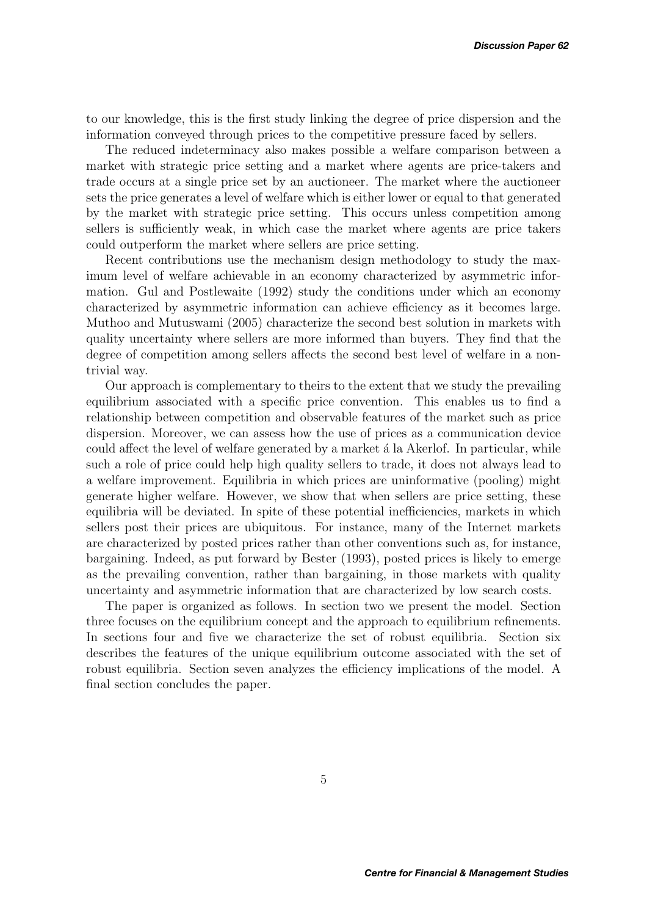to our knowledge, this is the first study linking the degree of price dispersion and the information conveyed through prices to the competitive pressure faced by sellers.

The reduced indeterminacy also makes possible a welfare comparison between a market with strategic price setting and a market where agents are price-takers and trade occurs at a single price set by an auctioneer. The market where the auctioneer sets the price generates a level of welfare which is either lower or equal to that generated by the market with strategic price setting. This occurs unless competition among sellers is sufficiently weak, in which case the market where agents are price takers could outperform the market where sellers are price setting.

Recent contributions use the mechanism design methodology to study the maximum level of welfare achievable in an economy characterized by asymmetric information. Gul and Postlewaite (1992) study the conditions under which an economy characterized by asymmetric information can achieve efficiency as it becomes large. Muthoo and Mutuswami (2005) characterize the second best solution in markets with quality uncertainty where sellers are more informed than buyers. They find that the degree of competition among sellers affects the second best level of welfare in a non-trivial way.

Our approach is complementary to theirs to the extent that we study the prevailing equilibrium associated with a specific price convention. This enables us to find a relationship between competition and observable features of the market such as price dispersion. Moreover, we can assess how the use of prices as a communication device could affect the level of welfare generated by a market á la Akerlof. In particular, while such a role of price could help high quality sellers to trade, it does not always lead to a welfare improvement. Equilibria in which prices are uninformative (pooling) might generate higher welfare. However, we show that when sellers are price setting, these equilibria will be deviated. In spite of these potential inefficiencies, markets in which sellers post their prices are ubiquitous. For instance, many of the Internet markets are characterized by posted prices rather than other conventions such as, for instance, bargaining. Indeed, as put forward by Bester (1993), posted prices is likely to emerge as the prevailing convention, rather than bargaining, in those markets with quality uncertainty and asymmetric information that are characterized by low search costs.

The paper is organized as follows. In section two we present the model. Section three focuses on the equilibrium concept and the approach to equilibrium refinements. In sections four and five we characterize the set of robust equilibria. Section six describes the features of the unique equilibrium outcome associated with the set of robust equilibria. Section seven analyzes the efficiency implications of the model. A final section concludes the paper.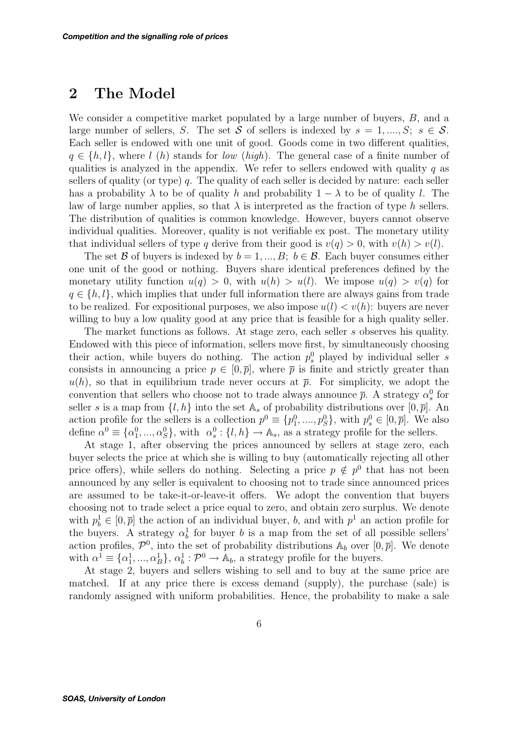## 2 The Model

We consider a competitive market populated by a large number of buyers, $B$, and a large number of sellers, $S$. The set $\mathcal{S}$ of sellers is indexed by $s = 1, ...., S$; $s \in \mathcal{S}$. Each seller is endowed with one unit of good. Goods come in two different qualities, $q \in \{h, l\}$, where $l$ ($h$) stands for *low* (*high*). The general case of a finite number of qualities is analyzed in the appendix. We refer to sellers endowed with quality $q$ as sellers of quality (or type) $q$. The quality of each seller is decided by nature: each seller has a probability $\lambda$ to be of quality $h$ and probability $1 - \lambda$ to be of quality $l$. The law of large number applies, so that $\lambda$ is interpreted as the fraction of type $h$ sellers. The distribution of qualities is common knowledge. However, buyers cannot observe individual qualities. Moreover, quality is not verifiable ex post. The monetary utility that individual sellers of type $q$ derive from their good is $v(q) > 0$, with $v(h) > v(l)$.

The set $\mathcal{B}$ of buyers is indexed by $b = 1, ..., B$; $b \in \mathcal{B}$. Each buyer consumes either one unit of the good or nothing. Buyers share identical preferences defined by the monetary utility function $u(q) > 0$, with $u(h) > u(l)$. We impose $u(q) > v(q)$ for $q \in \{h, l\}$, which implies that under full information there are always gains from trade to be realized. For expositional purposes, we also impose $u(l) < v(h)$: buyers are never willing to buy a low quality good at any price that is feasible for a high quality seller.

The market functions as follows. At stage zero, each seller $s$ observes his quality. Endowed with this piece of information, sellers move first, by simultaneously choosing their action, while buyers do nothing. The action $p_s^0$ played by individual seller $s$ consists in announcing a price $p \in [0, \overline{p}]$, where $\overline{p}$ is finite and strictly greater than $u(h)$, so that in equilibrium trade never occurs at $\overline{p}$. For simplicity, we adopt the convention that sellers who choose not to trade always announce $\overline{p}$. A strategy $\alpha_s^0$ for seller $s$ is a map from $\{l, h\}$ into the set $\mathbb{A}_s$ of probability distributions over $[0, \overline{p}]$. An action profile for the sellers is a collection $p^0 \equiv \{p_1^0, ...., p_S^0\}$, with $p_s^0 \in [0, \overline{p}]$. We also define $\alpha^0 \equiv \{\alpha_1^0, ..., \alpha_S^0\}$, with $\alpha_s^0 : \{l, h\} \to \mathbb{A}_s$, as a strategy profile for the sellers.

At stage 1, after observing the prices announced by sellers at stage zero, each buyer selects the price at which she is willing to buy (automatically rejecting all other price offers), while sellers do nothing. Selecting a price $p \notin p^0$ that has not been announced by any seller is equivalent to choosing not to trade since announced prices are assumed to be take-it-or-leave-it offers. We adopt the convention that buyers choosing not to trade select a price equal to zero, and obtain zero surplus. We denote with $p_b^1 \in [0, \overline{p}]$ the action of an individual buyer, $b$, and with $p^1$ an action profile for the buyers. A strategy $\alpha_b^1$ for buyer $b$ is a map from the set of all possible sellers' action profiles, $\mathcal{P}^0$, into the set of probability distributions $\mathbb{A}_b$ over $[0, \overline{p}]$. We denote with $\alpha^1 \equiv \{\alpha_1^1, ..., \alpha_B^1\}$, $\alpha_b^1 : \mathcal{P}^0 \to \mathbb{A}_b$, a strategy profile for the buyers.

At stage 2, buyers and sellers wishing to sell and to buy at the same price are matched. If at any price there is excess demand (supply), the purchase (sale) is randomly assigned with uniform probabilities. Hence, the probability to make a sale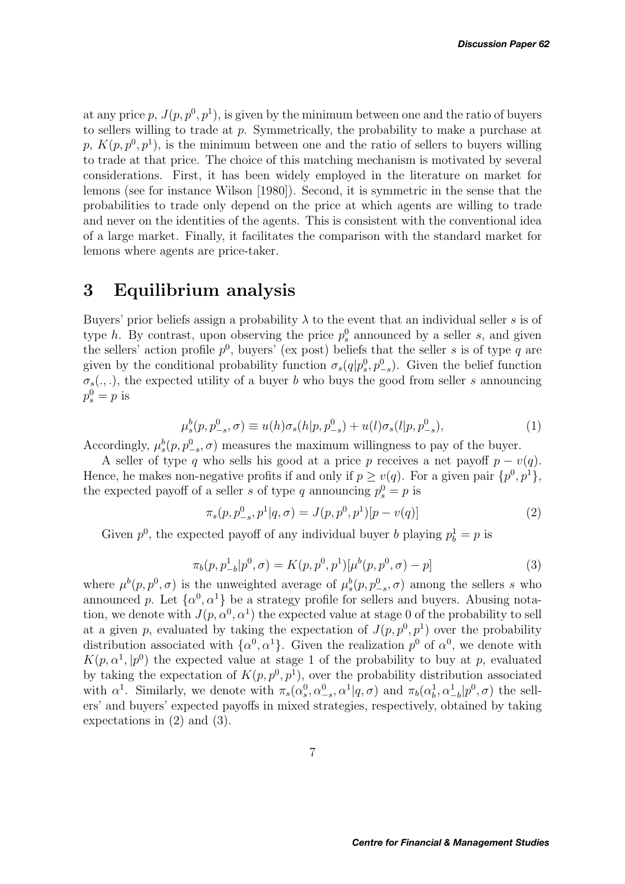at any price $p$, $J(p, p^0, p^1)$, is given by the minimum between one and the ratio of buyers to sellers willing to trade at $p$. Symmetrically, the probability to make a purchase at $p$, $K(p, p^0, p^1)$, is the minimum between one and the ratio of sellers to buyers willing to trade at that price. The choice of this matching mechanism is motivated by several considerations. First, it has been widely employed in the literature on market for lemons (see for instance Wilson [1980]). Second, it is symmetric in the sense that the probabilities to trade only depend on the price at which agents are willing to trade and never on the identities of the agents. This is consistent with the conventional idea of a large market. Finally, it facilitates the comparison with the standard market for lemons where agents are price-taker.

# 3 Equilibrium analysis

Buyers' prior beliefs assign a probability $\lambda$ to the event that an individual seller $s$ is of type $h$. By contrast, upon observing the price $p_s^0$ announced by a seller $s$, and given the sellers' action profile $p^0$, buyers' (ex post) beliefs that the seller $s$ is of type $q$ are given by the conditional probability function $\sigma_s(q|p_s^0, p_{-s}^0)$. Given the belief function $\sigma_s(.,.)$, the expected utility of a buyer $b$ who buys the good from seller $s$ announcing $p_s^0 = p$ is

$$\mu_s^b(p, p_{-s}^0, \sigma) \equiv u(h)\sigma_s(h|p, p_{-s}^0) + u(l)\sigma_s(l|p, p_{-s}^0), \tag{1}$$

Accordingly, $\mu_s^b(p, p_{-s}^0, \sigma)$ measures the maximum willingness to pay of the buyer.

A seller of type $q$ who sells his good at a price $p$ receives a net payoff $p - v(q)$. Hence, he makes non-negative profits if and only if $p \geq v(q)$. For a given pair $\{p^0, p^1\}$, the expected payoff of a seller $s$ of type $q$ announcing $p_s^0 = p$ is

$$\pi_s(p, p_{-s}^0, p^1|q, \sigma) = J(p, p^0, p^1)[p - v(q)] \tag{2}$$

Given $p^0$, the expected payoff of any individual buyer $b$ playing $p_b^1 = p$ is

$$\pi_b(p, p_{-b}^1|p^0, \sigma) = K(p, p^0, p^1)[\mu^b(p, p^0, \sigma) - p] \tag{3}$$

where $\mu^b(p, p^0, \sigma)$ is the unweighted average of $\mu_s^b(p, p_{-s}^0, \sigma)$ among the sellers $s$ who announced $p$. Let $\{\alpha^0, \alpha^1\}$ be a strategy profile for sellers and buyers. Abusing notation, we denote with $J(p, \alpha^0, \alpha^1)$ the expected value at stage 0 of the probability to sell at a given $p$, evaluated by taking the expectation of $J(p, p^0, p^1)$ over the probability distribution associated with $\{\alpha^0, \alpha^1\}$. Given the realization $p^0$ of $\alpha^0$, we denote with $K(p, \alpha^1, |p^0)$ the expected value at stage 1 of the probability to buy at $p$, evaluated by taking the expectation of $K(p, p^0, p^1)$, over the probability distribution associated with $\alpha^1$. Similarly, we denote with $\pi_s(\alpha_s^0, \alpha_{-s}^0, \alpha^1|q, \sigma)$ and $\pi_b(\alpha_b^1, \alpha_{-b}^1|p^0, \sigma)$ the sellers' and buyers' expected payoffs in mixed strategies, respectively, obtained by taking expectations in (2) and (3).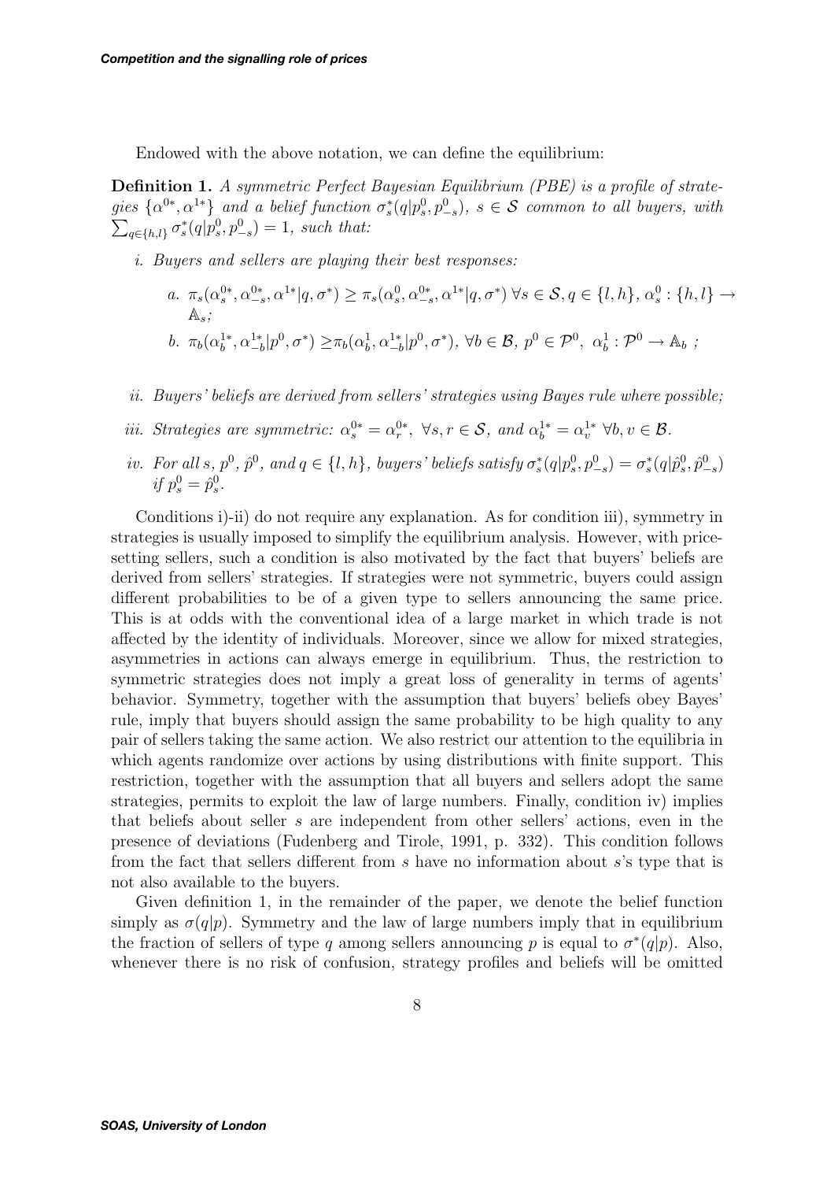Endowed with the above notation, we can define the equilibrium:

**Definition 1.** *A symmetric Perfect Bayesian Equilibrium (PBE) is a profile of strategies $\{\alpha^{0*}, \alpha^{1*}\}$ and a belief function $\sigma_s^*(q|p_s^0, p_{-s}^0)$, $s \in \mathcal{S}$ common to all buyers, with $\sum_{q\in\{h,l\}} \sigma_s^*(q|p_s^0, p_{-s}^0) = 1$, such that:*

*i. Buyers and sellers are playing their best responses:*

*a. $\pi_s(\alpha_s^{0*}, \alpha_{-s}^{0*}, \alpha^{1*}|q, \sigma^*) \geq \pi_s(\alpha_s^0, \alpha_{-s}^{0*}, \alpha^{1*}|q, \sigma^*)$ $\forall s \in \mathcal{S}, q \in \{l, h\}$, $\alpha_s^0 : \{h, l\} \to \mathbb{A}_s$;*

*b. $\pi_b(\alpha_b^{1*}, \alpha_{-b}^{1*}|p^0, \sigma^*) \geq \pi_b(\alpha_b^1, \alpha_{-b}^{1*}|p^0, \sigma^*)$, $\forall b \in \mathcal{B}$, $p^0 \in \mathcal{P}^0$, $\alpha_b^1 : \mathcal{P}^0 \to \mathbb{A}_b$ ;*

*ii. Buyers' beliefs are derived from sellers' strategies using Bayes rule where possible;*

*iii. Strategies are symmetric: $\alpha_s^{0*} = \alpha_r^{0*}$, $\forall s, r \in \mathcal{S}$, and $\alpha_b^{1*} = \alpha_v^{1*}$ $\forall b, v \in \mathcal{B}$.*

*iv. For all $s$, $p^0$, $\hat{p}^0$, and $q \in \{l, h\}$, buyers' beliefs satisfy $\sigma_s^*(q|p_s^0, p_{-s}^0) = \sigma_s^*(q|\hat{p}_s^0, \hat{p}_{-s}^0)$ if $p_s^0 = \hat{p}_s^0$.*

Conditions i)-ii) do not require any explanation. As for condition iii), symmetry in strategies is usually imposed to simplify the equilibrium analysis. However, with price-setting sellers, such a condition is also motivated by the fact that buyers' beliefs are derived from sellers' strategies. If strategies were not symmetric, buyers could assign different probabilities to be of a given type to sellers announcing the same price. This is at odds with the conventional idea of a large market in which trade is not affected by the identity of individuals. Moreover, since we allow for mixed strategies, asymmetries in actions can always emerge in equilibrium. Thus, the restriction to symmetric strategies does not imply a great loss of generality in terms of agents' behavior. Symmetry, together with the assumption that buyers' beliefs obey Bayes' rule, imply that buyers should assign the same probability to be high quality to any pair of sellers taking the same action. We also restrict our attention to the equilibria in which agents randomize over actions by using distributions with finite support. This restriction, together with the assumption that all buyers and sellers adopt the same strategies, permits to exploit the law of large numbers. Finally, condition iv) implies that beliefs about seller $s$ are independent from other sellers' actions, even in the presence of deviations (Fudenberg and Tirole, 1991, p. 332). This condition follows from the fact that sellers different from $s$ have no information about $s$'s type that is not also available to the buyers.

Given definition 1, in the remainder of the paper, we denote the belief function simply as $\sigma(q|p)$. Symmetry and the law of large numbers imply that in equilibrium the fraction of sellers of type $q$ among sellers announcing $p$ is equal to $\sigma^*(q|p)$. Also, whenever there is no risk of confusion, strategy profiles and beliefs will be omitted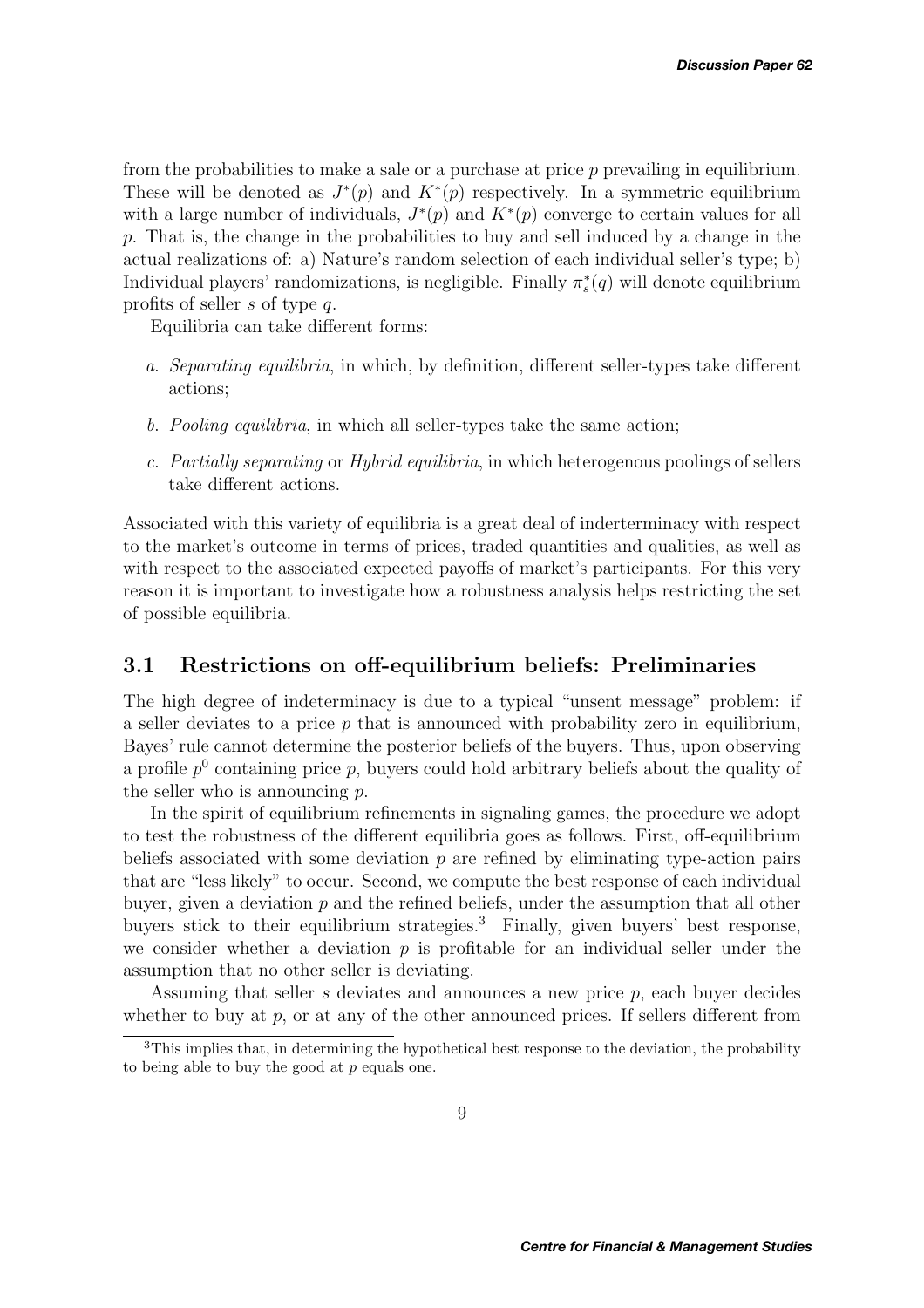from the probabilities to make a sale or a purchase at price $p$ prevailing in equilibrium. These will be denoted as $J^*(p)$ and $K^*(p)$ respectively. In a symmetric equilibrium with a large number of individuals, $J^*(p)$ and $K^*(p)$ converge to certain values for all $p$. That is, the change in the probabilities to buy and sell induced by a change in the actual realizations of: a) Nature's random selection of each individual seller's type; b) Individual players' randomizations, is negligible. Finally $\pi_s^*(q)$ will denote equilibrium profits of seller $s$ of type $q$.

Equilibria can take different forms:

a. *Separating equilibria*, in which, by definition, different seller-types take different actions;

b. *Pooling equilibria*, in which all seller-types take the same action;

c. *Partially separating* or *Hybrid equilibria*, in which heterogenous poolings of sellers take different actions.

Associated with this variety of equilibria is a great deal of inderterminacy with respect to the market's outcome in terms of prices, traded quantities and qualities, as well as with respect to the associated expected payoffs of market's participants. For this very reason it is important to investigate how a robustness analysis helps restricting the set of possible equilibria.

## 3.1 Restrictions on off-equilibrium beliefs: Preliminaries

The high degree of indeterminacy is due to a typical "unsent message" problem: if a seller deviates to a price $p$ that is announced with probability zero in equilibrium, Bayes' rule cannot determine the posterior beliefs of the buyers. Thus, upon observing a profile $p^0$ containing price $p$, buyers could hold arbitrary beliefs about the quality of the seller who is announcing $p$.

In the spirit of equilibrium refinements in signaling games, the procedure we adopt to test the robustness of the different equilibria goes as follows. First, off-equilibrium beliefs associated with some deviation $p$ are refined by eliminating type-action pairs that are "less likely" to occur. Second, we compute the best response of each individual buyer, given a deviation $p$ and the refined beliefs, under the assumption that all other buyers stick to their equilibrium strategies.[3] Finally, given buyers' best response, we consider whether a deviation $p$ is profitable for an individual seller under the assumption that no other seller is deviating.

Assuming that seller $s$ deviates and announces a new price $p$, each buyer decides whether to buy at $p$, or at any of the other announced prices. If sellers different from

[3] This implies that, in determining the hypothetical best response to the deviation, the probability to being able to buy the good at $p$ equals one.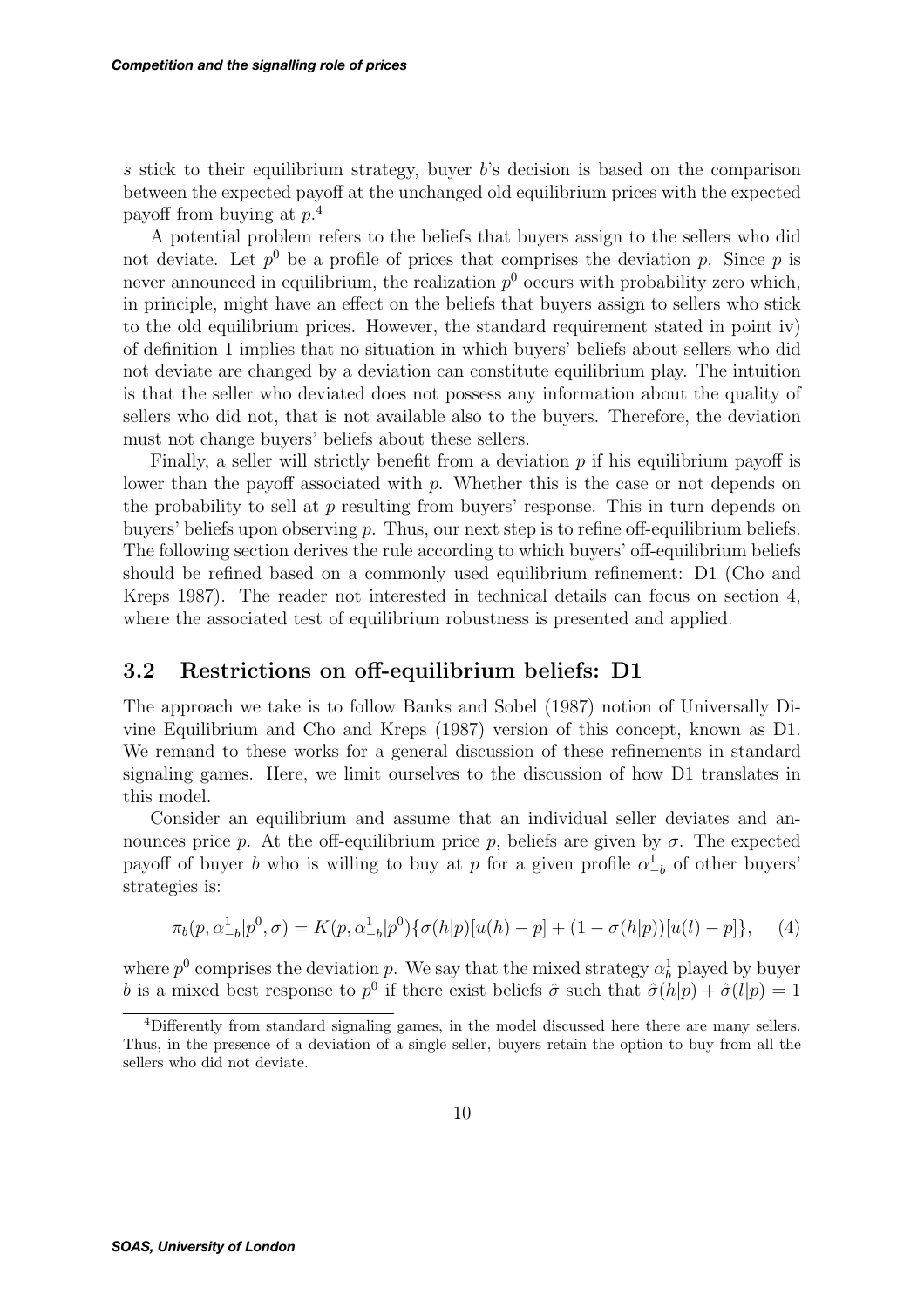$s$ stick to their equilibrium strategy, buyer $b$'s decision is based on the comparison between the expected payoff at the unchanged old equilibrium prices with the expected payoff from buying at $p$.[4]

A potential problem refers to the beliefs that buyers assign to the sellers who did not deviate. Let $p^0$ be a profile of prices that comprises the deviation $p$. Since $p$ is never announced in equilibrium, the realization $p^0$ occurs with probability zero which, in principle, might have an effect on the beliefs that buyers assign to sellers who stick to the old equilibrium prices. However, the standard requirement stated in point iv) of definition 1 implies that no situation in which buyers' beliefs about sellers who did not deviate are changed by a deviation can constitute equilibrium play. The intuition is that the seller who deviated does not possess any information about the quality of sellers who did not, that is not available also to the buyers. Therefore, the deviation must not change buyers' beliefs about these sellers.

Finally, a seller will strictly benefit from a deviation $p$ if his equilibrium payoff is lower than the payoff associated with $p$. Whether this is the case or not depends on the probability to sell at $p$ resulting from buyers' response. This in turn depends on buyers' beliefs upon observing $p$. Thus, our next step is to refine off-equilibrium beliefs. The following section derives the rule according to which buyers' off-equilibrium beliefs should be refined based on a commonly used equilibrium refinement: D1 (Cho and Kreps 1987). The reader not interested in technical details can focus on section 4, where the associated test of equilibrium robustness is presented and applied.

## 3.2 Restrictions on off-equilibrium beliefs: D1

The approach we take is to follow Banks and Sobel (1987) notion of Universally Divine Equilibrium and Cho and Kreps (1987) version of this concept, known as D1. We remand to these works for a general discussion of these refinements in standard signaling games. Here, we limit ourselves to the discussion of how D1 translates in this model.

Consider an equilibrium and assume that an individual seller deviates and announces price $p$. At the off-equilibrium price $p$, beliefs are given by $\sigma$. The expected payoff of buyer $b$ who is willing to buy at $p$ for a given profile $\alpha^1_{-b}$ of other buyers' strategies is:

$$\pi_b(p, \alpha^1_{-b}|p^0, \sigma) = K(p, \alpha^1_{-b}|p^0)\{\sigma(h|p)[u(h) - p] + (1 - \sigma(h|p))[u(l) - p]\}, \quad (4)$$

where $p^0$ comprises the deviation $p$. We say that the mixed strategy $\alpha^1_b$ played by buyer $b$ is a mixed best response to $p^0$ if there exist beliefs $\hat{\sigma}$ such that $\hat{\sigma}(h|p) + \hat{\sigma}(l|p) = 1$

[4] Differently from standard signaling games, in the model discussed here there are many sellers. Thus, in the presence of a deviation of a single seller, buyers retain the option to buy from all the sellers who did not deviate.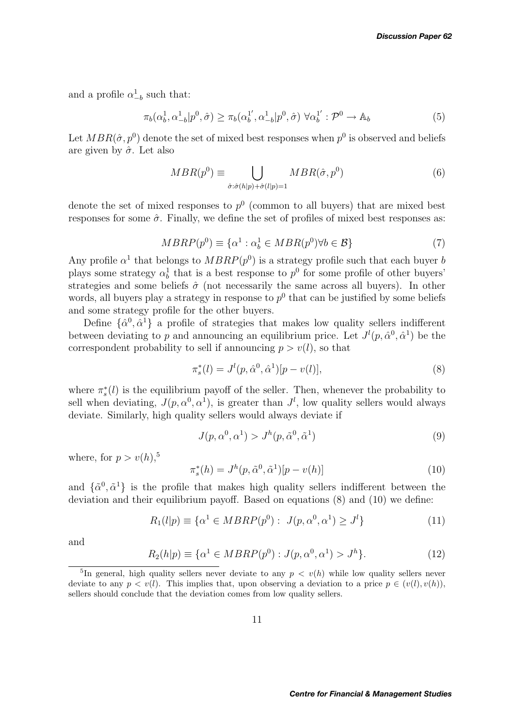and a profile $\alpha^1_{-b}$ such that:

$$\pi_b(\alpha^1_b, \alpha^1_{-b}|p^0, \hat{\sigma}) \geq \pi_b(\alpha^{1'}_b, \alpha^1_{-b}|p^0, \hat{\sigma}) \; \forall \alpha^{1'}_b : \mathcal{P}^0 \to \mathbb{A}_b \tag{5}$$

Let $MBR(\hat{\sigma}, p^0)$ denote the set of mixed best responses when $p^0$ is observed and beliefs are given by $\hat{\sigma}$. Let also

$$MBR(p^0) \equiv \bigcup_{\hat{\sigma}:\hat{\sigma}(h|p)+\hat{\sigma}(l|p)=1} MBR(\hat{\sigma}, p^0) \tag{6}$$

denote the set of mixed responses to $p^0$ (common to all buyers) that are mixed best responses for some $\hat{\sigma}$. Finally, we define the set of profiles of mixed best responses as:

$$MBRP(p^0) \equiv \{\alpha^1 : \alpha^1_b \in MBR(p^0) \forall b \in \mathcal{B}\} \tag{7}$$

Any profile $\alpha^1$ that belongs to $MBRP(p^0)$ is a strategy profile such that each buyer $b$ plays some strategy $\alpha^1_b$ that is a best response to $p^0$ for some profile of other buyers' strategies and some beliefs $\hat{\sigma}$ (not necessarily the same across all buyers). In other words, all buyers play a strategy in response to $p^0$ that can be justified by some beliefs and some strategy profile for the other buyers.

Define $\{\hat{\alpha}^0, \hat{\alpha}^1\}$ a profile of strategies that makes low quality sellers indifferent between deviating to $p$ and announcing an equilibrium price. Let $J^l(p, \hat{\alpha}^0, \hat{\alpha}^1)$ be the correspondent probability to sell if announcing $p > v(l)$, so that

$$\pi^*_s(l) = J^l(p, \hat{\alpha}^0, \hat{\alpha}^1)[p - v(l)], \tag{8}$$

where $\pi^*_s(l)$ is the equilibrium payoff of the seller. Then, whenever the probability to sell when deviating, $J(p, \alpha^0, \alpha^1)$, is greater than $J^l$, low quality sellers would always deviate. Similarly, high quality sellers would always deviate if

$$J(p, \alpha^0, \alpha^1) > J^h(p, \tilde{\alpha}^0, \tilde{\alpha}^1) \tag{9}$$

where, for $p > v(h)$,[5]

$$\pi^*_s(h) = J^h(p, \tilde{\alpha}^0, \tilde{\alpha}^1)[p - v(h)] \tag{10}$$

and $\{\tilde{\alpha}^0, \tilde{\alpha}^1\}$ is the profile that makes high quality sellers indifferent between the deviation and their equilibrium payoff. Based on equations (8) and (10) we define:

$$R_1(l|p) \equiv \{\alpha^1 \in MBRP(p^0) : \; J(p, \alpha^0, \alpha^1) \geq J^l\} \tag{11}$$

and

$$R_2(h|p) \equiv \{\alpha^1 \in MBRP(p^0) : J(p, \alpha^0, \alpha^1) > J^h\}. \tag{12}$$

[5] In general, high quality sellers never deviate to any $p < v(h)$ while low quality sellers never deviate to any $p < v(l)$. This implies that, upon observing a deviation to a price $p \in (v(l), v(h))$, sellers should conclude that the deviation comes from low quality sellers.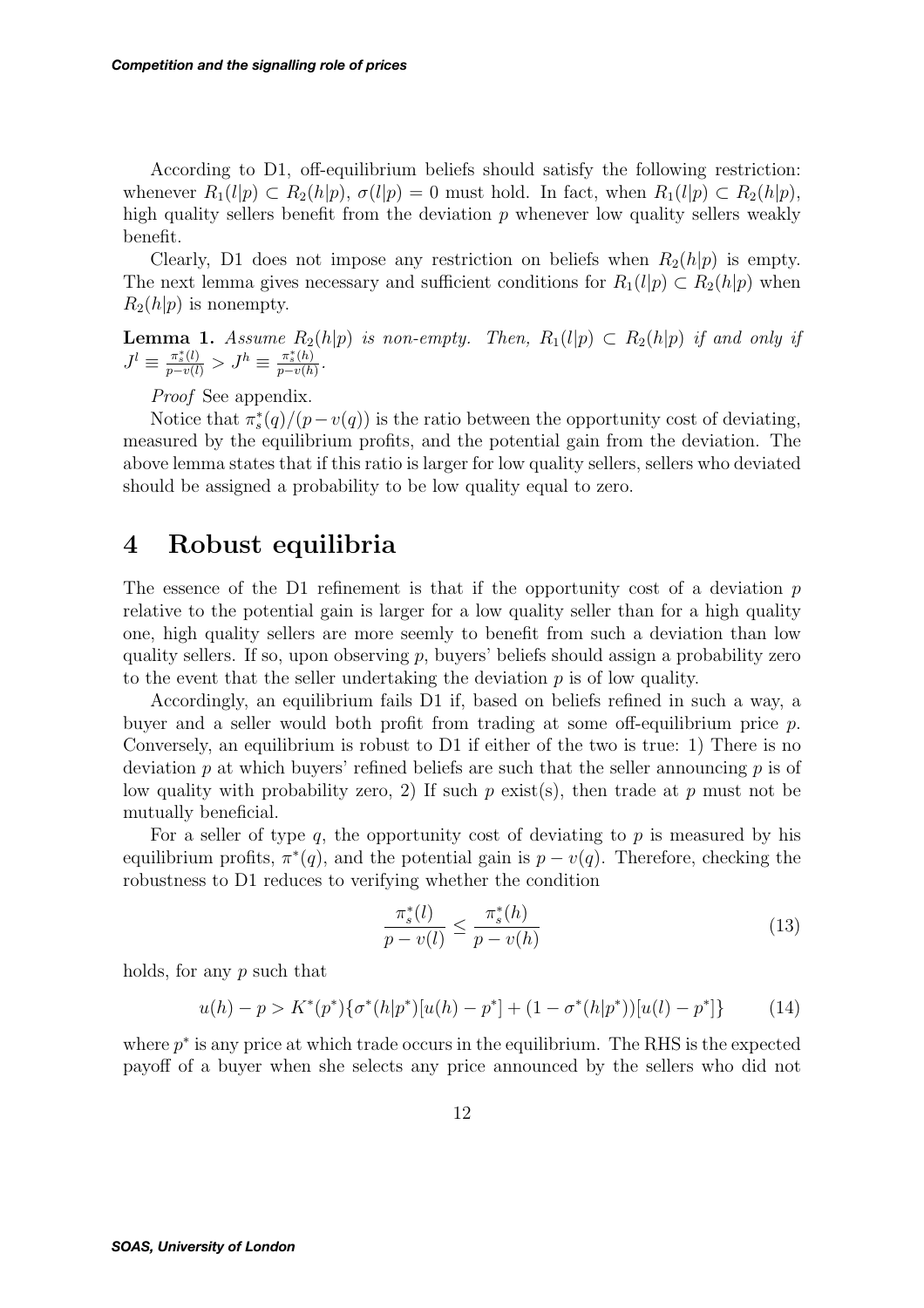According to D1, off-equilibrium beliefs should satisfy the following restriction: whenever $R_1(l|p) \subset R_2(h|p)$, $\sigma(l|p) = 0$ must hold. In fact, when $R_1(l|p) \subset R_2(h|p)$, high quality sellers benefit from the deviation $p$ whenever low quality sellers weakly benefit.

Clearly, D1 does not impose any restriction on beliefs when $R_2(h|p)$ is empty. The next lemma gives necessary and sufficient conditions for $R_1(l|p) \subset R_2(h|p)$ when $R_2(h|p)$ is nonempty.

**Lemma 1.** *Assume $R_2(h|p)$ is non-empty. Then, $R_1(l|p) \subset R_2(h|p)$ if and only if $J^l \equiv \frac{\pi_s^*(l)}{p-v(l)} > J^h \equiv \frac{\pi_s^*(h)}{p-v(h)}$.*

*Proof* See appendix.

Notice that $\pi_s^*(q)/(p - v(q))$ is the ratio between the opportunity cost of deviating, measured by the equilibrium profits, and the potential gain from the deviation. The above lemma states that if this ratio is larger for low quality sellers, sellers who deviated should be assigned a probability to be low quality equal to zero.

# 4 Robust equilibria

The essence of the D1 refinement is that if the opportunity cost of a deviation $p$ relative to the potential gain is larger for a low quality seller than for a high quality one, high quality sellers are more seemly to benefit from such a deviation than low quality sellers. If so, upon observing $p$, buyers' beliefs should assign a probability zero to the event that the seller undertaking the deviation $p$ is of low quality.

Accordingly, an equilibrium fails D1 if, based on beliefs refined in such a way, a buyer and a seller would both profit from trading at some off-equilibrium price $p$. Conversely, an equilibrium is robust to D1 if either of the two is true: 1) There is no deviation $p$ at which buyers' refined beliefs are such that the seller announcing $p$ is of low quality with probability zero, 2) If such $p$ exist(s), then trade at $p$ must not be mutually beneficial.

For a seller of type $q$, the opportunity cost of deviating to $p$ is measured by his equilibrium profits, $\pi^*(q)$, and the potential gain is $p - v(q)$. Therefore, checking the robustness to D1 reduces to verifying whether the condition

$$\frac{\pi_s^*(l)}{p - v(l)} \leq \frac{\pi_s^*(h)}{p - v(h)} \tag{13}$$

holds, for any $p$ such that

$$u(h) - p > K^*(p^*)\{\sigma^*(h|p^*)[u(h) - p^*] + (1 - \sigma^*(h|p^*))[u(l) - p^*]\} \tag{14}$$

where $p^*$ is any price at which trade occurs in the equilibrium. The RHS is the expected payoff of a buyer when she selects any price announced by the sellers who did not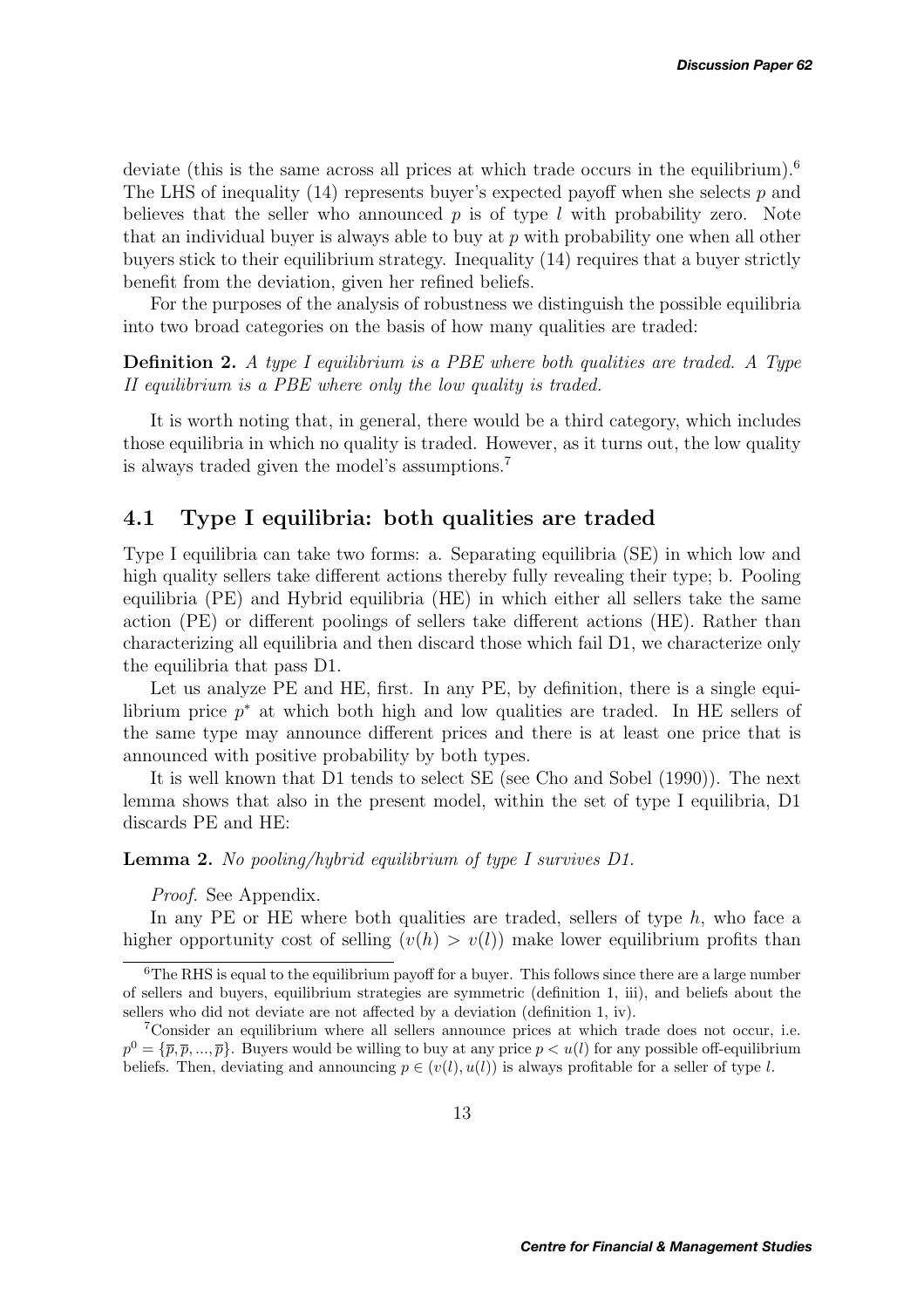deviate (this is the same across all prices at which trade occurs in the equilibrium).[6] The LHS of inequality (14) represents buyer's expected payoff when she selects $p$ and believes that the seller who announced $p$ is of type $l$ with probability zero. Note that an individual buyer is always able to buy at $p$ with probability one when all other buyers stick to their equilibrium strategy. Inequality (14) requires that a buyer strictly benefit from the deviation, given her refined beliefs.

For the purposes of the analysis of robustness we distinguish the possible equilibria into two broad categories on the basis of how many qualities are traded:

**Definition 2.** *A type I equilibrium is a PBE where both qualities are traded. A Type II equilibrium is a PBE where only the low quality is traded.*

It is worth noting that, in general, there would be a third category, which includes those equilibria in which no quality is traded. However, as it turns out, the low quality is always traded given the model's assumptions.[7]

## 4.1 Type I equilibria: both qualities are traded

Type I equilibria can take two forms: a. Separating equilibria (SE) in which low and high quality sellers take different actions thereby fully revealing their type; b. Pooling equilibria (PE) and Hybrid equilibria (HE) in which either all sellers take the same action (PE) or different poolings of sellers take different actions (HE). Rather than characterizing all equilibria and then discard those which fail D1, we characterize only the equilibria that pass D1.

Let us analyze PE and HE, first. In any PE, by definition, there is a single equilibrium price $p^*$ at which both high and low qualities are traded. In HE sellers of the same type may announce different prices and there is at least one price that is announced with positive probability by both types.

It is well known that D1 tends to select SE (see Cho and Sobel (1990)). The next lemma shows that also in the present model, within the set of type I equilibria, D1 discards PE and HE:

**Lemma 2.** *No pooling/hybrid equilibrium of type I survives D1.*

*Proof.* See Appendix.

In any PE or HE where both qualities are traded, sellers of type $h$, who face a higher opportunity cost of selling $(v(h) > v(l))$ make lower equilibrium profits than

---

[6] The RHS is equal to the equilibrium payoff for a buyer. This follows since there are a large number of sellers and buyers, equilibrium strategies are symmetric (definition 1, iii), and beliefs about the sellers who did not deviate are not affected by a deviation (definition 1, iv).

[7] Consider an equilibrium where all sellers announce prices at which trade does not occur, i.e. $p^0 = \{\overline{p}, \overline{p}, ..., \overline{p}\}$. Buyers would be willing to buy at any price $p < u(l)$ for any possible off-equilibrium beliefs. Then, deviating and announcing $p \in (v(l), u(l))$ is always profitable for a seller of type $l$.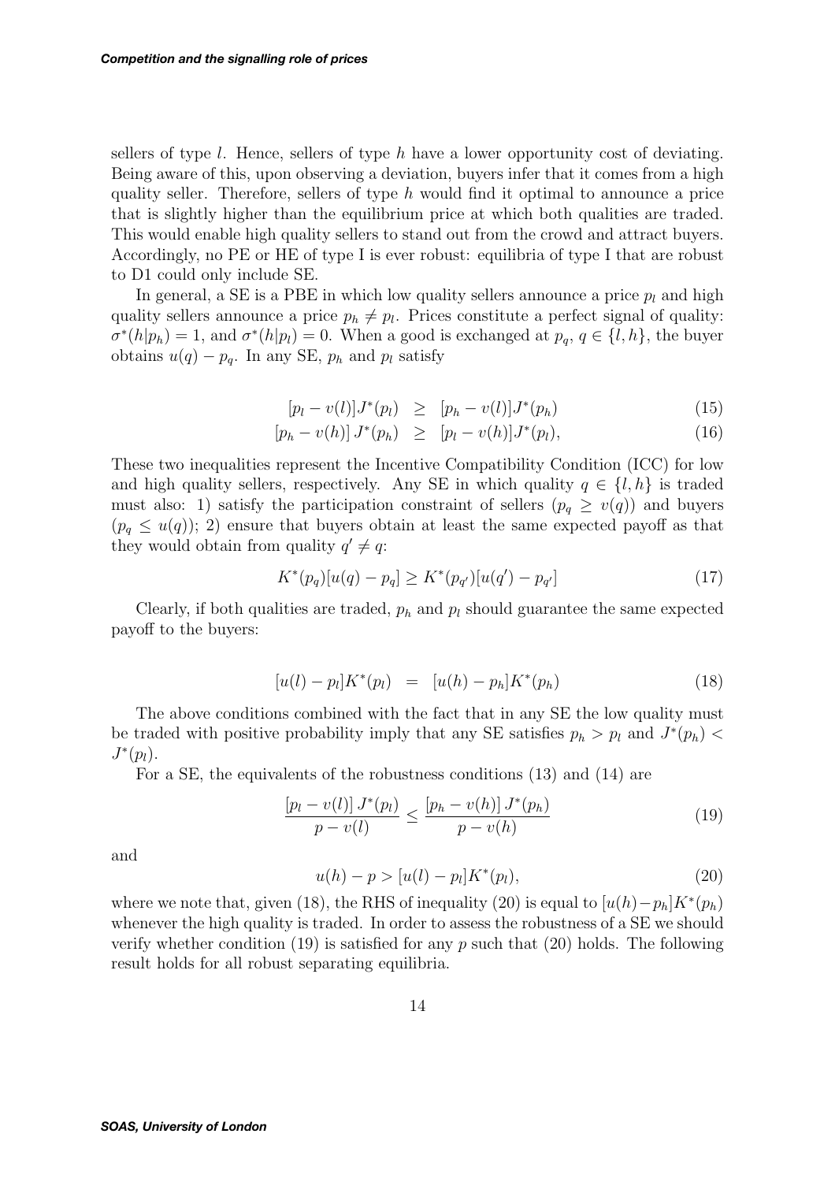sellers of type $l$. Hence, sellers of type $h$ have a lower opportunity cost of deviating. Being aware of this, upon observing a deviation, buyers infer that it comes from a high quality seller. Therefore, sellers of type $h$ would find it optimal to announce a price that is slightly higher than the equilibrium price at which both qualities are traded. This would enable high quality sellers to stand out from the crowd and attract buyers. Accordingly, no PE or HE of type I is ever robust: equilibria of type I that are robust to D1 could only include SE.

In general, a SE is a PBE in which low quality sellers announce a price $p_l$ and high quality sellers announce a price $p_h \neq p_l$. Prices constitute a perfect signal of quality: $\sigma^*(h|p_h) = 1$, and $\sigma^*(h|p_l) = 0$. When a good is exchanged at $p_q$, $q \in \{l, h\}$, the buyer obtains $u(q) - p_q$. In any SE, $p_h$ and $p_l$ satisfy

$$[p_l - v(l)]J^*(p_l) \geq [p_h - v(l)]J^*(p_h) \tag{15}$$

$$[p_h - v(h)]J^*(p_h) \geq [p_l - v(h)]J^*(p_l), \tag{16}$$

These two inequalities represent the Incentive Compatibility Condition (ICC) for low and high quality sellers, respectively. Any SE in which quality $q \in \{l, h\}$ is traded must also: 1) satisfy the participation constraint of sellers ($p_q \geq v(q)$) and buyers ($p_q \leq u(q)$); 2) ensure that buyers obtain at least the same expected payoff as that they would obtain from quality $q' \neq q$:

$$K^*(p_q)[u(q) - p_q] \geq K^*(p_{q'})[u(q') - p_{q'}] \tag{17}$$

Clearly, if both qualities are traded, $p_h$ and $p_l$ should guarantee the same expected payoff to the buyers:

$$[u(l) - p_l]K^*(p_l) = [u(h) - p_h]K^*(p_h) \tag{18}$$

The above conditions combined with the fact that in any SE the low quality must be traded with positive probability imply that any SE satisfies $p_h > p_l$ and $J^*(p_h) < J^*(p_l)$.

For a SE, the equivalents of the robustness conditions (13) and (14) are

$$\frac{[p_l - v(l)]\,J^*(p_l)}{p - v(l)} \leq \frac{[p_h - v(h)]\,J^*(p_h)}{p - v(h)} \tag{19}$$

and

$$u(h) - p > [u(l) - p_l]K^*(p_l), \tag{20}$$

where we note that, given (18), the RHS of inequality (20) is equal to $[u(h) - p_h]K^*(p_h)$ whenever the high quality is traded. In order to assess the robustness of a SE we should verify whether condition (19) is satisfied for any $p$ such that (20) holds. The following result holds for all robust separating equilibria.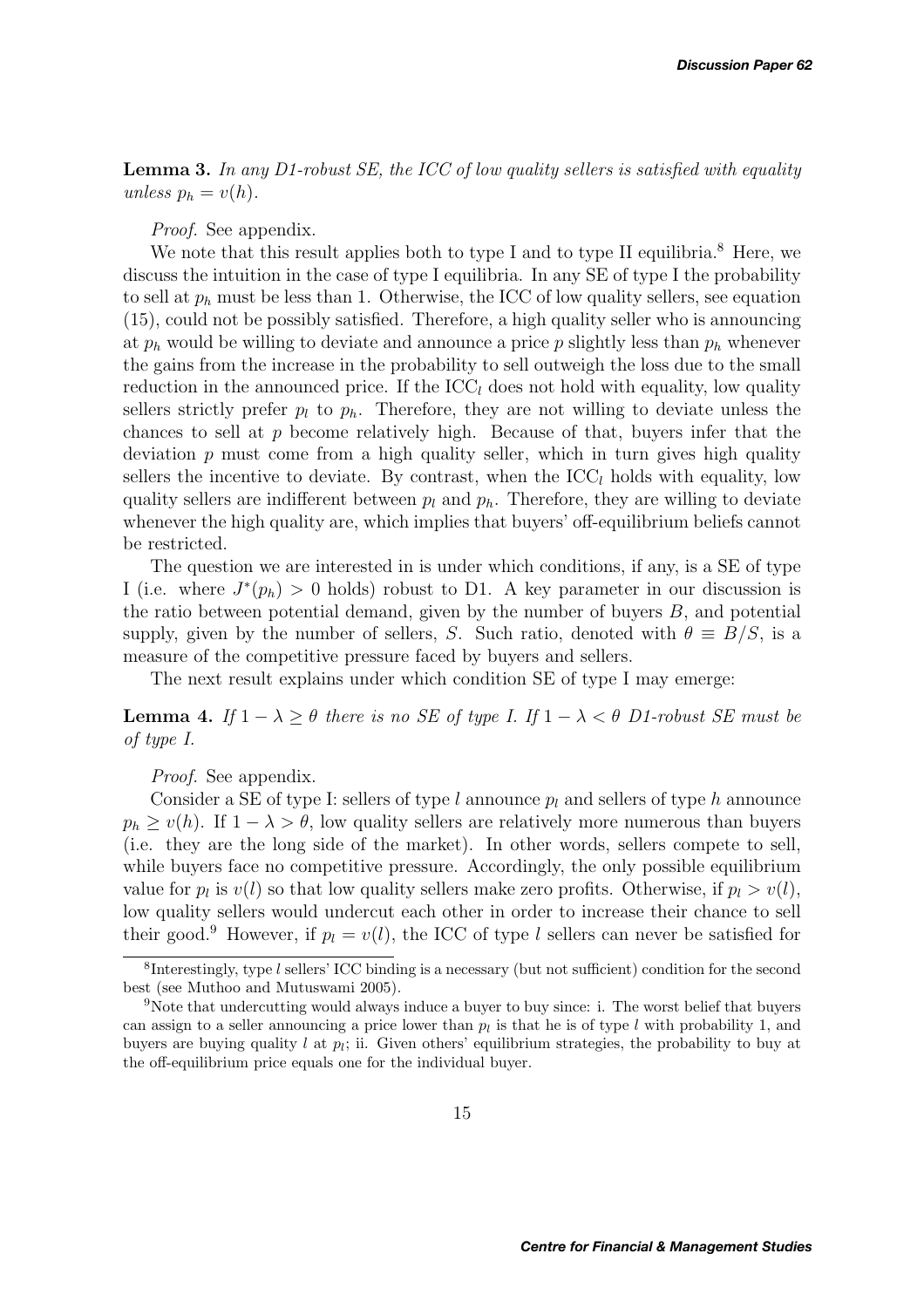**Lemma 3.** *In any D1-robust SE, the ICC of low quality sellers is satisfied with equality unless $p_h = v(h)$.*

*Proof.* See appendix.

We note that this result applies both to type I and to type II equilibria.[8] Here, we discuss the intuition in the case of type I equilibria. In any SE of type I the probability to sell at $p_h$ must be less than 1. Otherwise, the ICC of low quality sellers, see equation (15), could not be possibly satisfied. Therefore, a high quality seller who is announcing at $p_h$ would be willing to deviate and announce a price $p$ slightly less than $p_h$ whenever the gains from the increase in the probability to sell outweigh the loss due to the small reduction in the announced price. If the ICC$_l$ does not hold with equality, low quality sellers strictly prefer $p_l$ to $p_h$. Therefore, they are not willing to deviate unless the chances to sell at $p$ become relatively high. Because of that, buyers infer that the deviation $p$ must come from a high quality seller, which in turn gives high quality sellers the incentive to deviate. By contrast, when the ICC$_l$ holds with equality, low quality sellers are indifferent between $p_l$ and $p_h$. Therefore, they are willing to deviate whenever the high quality are, which implies that buyers' off-equilibrium beliefs cannot be restricted.

The question we are interested in is under which conditions, if any, is a SE of type I (i.e. where $J^*(p_h) > 0$ holds) robust to D1. A key parameter in our discussion is the ratio between potential demand, given by the number of buyers $B$, and potential supply, given by the number of sellers, $S$. Such ratio, denoted with $\theta \equiv B/S$, is a measure of the competitive pressure faced by buyers and sellers.

The next result explains under which condition SE of type I may emerge:

**Lemma 4.** *If $1 - \lambda \geq \theta$ there is no SE of type I. If $1 - \lambda < \theta$ D1-robust SE must be of type I.*

*Proof.* See appendix.

Consider a SE of type I: sellers of type $l$ announce $p_l$ and sellers of type $h$ announce $p_h \geq v(h)$. If $1 - \lambda > \theta$, low quality sellers are relatively more numerous than buyers (i.e. they are the long side of the market). In other words, sellers compete to sell, while buyers face no competitive pressure. Accordingly, the only possible equilibrium value for $p_l$ is $v(l)$ so that low quality sellers make zero profits. Otherwise, if $p_l > v(l)$, low quality sellers would undercut each other in order to increase their chance to sell their good.[9] However, if $p_l = v(l)$, the ICC of type $l$ sellers can never be satisfied for

[8] Interestingly, type $l$ sellers' ICC binding is a necessary (but not sufficient) condition for the second best (see Muthoo and Mutuswami 2005).

[9] Note that undercutting would always induce a buyer to buy since: i. The worst belief that buyers can assign to a seller announcing a price lower than $p_l$ is that he is of type $l$ with probability 1, and buyers are buying quality $l$ at $p_l$; ii. Given others' equilibrium strategies, the probability to buy at the off-equilibrium price equals one for the individual buyer.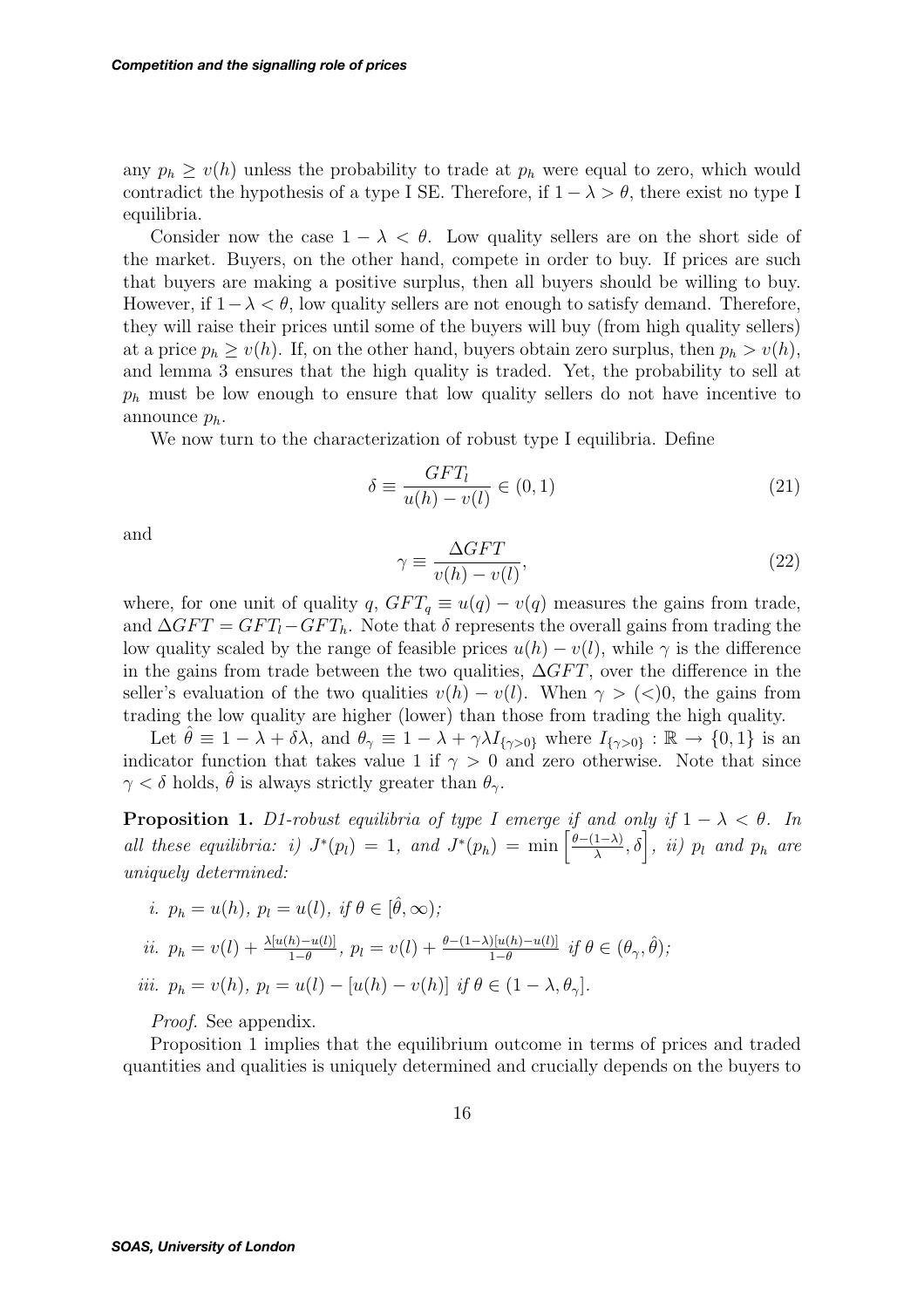any $p_h \geq v(h)$ unless the probability to trade at $p_h$ were equal to zero, which would contradict the hypothesis of a type I SE. Therefore, if $1-\lambda > \theta$, there exist no type I equilibria.

Consider now the case $1-\lambda < \theta$. Low quality sellers are on the short side of the market. Buyers, on the other hand, compete in order to buy. If prices are such that buyers are making a positive surplus, then all buyers should be willing to buy. However, if $1-\lambda < \theta$, low quality sellers are not enough to satisfy demand. Therefore, they will raise their prices until some of the buyers will buy (from high quality sellers) at a price $p_h \geq v(h)$. If, on the other hand, buyers obtain zero surplus, then $p_h > v(h)$, and lemma 3 ensures that the high quality is traded. Yet, the probability to sell at $p_h$ must be low enough to ensure that low quality sellers do not have incentive to announce $p_h$.

We now turn to the characterization of robust type I equilibria. Define

$$\delta \equiv \frac{GFT_l}{u(h) - v(l)} \in (0, 1) \tag{21}$$

and

$$\gamma \equiv \frac{\Delta GFT}{v(h) - v(l)}, \tag{22}$$

where, for one unit of quality $q$, $GFT_q \equiv u(q) - v(q)$ measures the gains from trade, and $\Delta GFT = GFT_l - GFT_h$. Note that $\delta$ represents the overall gains from trading the low quality scaled by the range of feasible prices $u(h) - v(l)$, while $\gamma$ is the difference in the gains from trade between the two qualities, $\Delta GFT$, over the difference in the seller's evaluation of the two qualities $v(h) - v(l)$. When $\gamma > (<)0$, the gains from trading the low quality are higher (lower) than those from trading the high quality.

Let $\hat{\theta} \equiv 1 - \lambda + \delta\lambda$, and $\theta_\gamma \equiv 1 - \lambda + \gamma\lambda I_{\{\gamma>0\}}$ where $I_{\{\gamma>0\}} : \mathbb{R} \to \{0, 1\}$ is an indicator function that takes value 1 if $\gamma > 0$ and zero otherwise. Note that since $\gamma < \delta$ holds, $\hat{\theta}$ is always strictly greater than $\theta_\gamma$.

**Proposition 1.** *D1-robust equilibria of type I emerge if and only if $1 - \lambda < \theta$. In all these equilibria: i) $J^*(p_l) = 1$, and $J^*(p_h) = \min\left[\frac{\theta-(1-\lambda)}{\lambda}, \delta\right]$, ii) $p_l$ and $p_h$ are uniquely determined:*

*i. $p_h = u(h)$, $p_l = u(l)$, if $\theta \in [\hat{\theta}, \infty)$;*

*ii. $p_h = v(l) + \frac{\lambda[u(h)-u(l)]}{1-\theta}$, $p_l = v(l) + \frac{\theta-(1-\lambda)[u(h)-u(l)]}{1-\theta}$ if $\theta \in (\theta_\gamma, \hat{\theta})$;*

*iii. $p_h = v(h)$, $p_l = u(l) - [u(h) - v(h)]$ if $\theta \in (1 - \lambda, \theta_\gamma]$.*

*Proof.* See appendix.

Proposition 1 implies that the equilibrium outcome in terms of prices and traded quantities and qualities is uniquely determined and crucially depends on the buyers to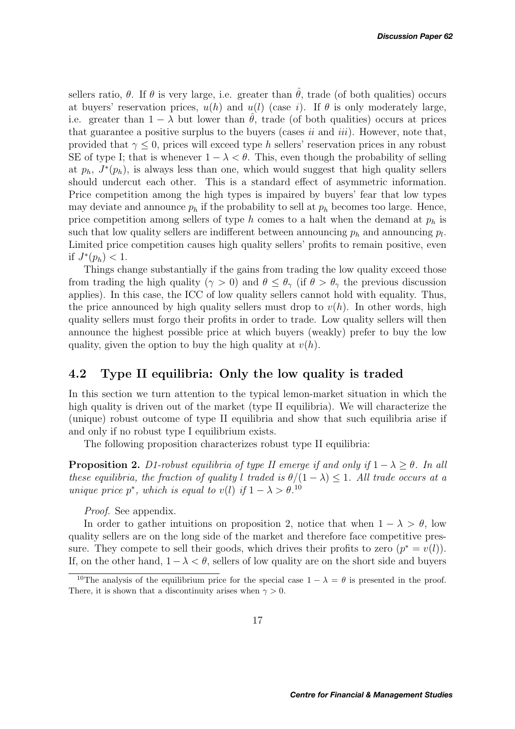sellers ratio, $\theta$. If $\theta$ is very large, i.e. greater than $\hat{\theta}$, trade (of both qualities) occurs at buyers' reservation prices, $u(h)$ and $u(l)$ (case $i$). If $\theta$ is only moderately large, i.e. greater than $1-\lambda$ but lower than $\hat{\theta}$, trade (of both qualities) occurs at prices that guarantee a positive surplus to the buyers (cases $ii$ and $iii$). However, note that, provided that $\gamma \leq 0$, prices will exceed type $h$ sellers' reservation prices in any robust SE of type I; that is whenever $1-\lambda < \theta$. This, even though the probability of selling at $p_h$, $J^*(p_h)$, is always less than one, which would suggest that high quality sellers should undercut each other. This is a standard effect of asymmetric information. Price competition among the high types is impaired by buyers' fear that low types may deviate and announce $p_h$ if the probability to sell at $p_h$ becomes too large. Hence, price competition among sellers of type $h$ comes to a halt when the demand at $p_h$ is such that low quality sellers are indifferent between announcing $p_h$ and announcing $p_l$. Limited price competition causes high quality sellers' profits to remain positive, even if $J^*(p_h) < 1$.

Things change substantially if the gains from trading the low quality exceed those from trading the high quality ($\gamma > 0$) and $\theta \leq \theta_\gamma$ (if $\theta > \theta_\gamma$ the previous discussion applies). In this case, the ICC of low quality sellers cannot hold with equality. Thus, the price announced by high quality sellers must drop to $v(h)$. In other words, high quality sellers must forgo their profits in order to trade. Low quality sellers will then announce the highest possible price at which buyers (weakly) prefer to buy the low quality, given the option to buy the high quality at $v(h)$.

## 4.2 Type II equilibria: Only the low quality is traded

In this section we turn attention to the typical lemon-market situation in which the high quality is driven out of the market (type II equilibria). We will characterize the (unique) robust outcome of type II equilibria and show that such equilibria arise if and only if no robust type I equilibrium exists.

The following proposition characterizes robust type II equilibria:

**Proposition 2.** *D1-robust equilibria of type II emerge if and only if $1-\lambda \geq \theta$. In all these equilibria, the fraction of quality $l$ traded is $\theta/(1-\lambda) \leq 1$. All trade occurs at a unique price $p^*$, which is equal to $v(l)$ if $1-\lambda > \theta$.*[10]

*Proof.* See appendix.

In order to gather intuitions on proposition 2, notice that when $1-\lambda > \theta$, low quality sellers are on the long side of the market and therefore face competitive pressure. They compete to sell their goods, which drives their profits to zero ($p^* = v(l)$). If, on the other hand, $1-\lambda < \theta$, sellers of low quality are on the short side and buyers

[10] The analysis of the equilibrium price for the special case $1-\lambda = \theta$ is presented in the proof. There, it is shown that a discontinuity arises when $\gamma > 0$.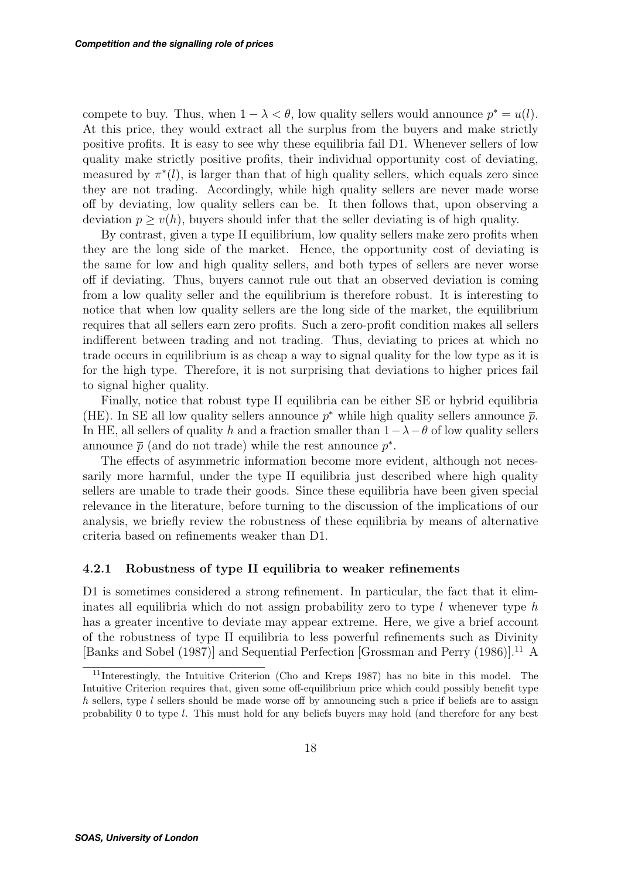compete to buy. Thus, when $1 - \lambda < \theta$, low quality sellers would announce $p^* = u(l)$. At this price, they would extract all the surplus from the buyers and make strictly positive profits. It is easy to see why these equilibria fail D1. Whenever sellers of low quality make strictly positive profits, their individual opportunity cost of deviating, measured by $\pi^*(l)$, is larger than that of high quality sellers, which equals zero since they are not trading. Accordingly, while high quality sellers are never made worse off by deviating, low quality sellers can be. It then follows that, upon observing a deviation $p \geq v(h)$, buyers should infer that the seller deviating is of high quality.

By contrast, given a type II equilibrium, low quality sellers make zero profits when they are the long side of the market. Hence, the opportunity cost of deviating is the same for low and high quality sellers, and both types of sellers are never worse off if deviating. Thus, buyers cannot rule out that an observed deviation is coming from a low quality seller and the equilibrium is therefore robust. It is interesting to notice that when low quality sellers are the long side of the market, the equilibrium requires that all sellers earn zero profits. Such a zero-profit condition makes all sellers indifferent between trading and not trading. Thus, deviating to prices at which no trade occurs in equilibrium is as cheap a way to signal quality for the low type as it is for the high type. Therefore, it is not surprising that deviations to higher prices fail to signal higher quality.

Finally, notice that robust type II equilibria can be either SE or hybrid equilibria (HE). In SE all low quality sellers announce $p^*$ while high quality sellers announce $\overline{p}$. In HE, all sellers of quality $h$ and a fraction smaller than $1 - \lambda - \theta$ of low quality sellers announce $\overline{p}$ (and do not trade) while the rest announce $p^*$.

The effects of asymmetric information become more evident, although not necessarily more harmful, under the type II equilibria just described where high quality sellers are unable to trade their goods. Since these equilibria have been given special relevance in the literature, before turning to the discussion of the implications of our analysis, we briefly review the robustness of these equilibria by means of alternative criteria based on refinements weaker than D1.

### 4.2.1 Robustness of type II equilibria to weaker refinements

D1 is sometimes considered a strong refinement. In particular, the fact that it eliminates all equilibria which do not assign probability zero to type $l$ whenever type $h$ has a greater incentive to deviate may appear extreme. Here, we give a brief account of the robustness of type II equilibria to less powerful refinements such as Divinity [Banks and Sobel (1987)] and Sequential Perfection [Grossman and Perry (1986)].[11] A

[11] Interestingly, the Intuitive Criterion (Cho and Kreps 1987) has no bite in this model. The Intuitive Criterion requires that, given some off-equilibrium price which could possibly benefit type $h$ sellers, type $l$ sellers should be made worse off by announcing such a price if beliefs are to assign probability 0 to type $l$. This must hold for any beliefs buyers may hold (and therefore for any best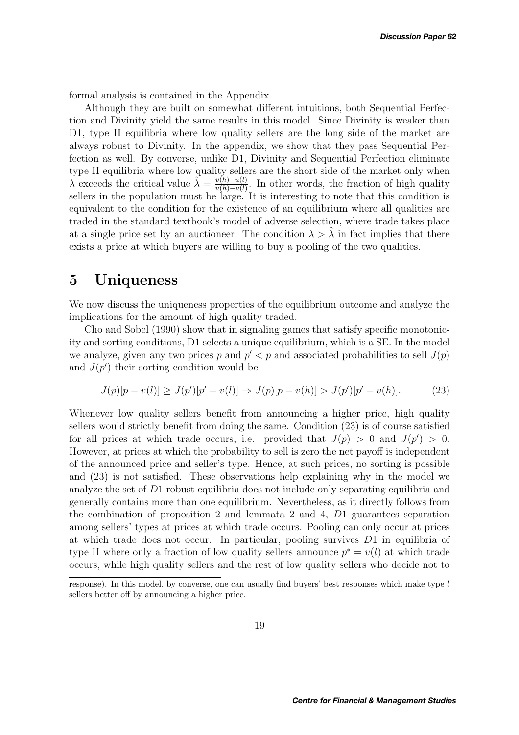formal analysis is contained in the Appendix.

Although they are built on somewhat different intuitions, both Sequential Perfection and Divinity yield the same results in this model. Since Divinity is weaker than D1, type II equilibria where low quality sellers are the long side of the market are always robust to Divinity. In the appendix, we show that they pass Sequential Perfection as well. By converse, unlike D1, Divinity and Sequential Perfection eliminate type II equilibria where low quality sellers are the short side of the market only when $\lambda$ exceeds the critical value $\hat{\lambda} = \frac{v(h)-u(l)}{u(h)-u(l)}$. In other words, the fraction of high quality sellers in the population must be large. It is interesting to note that this condition is equivalent to the condition for the existence of an equilibrium where all qualities are traded in the standard textbook's model of adverse selection, where trade takes place at a single price set by an auctioneer. The condition $\lambda > \hat{\lambda}$ in fact implies that there exists a price at which buyers are willing to buy a pooling of the two qualities.

# 5 Uniqueness

We now discuss the uniqueness properties of the equilibrium outcome and analyze the implications for the amount of high quality traded.

Cho and Sobel (1990) show that in signaling games that satisfy specific monotonicity and sorting conditions, D1 selects a unique equilibrium, which is a SE. In the model we analyze, given any two prices $p$ and $p' < p$ and associated probabilities to sell $J(p)$ and $J(p')$ their sorting condition would be

$$J(p)[p - v(l)] \geq J(p')[p' - v(l)] \Rightarrow J(p)[p - v(h)] > J(p')[p' - v(h)]. \tag{23}$$

Whenever low quality sellers benefit from announcing a higher price, high quality sellers would strictly benefit from doing the same. Condition (23) is of course satisfied for all prices at which trade occurs, i.e. provided that $J(p) > 0$ and $J(p') > 0$. However, at prices at which the probability to sell is zero the net payoff is independent of the announced price and seller's type. Hence, at such prices, no sorting is possible and (23) is not satisfied. These observations help explaining why in the model we analyze the set of $D1$ robust equilibria does not include only separating equilibria and generally contains more than one equilibrium. Nevertheless, as it directly follows from the combination of proposition 2 and lemmata 2 and 4, $D1$ guarantees separation among sellers' types at prices at which trade occurs. Pooling can only occur at prices at which trade does not occur. In particular, pooling survives $D1$ in equilibria of type II where only a fraction of low quality sellers announce $p^* = v(l)$ at which trade occurs, while high quality sellers and the rest of low quality sellers who decide not to

response). In this model, by converse, one can usually find buyers' best responses which make type $l$ sellers better off by announcing a higher price.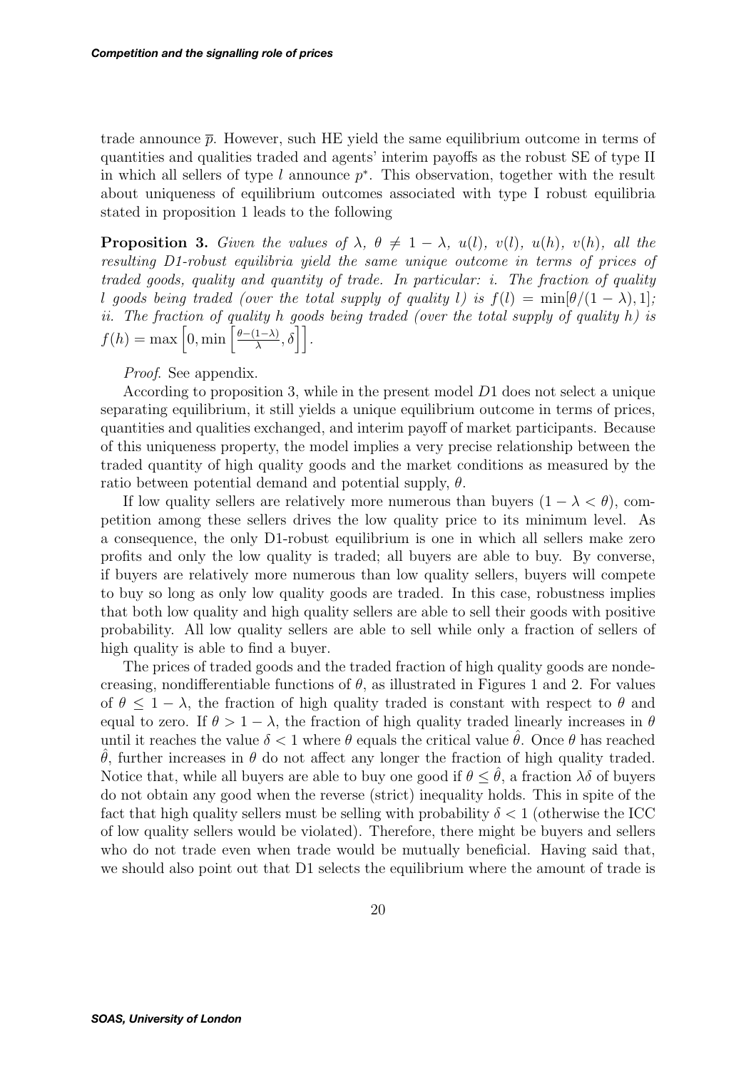trade announce $\overline{p}$. However, such HE yield the same equilibrium outcome in terms of quantities and qualities traded and agents' interim payoffs as the robust SE of type II in which all sellers of type $l$ announce $p^*$. This observation, together with the result about uniqueness of equilibrium outcomes associated with type I robust equilibria stated in proposition 1 leads to the following

**Proposition 3.** *Given the values of $\lambda$, $\theta \neq 1 - \lambda$, $u(l)$, $v(l)$, $u(h)$, $v(h)$, all the resulting D1-robust equilibria yield the same unique outcome in terms of prices of traded goods, quality and quantity of trade. In particular: i. The fraction of quality $l$ goods being traded (over the total supply of quality $l$) is $f(l) = \min[\theta/(1-\lambda), 1]$; ii. The fraction of quality $h$ goods being traded (over the total supply of quality $h$) is $f(h) = \max\left[0, \min\left[\frac{\theta-(1-\lambda)}{\lambda}, \delta\right]\right]$.*

*Proof.* See appendix.

According to proposition 3, while in the present model $D1$ does not select a unique separating equilibrium, it still yields a unique equilibrium outcome in terms of prices, quantities and qualities exchanged, and interim payoff of market participants. Because of this uniqueness property, the model implies a very precise relationship between the traded quantity of high quality goods and the market conditions as measured by the ratio between potential demand and potential supply, $\theta$.

If low quality sellers are relatively more numerous than buyers $(1 - \lambda < \theta)$, competition among these sellers drives the low quality price to its minimum level. As a consequence, the only D1-robust equilibrium is one in which all sellers make zero profits and only the low quality is traded; all buyers are able to buy. By converse, if buyers are relatively more numerous than low quality sellers, buyers will compete to buy so long as only low quality goods are traded. In this case, robustness implies that both low quality and high quality sellers are able to sell their goods with positive probability. All low quality sellers are able to sell while only a fraction of sellers of high quality is able to find a buyer.

The prices of traded goods and the traded fraction of high quality goods are nondecreasing, nondifferentiable functions of $\theta$, as illustrated in Figures 1 and 2. For values of $\theta \leq 1 - \lambda$, the fraction of high quality traded is constant with respect to $\theta$ and equal to zero. If $\theta > 1 - \lambda$, the fraction of high quality traded linearly increases in $\theta$ until it reaches the value $\delta < 1$ where $\theta$ equals the critical value $\hat{\theta}$. Once $\theta$ has reached $\hat{\theta}$, further increases in $\theta$ do not affect any longer the fraction of high quality traded. Notice that, while all buyers are able to buy one good if $\theta \leq \hat{\theta}$, a fraction $\lambda\delta$ of buyers do not obtain any good when the reverse (strict) inequality holds. This in spite of the fact that high quality sellers must be selling with probability $\delta < 1$ (otherwise the ICC of low quality sellers would be violated). Therefore, there might be buyers and sellers who do not trade even when trade would be mutually beneficial. Having said that, we should also point out that D1 selects the equilibrium where the amount of trade is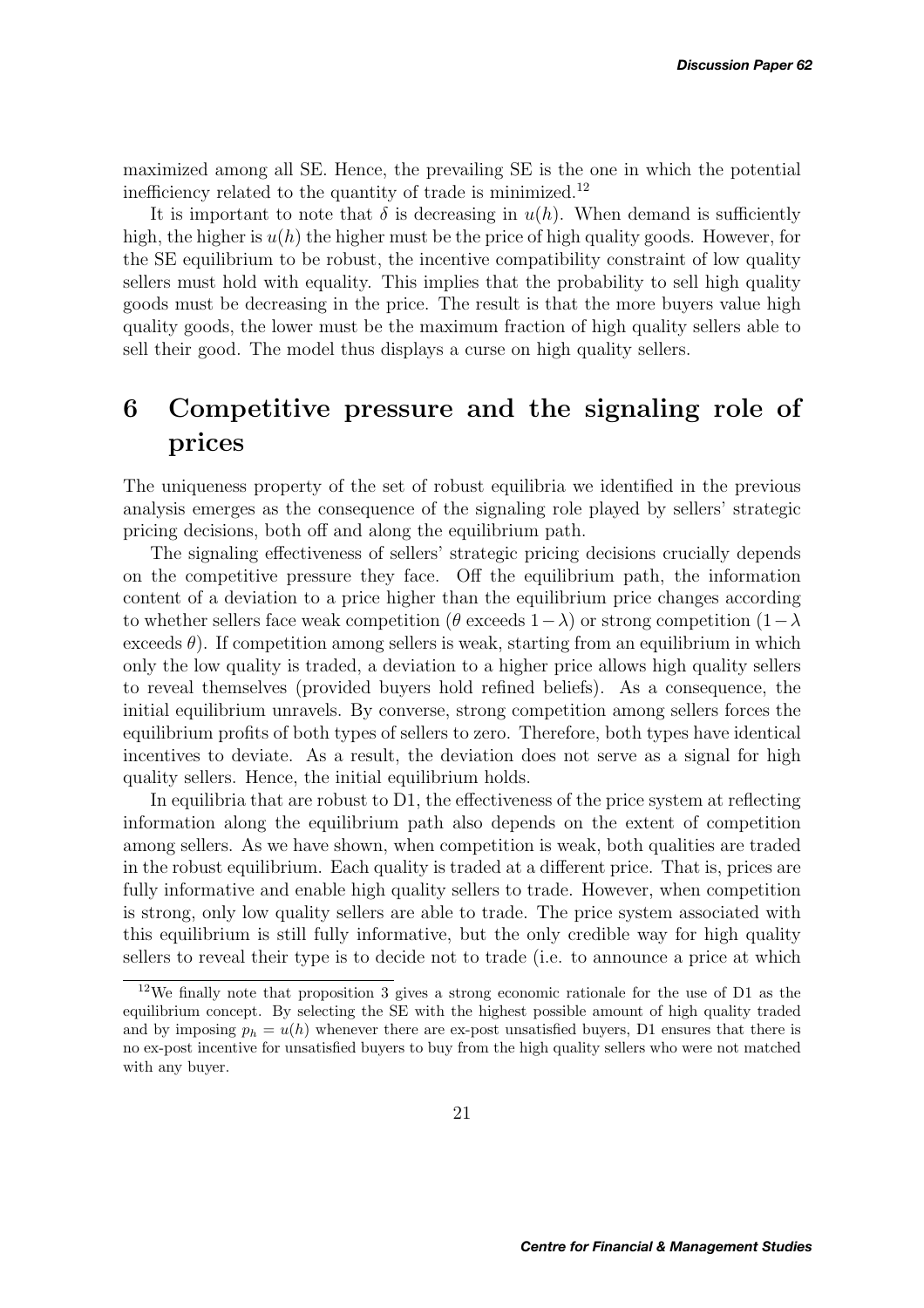maximized among all SE. Hence, the prevailing SE is the one in which the potential inefficiency related to the quantity of trade is minimized.[12]

It is important to note that $\delta$ is decreasing in $u(h)$. When demand is sufficiently high, the higher is $u(h)$ the higher must be the price of high quality goods. However, for the SE equilibrium to be robust, the incentive compatibility constraint of low quality sellers must hold with equality. This implies that the probability to sell high quality goods must be decreasing in the price. The result is that the more buyers value high quality goods, the lower must be the maximum fraction of high quality sellers able to sell their good. The model thus displays a curse on high quality sellers.

# 6 Competitive pressure and the signaling role of prices

The uniqueness property of the set of robust equilibria we identified in the previous analysis emerges as the consequence of the signaling role played by sellers' strategic pricing decisions, both off and along the equilibrium path.

The signaling effectiveness of sellers' strategic pricing decisions crucially depends on the competitive pressure they face. Off the equilibrium path, the information content of a deviation to a price higher than the equilibrium price changes according to whether sellers face weak competition ($\theta$ exceeds $1-\lambda$) or strong competition ($1-\lambda$ exceeds $\theta$). If competition among sellers is weak, starting from an equilibrium in which only the low quality is traded, a deviation to a higher price allows high quality sellers to reveal themselves (provided buyers hold refined beliefs). As a consequence, the initial equilibrium unravels. By converse, strong competition among sellers forces the equilibrium profits of both types of sellers to zero. Therefore, both types have identical incentives to deviate. As a result, the deviation does not serve as a signal for high quality sellers. Hence, the initial equilibrium holds.

In equilibria that are robust to D1, the effectiveness of the price system at reflecting information along the equilibrium path also depends on the extent of competition among sellers. As we have shown, when competition is weak, both qualities are traded in the robust equilibrium. Each quality is traded at a different price. That is, prices are fully informative and enable high quality sellers to trade. However, when competition is strong, only low quality sellers are able to trade. The price system associated with this equilibrium is still fully informative, but the only credible way for high quality sellers to reveal their type is to decide not to trade (i.e. to announce a price at which

[12] We finally note that proposition 3 gives a strong economic rationale for the use of D1 as the equilibrium concept. By selecting the SE with the highest possible amount of high quality traded and by imposing $p_h = u(h)$ whenever there are ex-post unsatisfied buyers, D1 ensures that there is no ex-post incentive for unsatisfied buyers to buy from the high quality sellers who were not matched with any buyer.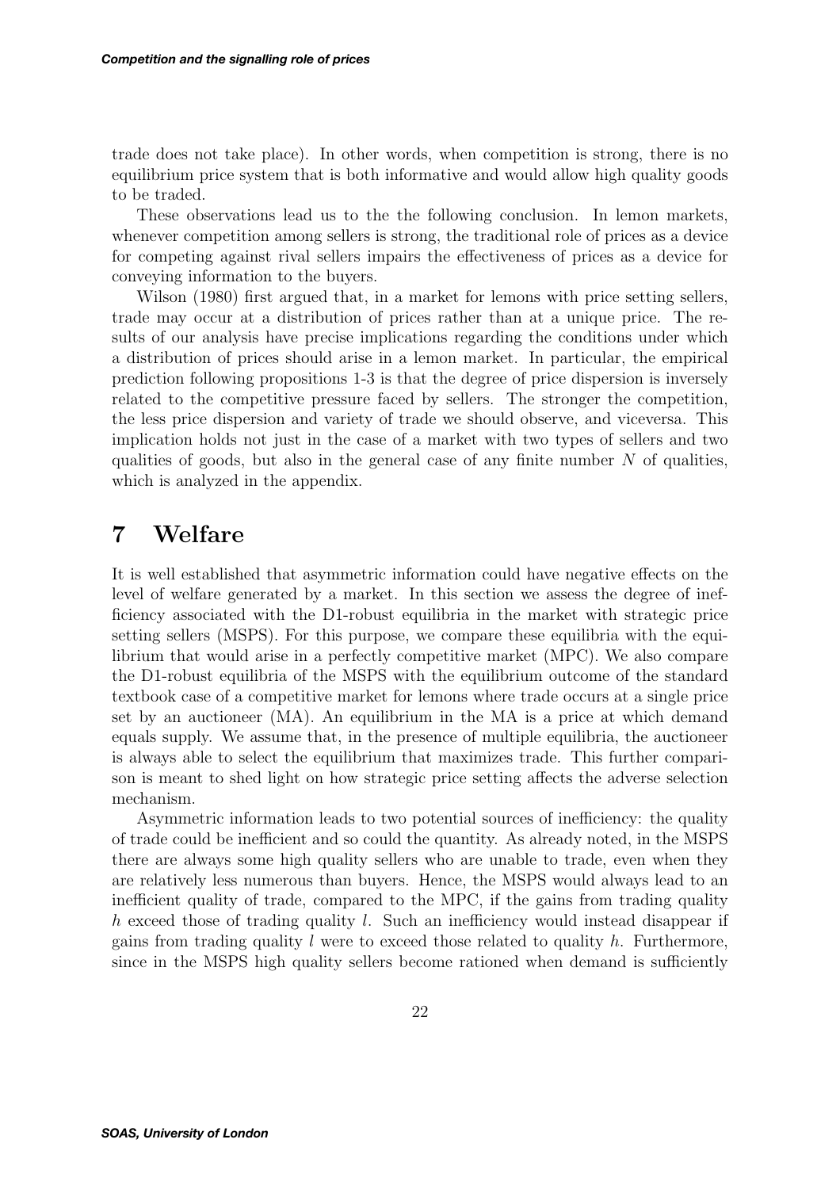trade does not take place). In other words, when competition is strong, there is no equilibrium price system that is both informative and would allow high quality goods to be traded.

These observations lead us to the the following conclusion. In lemon markets, whenever competition among sellers is strong, the traditional role of prices as a device for competing against rival sellers impairs the effectiveness of prices as a device for conveying information to the buyers.

Wilson (1980) first argued that, in a market for lemons with price setting sellers, trade may occur at a distribution of prices rather than at a unique price. The results of our analysis have precise implications regarding the conditions under which a distribution of prices should arise in a lemon market. In particular, the empirical prediction following propositions 1-3 is that the degree of price dispersion is inversely related to the competitive pressure faced by sellers. The stronger the competition, the less price dispersion and variety of trade we should observe, and viceversa. This implication holds not just in the case of a market with two types of sellers and two qualities of goods, but also in the general case of any finite number $N$ of qualities, which is analyzed in the appendix.

# 7 Welfare

It is well established that asymmetric information could have negative effects on the level of welfare generated by a market. In this section we assess the degree of inefficiency associated with the D1-robust equilibria in the market with strategic price setting sellers (MSPS). For this purpose, we compare these equilibria with the equilibrium that would arise in a perfectly competitive market (MPC). We also compare the D1-robust equilibria of the MSPS with the equilibrium outcome of the standard textbook case of a competitive market for lemons where trade occurs at a single price set by an auctioneer (MA). An equilibrium in the MA is a price at which demand equals supply. We assume that, in the presence of multiple equilibria, the auctioneer is always able to select the equilibrium that maximizes trade. This further comparison is meant to shed light on how strategic price setting affects the adverse selection mechanism.

Asymmetric information leads to two potential sources of inefficiency: the quality of trade could be inefficient and so could the quantity. As already noted, in the MSPS there are always some high quality sellers who are unable to trade, even when they are relatively less numerous than buyers. Hence, the MSPS would always lead to an inefficient quality of trade, compared to the MPC, if the gains from trading quality $h$ exceed those of trading quality $l$. Such an inefficiency would instead disappear if gains from trading quality $l$ were to exceed those related to quality $h$. Furthermore, since in the MSPS high quality sellers become rationed when demand is sufficiently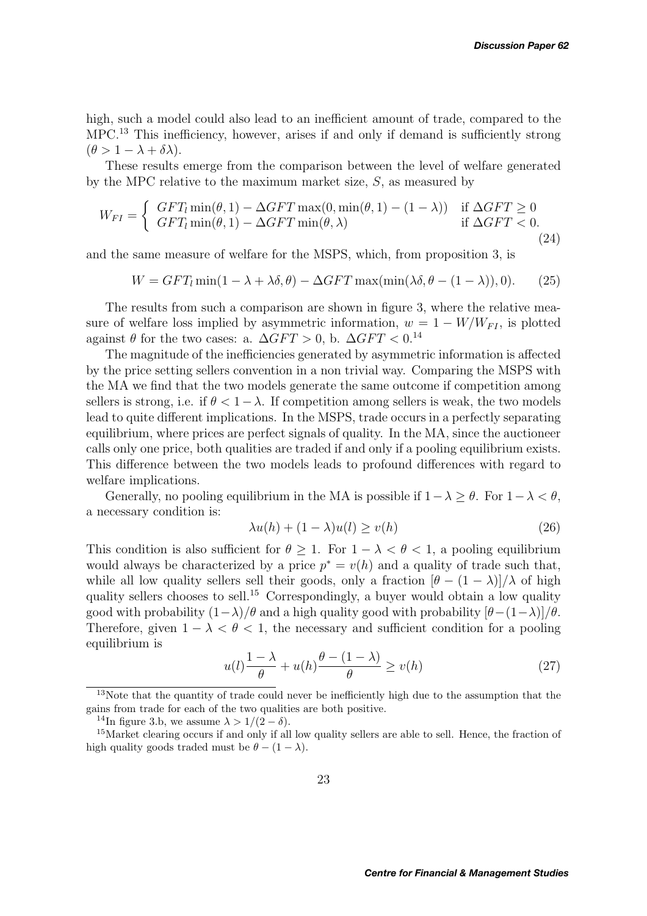high, such a model could also lead to an inefficient amount of trade, compared to the MPC.[13] This inefficiency, however, arises if and only if demand is sufficiently strong ($\theta > 1 - \lambda + \delta\lambda$).

These results emerge from the comparison between the level of welfare generated by the MPC relative to the maximum market size, $S$, as measured by

$$W_{FI} = \begin{cases} GFT_l \min(\theta, 1) - \Delta GFT \max(0, \min(\theta, 1) - (1-\lambda)) & \text{if } \Delta GFT \geq 0 \\ GFT_l \min(\theta, 1) - \Delta GFT \min(\theta, \lambda) & \text{if } \Delta GFT < 0. \end{cases} \tag{24}$$

and the same measure of welfare for the MSPS, which, from proposition 3, is

$$W = GFT_l \min(1 - \lambda + \lambda\delta, \theta) - \Delta GFT \max(\min(\lambda\delta, \theta - (1-\lambda)), 0). \tag{25}$$

The results from such a comparison are shown in figure 3, where the relative measure of welfare loss implied by asymmetric information, $w = 1 - W/W_{FI}$, is plotted against $\theta$ for the two cases: a. $\Delta GFT > 0$, b. $\Delta GFT < 0$.[14]

The magnitude of the inefficiencies generated by asymmetric information is affected by the price setting sellers convention in a non trivial way. Comparing the MSPS with the MA we find that the two models generate the same outcome if competition among sellers is strong, i.e. if $\theta < 1 - \lambda$. If competition among sellers is weak, the two models lead to quite different implications. In the MSPS, trade occurs in a perfectly separating equilibrium, where prices are perfect signals of quality. In the MA, since the auctioneer calls only one price, both qualities are traded if and only if a pooling equilibrium exists. This difference between the two models leads to profound differences with regard to welfare implications.

Generally, no pooling equilibrium in the MA is possible if $1 - \lambda \geq \theta$. For $1 - \lambda < \theta$, a necessary condition is:

$$\lambda u(h) + (1-\lambda)u(l) \geq v(h) \tag{26}$$

This condition is also sufficient for $\theta \geq 1$. For $1 - \lambda < \theta < 1$, a pooling equilibrium would always be characterized by a price $p^* = v(h)$ and a quality of trade such that, while all low quality sellers sell their goods, only a fraction $[\theta - (1-\lambda)]/\lambda$ of high quality sellers chooses to sell.[15] Correspondingly, a buyer would obtain a low quality good with probability $(1-\lambda)/\theta$ and a high quality good with probability $[\theta - (1-\lambda)]/\theta$. Therefore, given $1 - \lambda < \theta < 1$, the necessary and sufficient condition for a pooling equilibrium is

$$u(l)\frac{1-\lambda}{\theta} + u(h)\frac{\theta - (1-\lambda)}{\theta} \geq v(h) \tag{27}$$

[13] Note that the quantity of trade could never be inefficiently high due to the assumption that the gains from trade for each of the two qualities are both positive.

[14] In figure 3.b, we assume $\lambda > 1/(2 - \delta)$.

[15] Market clearing occurs if and only if all low quality sellers are able to sell. Hence, the fraction of high quality goods traded must be $\theta - (1 - \lambda)$.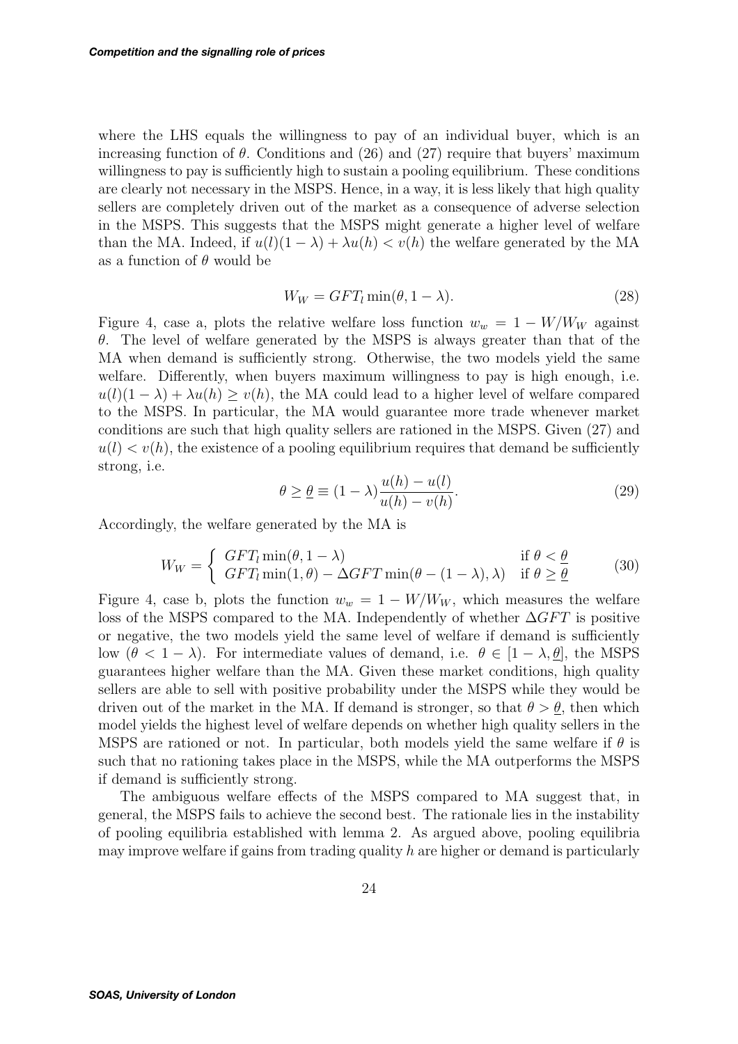where the LHS equals the willingness to pay of an individual buyer, which is an increasing function of $\theta$. Conditions and (26) and (27) require that buyers' maximum willingness to pay is sufficiently high to sustain a pooling equilibrium. These conditions are clearly not necessary in the MSPS. Hence, in a way, it is less likely that high quality sellers are completely driven out of the market as a consequence of adverse selection in the MSPS. This suggests that the MSPS might generate a higher level of welfare than the MA. Indeed, if $u(l)(1-\lambda) + \lambda u(h) < v(h)$ the welfare generated by the MA as a function of $\theta$ would be

$$W_W = GFT_l \min(\theta, 1-\lambda). \tag{28}$$

Figure 4, case a, plots the relative welfare loss function $w_w = 1 - W/W_W$ against $\theta$. The level of welfare generated by the MSPS is always greater than that of the MA when demand is sufficiently strong. Otherwise, the two models yield the same welfare. Differently, when buyers maximum willingness to pay is high enough, i.e. $u(l)(1-\lambda) + \lambda u(h) \geq v(h)$, the MA could lead to a higher level of welfare compared to the MSPS. In particular, the MA would guarantee more trade whenever market conditions are such that high quality sellers are rationed in the MSPS. Given (27) and $u(l) < v(h)$, the existence of a pooling equilibrium requires that demand be sufficiently strong, i.e.

$$\theta \geq \underline{\theta} \equiv (1-\lambda)\frac{u(h) - u(l)}{u(h) - v(h)}. \tag{29}$$

Accordingly, the welfare generated by the MA is

$$W_W = \begin{cases} GFT_l \min(\theta, 1-\lambda) & \text{if } \theta < \underline{\theta} \\ GFT_l \min(1, \theta) - \Delta GFT \min(\theta - (1-\lambda), \lambda) & \text{if } \theta \geq \underline{\theta} \end{cases} \tag{30}$$

Figure 4, case b, plots the function $w_w = 1 - W/W_W$, which measures the welfare loss of the MSPS compared to the MA. Independently of whether $\Delta GFT$ is positive or negative, the two models yield the same level of welfare if demand is sufficiently low ($\theta < 1-\lambda$). For intermediate values of demand, i.e. $\theta \in [1-\lambda, \underline{\theta}]$, the MSPS guarantees higher welfare than the MA. Given these market conditions, high quality sellers are able to sell with positive probability under the MSPS while they would be driven out of the market in the MA. If demand is stronger, so that $\theta > \underline{\theta}$, then which model yields the highest level of welfare depends on whether high quality sellers in the MSPS are rationed or not. In particular, both models yield the same welfare if $\theta$ is such that no rationing takes place in the MSPS, while the MA outperforms the MSPS if demand is sufficiently strong.

The ambiguous welfare effects of the MSPS compared to MA suggest that, in general, the MSPS fails to achieve the second best. The rationale lies in the instability of pooling equilibria established with lemma 2. As argued above, pooling equilibria may improve welfare if gains from trading quality $h$ are higher or demand is particularly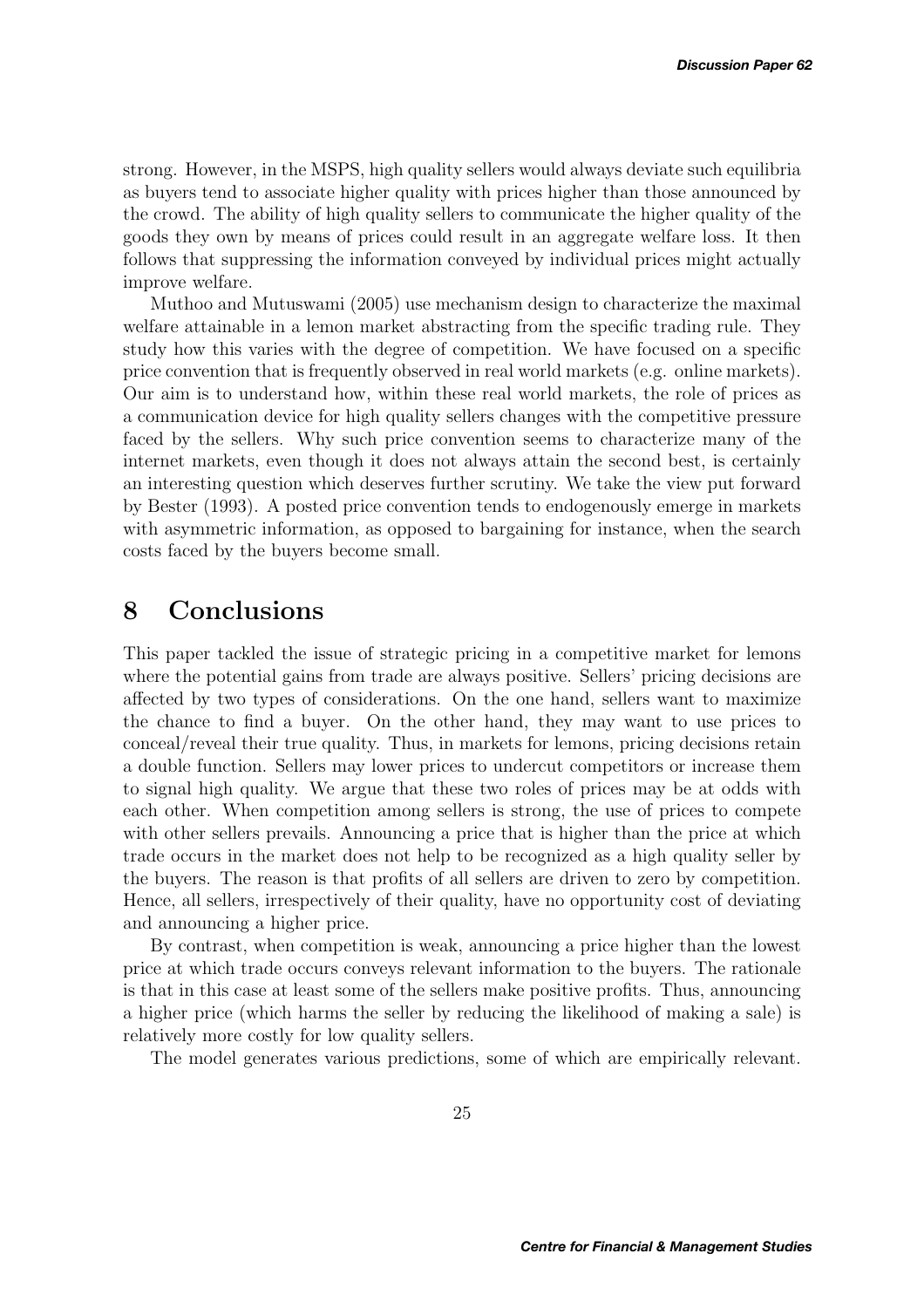strong. However, in the MSPS, high quality sellers would always deviate such equilibria as buyers tend to associate higher quality with prices higher than those announced by the crowd. The ability of high quality sellers to communicate the higher quality of the goods they own by means of prices could result in an aggregate welfare loss. It then follows that suppressing the information conveyed by individual prices might actually improve welfare.

Muthoo and Mutuswami (2005) use mechanism design to characterize the maximal welfare attainable in a lemon market abstracting from the specific trading rule. They study how this varies with the degree of competition. We have focused on a specific price convention that is frequently observed in real world markets (e.g. online markets). Our aim is to understand how, within these real world markets, the role of prices as a communication device for high quality sellers changes with the competitive pressure faced by the sellers. Why such price convention seems to characterize many of the internet markets, even though it does not always attain the second best, is certainly an interesting question which deserves further scrutiny. We take the view put forward by Bester (1993). A posted price convention tends to endogenously emerge in markets with asymmetric information, as opposed to bargaining for instance, when the search costs faced by the buyers become small.

# 8 Conclusions

This paper tackled the issue of strategic pricing in a competitive market for lemons where the potential gains from trade are always positive. Sellers' pricing decisions are affected by two types of considerations. On the one hand, sellers want to maximize the chance to find a buyer. On the other hand, they may want to use prices to conceal/reveal their true quality. Thus, in markets for lemons, pricing decisions retain a double function. Sellers may lower prices to undercut competitors or increase them to signal high quality. We argue that these two roles of prices may be at odds with each other. When competition among sellers is strong, the use of prices to compete with other sellers prevails. Announcing a price that is higher than the price at which trade occurs in the market does not help to be recognized as a high quality seller by the buyers. The reason is that profits of all sellers are driven to zero by competition. Hence, all sellers, irrespectively of their quality, have no opportunity cost of deviating and announcing a higher price.

By contrast, when competition is weak, announcing a price higher than the lowest price at which trade occurs conveys relevant information to the buyers. The rationale is that in this case at least some of the sellers make positive profits. Thus, announcing a higher price (which harms the seller by reducing the likelihood of making a sale) is relatively more costly for low quality sellers.

The model generates various predictions, some of which are empirically relevant.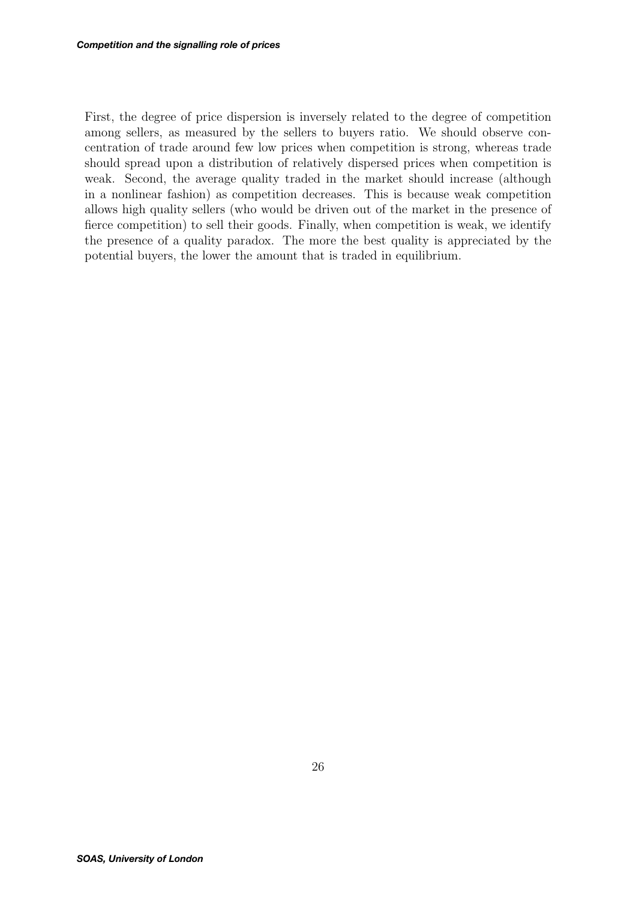First, the degree of price dispersion is inversely related to the degree of competition among sellers, as measured by the sellers to buyers ratio. We should observe concentration of trade around few low prices when competition is strong, whereas trade should spread upon a distribution of relatively dispersed prices when competition is weak. Second, the average quality traded in the market should increase (although in a nonlinear fashion) as competition decreases. This is because weak competition allows high quality sellers (who would be driven out of the market in the presence of fierce competition) to sell their goods. Finally, when competition is weak, we identify the presence of a quality paradox. The more the best quality is appreciated by the potential buyers, the lower the amount that is traded in equilibrium.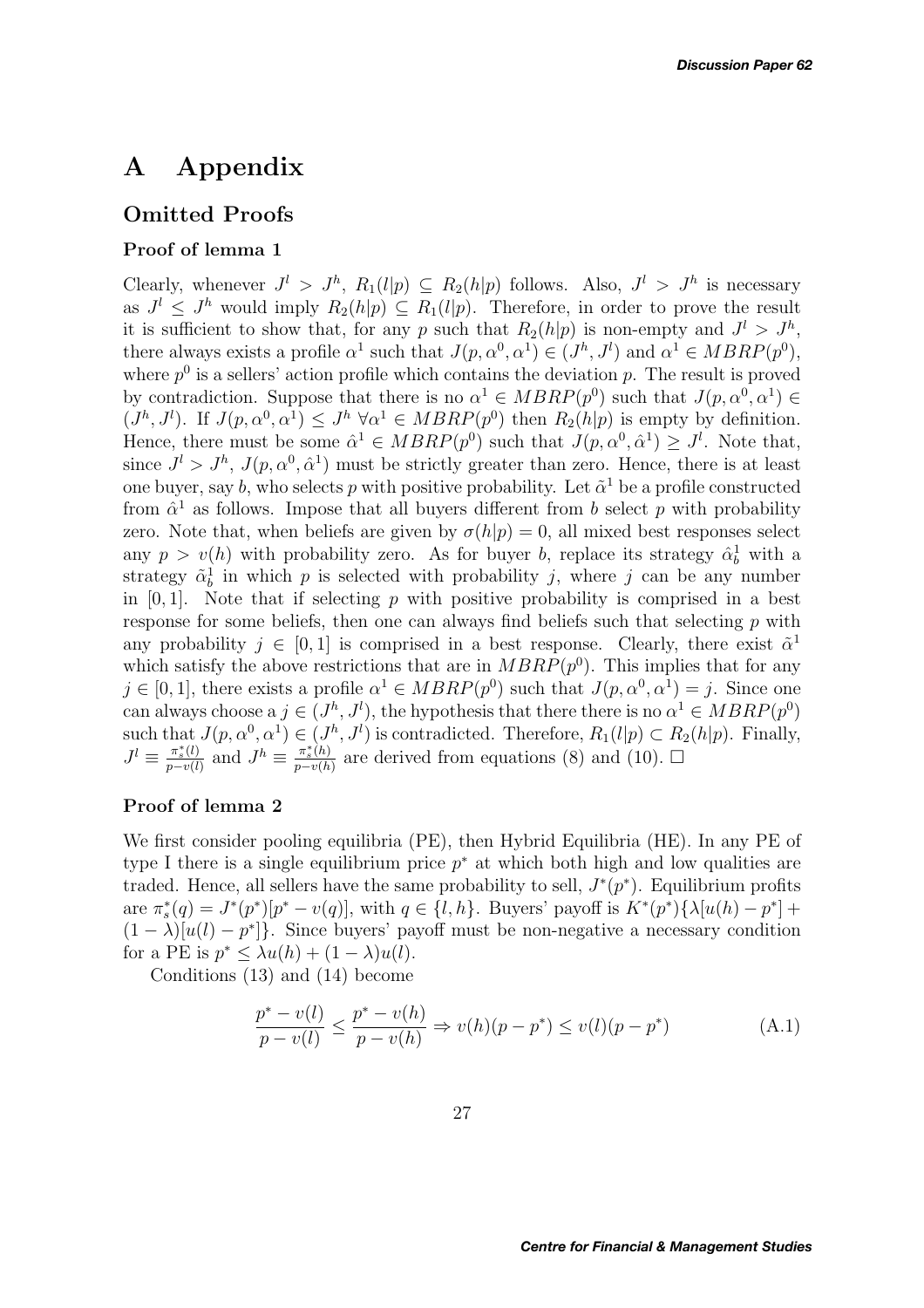# A Appendix

## Omitted Proofs

### Proof of lemma 1

Clearly, whenever $J^l > J^h$, $R_1(l|p) \subseteq R_2(h|p)$ follows. Also, $J^l > J^h$ is necessary as $J^l \leq J^h$ would imply $R_2(h|p) \subseteq R_1(l|p)$. Therefore, in order to prove the result it is sufficient to show that, for any $p$ such that $R_2(h|p)$ is non-empty and $J^l > J^h$, there always exists a profile $\alpha^1$ such that $J(p, \alpha^0, \alpha^1) \in (J^h, J^l)$ and $\alpha^1 \in MBRP(p^0)$, where $p^0$ is a sellers' action profile which contains the deviation $p$. The result is proved by contradiction. Suppose that there is no $\alpha^1 \in MBRP(p^0)$ such that $J(p, \alpha^0, \alpha^1) \in (J^h, J^l)$. If $J(p, \alpha^0, \alpha^1) \leq J^h \; \forall \alpha^1 \in MBRP(p^0)$ then $R_2(h|p)$ is empty by definition. Hence, there must be some $\hat{\alpha}^1 \in MBRP(p^0)$ such that $J(p, \alpha^0, \hat{\alpha}^1) \geq J^l$. Note that, since $J^l > J^h$, $J(p, \alpha^0, \hat{\alpha}^1)$ must be strictly greater than zero. Hence, there is at least one buyer, say $b$, who selects $p$ with positive probability. Let $\tilde{\alpha}^1$ be a profile constructed from $\hat{\alpha}^1$ as follows. Impose that all buyers different from $b$ select $p$ with probability zero. Note that, when beliefs are given by $\sigma(h|p) = 0$, all mixed best responses select any $p > v(h)$ with probability zero. As for buyer $b$, replace its strategy $\hat{\alpha}^1_b$ with a strategy $\tilde{\alpha}^1_b$ in which $p$ is selected with probability $j$, where $j$ can be any number in $[0, 1]$. Note that if selecting $p$ with positive probability is comprised in a best response for some beliefs, then one can always find beliefs such that selecting $p$ with any probability $j \in [0, 1]$ is comprised in a best response. Clearly, there exist $\tilde{\alpha}^1$ which satisfy the above restrictions that are in $MBRP(p^0)$. This implies that for any $j \in [0, 1]$, there exists a profile $\alpha^1 \in MBRP(p^0)$ such that $J(p, \alpha^0, \alpha^1) = j$. Since one can always choose a $j \in (J^h, J^l)$, the hypothesis that there there is no $\alpha^1 \in MBRP(p^0)$ such that $J(p, \alpha^0, \alpha^1) \in (J^h, J^l)$ is contradicted. Therefore, $R_1(l|p) \subset R_2(h|p)$. Finally, $J^l \equiv \frac{\pi^*_s(l)}{p - v(l)}$ and $J^h \equiv \frac{\pi^*_s(h)}{p - v(h)}$ are derived from equations (8) and (10). $\square$

### Proof of lemma 2

We first consider pooling equilibria (PE), then Hybrid Equilibria (HE). In any PE of type I there is a single equilibrium price $p^*$ at which both high and low qualities are traded. Hence, all sellers have the same probability to sell, $J^*(p^*)$. Equilibrium profits are $\pi^*_s(q) = J^*(p^*)[p^* - v(q)]$, with $q \in \{l, h\}$. Buyers' payoff is $K^*(p^*)\{\lambda[u(h) - p^*] + (1 - \lambda)[u(l) - p^*]\}$. Since buyers' payoff must be non-negative a necessary condition for a PE is $p^* \leq \lambda u(h) + (1 - \lambda)u(l)$.

Conditions (13) and (14) become

$$\frac{p^* - v(l)}{p - v(l)} \leq \frac{p^* - v(h)}{p - v(h)} \Rightarrow v(h)(p - p^*) \leq v(l)(p - p^*) \tag{A.1}$$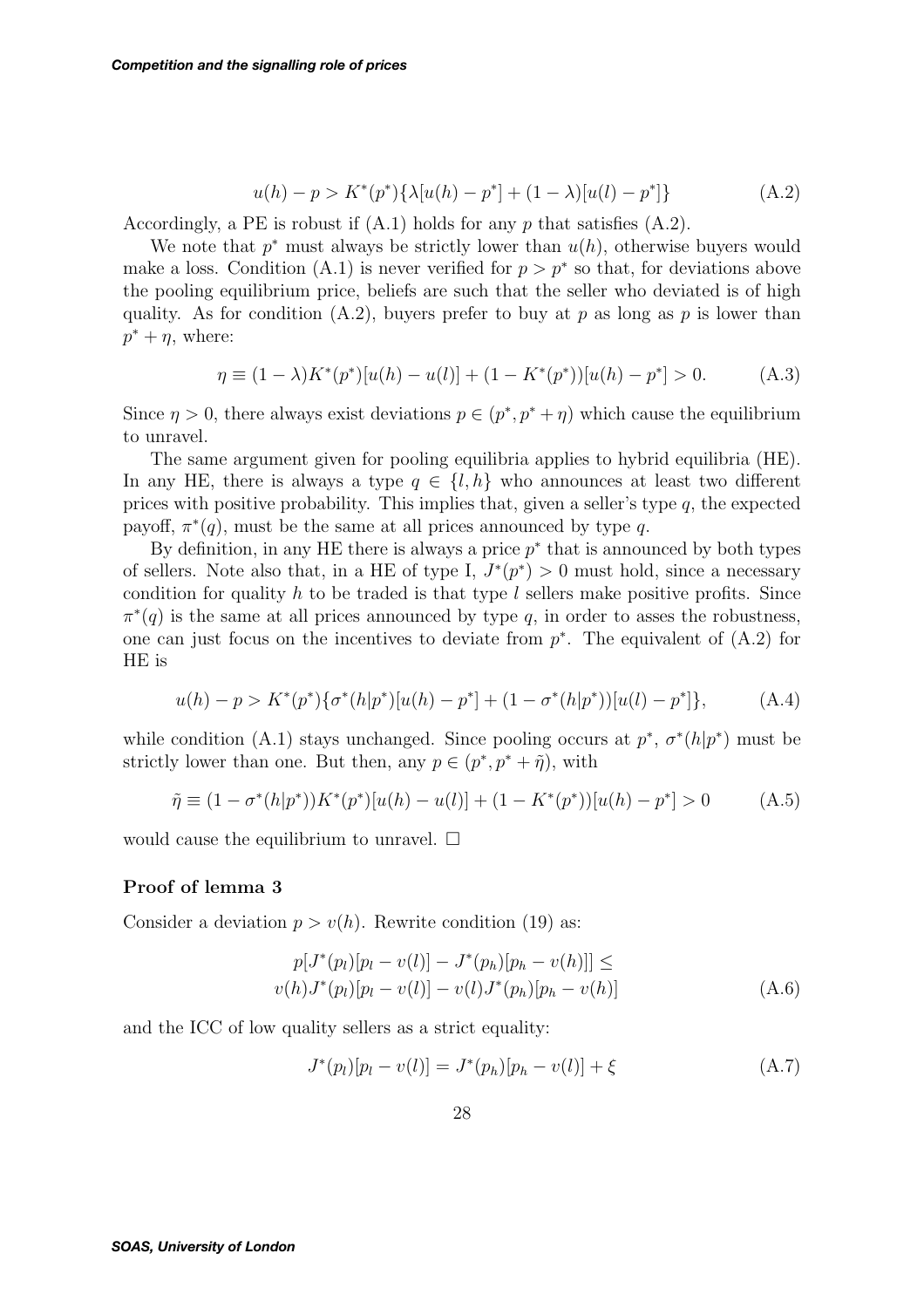$$u(h) - p > K^*(p^*)\{\lambda[u(h) - p^*] + (1 - \lambda)[u(l) - p^*]\} \tag{A.2}$$

Accordingly, a PE is robust if (A.1) holds for any $p$ that satisfies (A.2).

We note that $p^*$ must always be strictly lower than $u(h)$, otherwise buyers would make a loss. Condition (A.1) is never verified for $p > p^*$ so that, for deviations above the pooling equilibrium price, beliefs are such that the seller who deviated is of high quality. As for condition (A.2), buyers prefer to buy at $p$ as long as $p$ is lower than $p^* + \eta$, where:

$$\eta \equiv (1 - \lambda)K^*(p^*)[u(h) - u(l)] + (1 - K^*(p^*))[u(h) - p^*] > 0. \tag{A.3}$$

Since $\eta > 0$, there always exist deviations $p \in (p^*, p^* + \eta)$ which cause the equilibrium to unravel.

The same argument given for pooling equilibria applies to hybrid equilibria (HE). In any HE, there is always a type $q \in \{l, h\}$ who announces at least two different prices with positive probability. This implies that, given a seller's type $q$, the expected payoff, $\pi^*(q)$, must be the same at all prices announced by type $q$.

By definition, in any HE there is always a price $p^*$ that is announced by both types of sellers. Note also that, in a HE of type I, $J^*(p^*) > 0$ must hold, since a necessary condition for quality $h$ to be traded is that type $l$ sellers make positive profits. Since $\pi^*(q)$ is the same at all prices announced by type $q$, in order to asses the robustness, one can just focus on the incentives to deviate from $p^*$. The equivalent of (A.2) for HE is

$$u(h) - p > K^*(p^*)\{\sigma^*(h|p^*)[u(h) - p^*] + (1 - \sigma^*(h|p^*))[u(l) - p^*]\}, \tag{A.4}$$

while condition (A.1) stays unchanged. Since pooling occurs at $p^*$, $\sigma^*(h|p^*)$ must be strictly lower than one. But then, any $p \in (p^*, p^* + \tilde{\eta})$, with

$$\tilde{\eta} \equiv (1 - \sigma^*(h|p^*))K^*(p^*)[u(h) - u(l)] + (1 - K^*(p^*))[u(h) - p^*] > 0 \tag{A.5}$$

would cause the equilibrium to unravel. $\square$

### Proof of lemma 3

Consider a deviation $p > v(h)$. Rewrite condition (19) as:

$$\begin{aligned} p[J^*(p_l)[p_l - v(l)] - J^*(p_h)[p_h - v(h)]] \leq \\ v(h)J^*(p_l)[p_l - v(l)] - v(l)J^*(p_h)[p_h - v(h)] \end{aligned} \tag{A.6}$$

and the ICC of low quality sellers as a strict equality:

$$J^*(p_l)[p_l - v(l)] = J^*(p_h)[p_h - v(l)] + \xi \tag{A.7}$$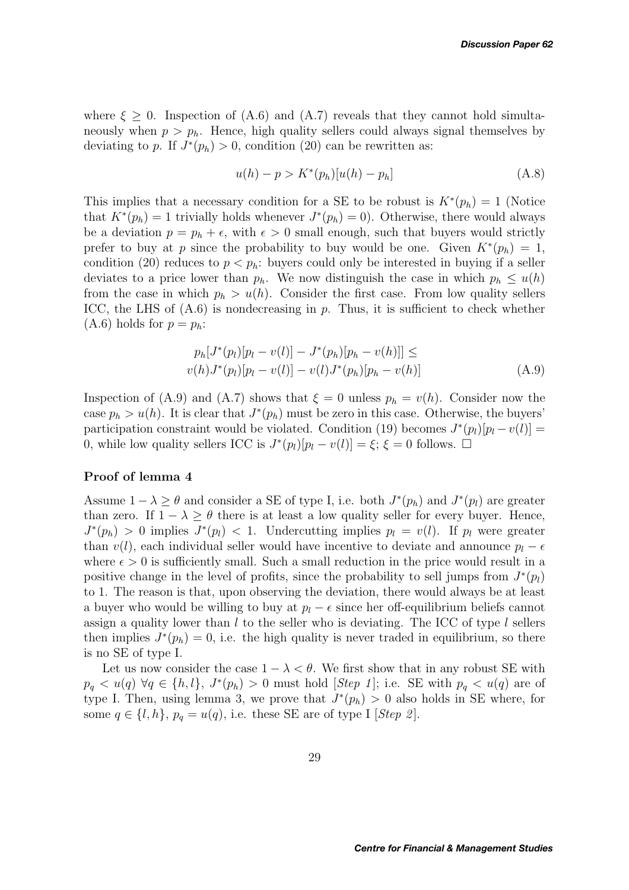where $\xi \geq 0$. Inspection of (A.6) and (A.7) reveals that they cannot hold simultaneously when $p > p_h$. Hence, high quality sellers could always signal themselves by deviating to $p$. If $J^*(p_h) > 0$, condition (20) can be rewritten as:

$$u(h) - p > K^*(p_h)[u(h) - p_h] \tag{A.8}$$

This implies that a necessary condition for a SE to be robust is $K^*(p_h) = 1$ (Notice that $K^*(p_h) = 1$ trivially holds whenever $J^*(p_h) = 0$). Otherwise, there would always be a deviation $p = p_h + \epsilon$, with $\epsilon > 0$ small enough, such that buyers would strictly prefer to buy at $p$ since the probability to buy would be one. Given $K^*(p_h) = 1$, condition (20) reduces to $p < p_h$: buyers could only be interested in buying if a seller deviates to a price lower than $p_h$. We now distinguish the case in which $p_h \leq u(h)$ from the case in which $p_h > u(h)$. Consider the first case. From low quality sellers ICC, the LHS of (A.6) is nondecreasing in $p$. Thus, it is sufficient to check whether (A.6) holds for $p = p_h$:

$$\begin{aligned} p_h[J^*(p_l)[p_l - v(l)] - J^*(p_h)[p_h - v(h)]] \leq \\ v(h)J^*(p_l)[p_l - v(l)] - v(l)J^*(p_h)[p_h - v(h)] \end{aligned} \tag{A.9}$$

Inspection of (A.9) and (A.7) shows that $\xi = 0$ unless $p_h = v(h)$. Consider now the case $p_h > u(h)$. It is clear that $J^*(p_h)$ must be zero in this case. Otherwise, the buyers' participation constraint would be violated. Condition (19) becomes $J^*(p_l)[p_l - v(l)] = 0$, while low quality sellers ICC is $J^*(p_l)[p_l - v(l)] = \xi$; $\xi = 0$ follows. □

### Proof of lemma 4

Assume $1 - \lambda \geq \theta$ and consider a SE of type I, i.e. both $J^*(p_h)$ and $J^*(p_l)$ are greater than zero. If $1 - \lambda \geq \theta$ there is at least a low quality seller for every buyer. Hence, $J^*(p_h) > 0$ implies $J^*(p_l) < 1$. Undercutting implies $p_l = v(l)$. If $p_l$ were greater than $v(l)$, each individual seller would have incentive to deviate and announce $p_l - \epsilon$ where $\epsilon > 0$ is sufficiently small. Such a small reduction in the price would result in a positive change in the level of profits, since the probability to sell jumps from $J^*(p_l)$ to 1. The reason is that, upon observing the deviation, there would always be at least a buyer who would be willing to buy at $p_l - \epsilon$ since her off-equilibrium beliefs cannot assign a quality lower than $l$ to the seller who is deviating. The ICC of type $l$ sellers then implies $J^*(p_h) = 0$, i.e. the high quality is never traded in equilibrium, so there is no SE of type I.

Let us now consider the case $1 - \lambda < \theta$. We first show that in any robust SE with $p_q < u(q)$ $\forall q \in \{h, l\}$, $J^*(p_h) > 0$ must hold [*Step 1*]; i.e. SE with $p_q < u(q)$ are of type I. Then, using lemma 3, we prove that $J^*(p_h) > 0$ also holds in SE where, for some $q \in \{l, h\}$, $p_q = u(q)$, i.e. these SE are of type I [*Step 2*].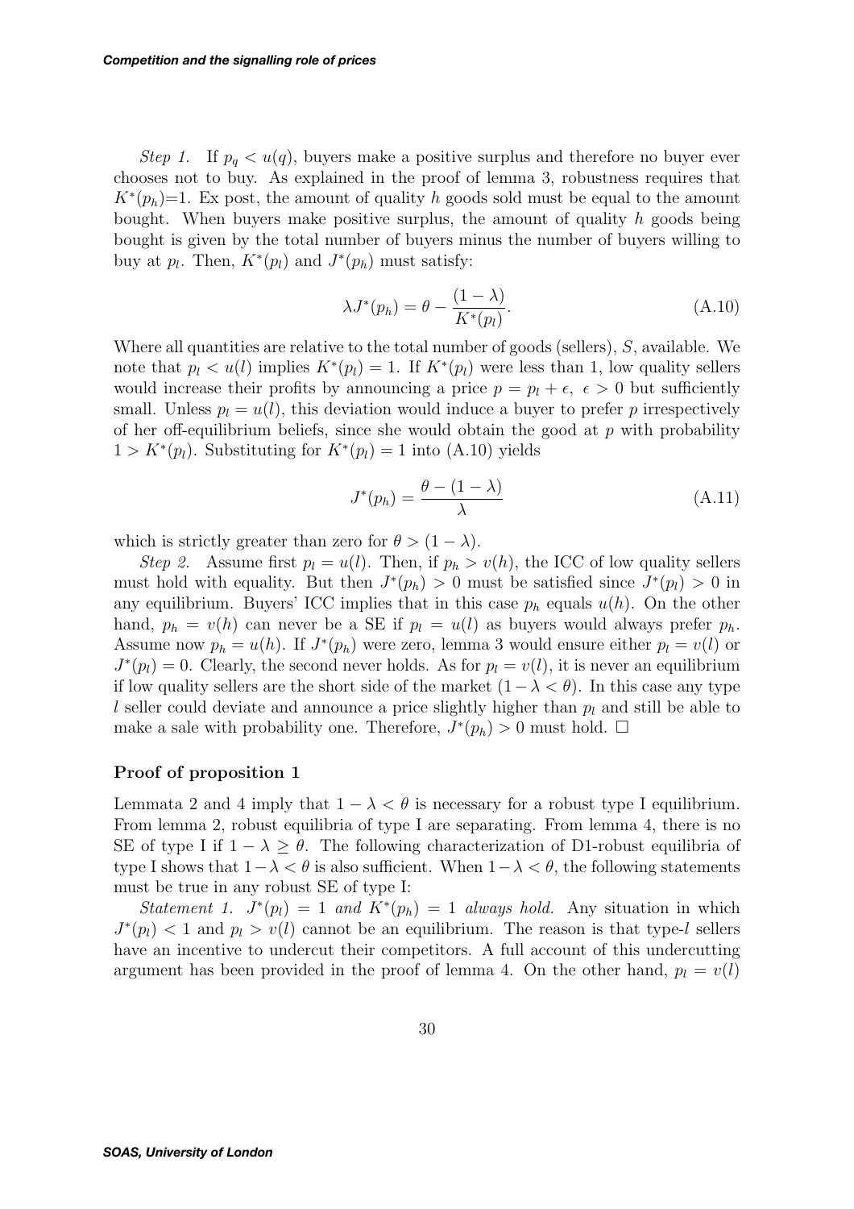*Step 1.* If $p_q < u(q)$, buyers make a positive surplus and therefore no buyer ever chooses not to buy. As explained in the proof of lemma 3, robustness requires that $K^*(p_h)$=1. Ex post, the amount of quality $h$ goods sold must be equal to the amount bought. When buyers make positive surplus, the amount of quality $h$ goods being bought is given by the total number of buyers minus the number of buyers willing to buy at $p_l$. Then, $K^*(p_l)$ and $J^*(p_h)$ must satisfy:

$$\lambda J^*(p_h) = \theta - \frac{(1-\lambda)}{K^*(p_l)}. \tag{A.10}$$

Where all quantities are relative to the total number of goods (sellers), $S$, available. We note that $p_l < u(l)$ implies $K^*(p_l) = 1$. If $K^*(p_l)$ were less than 1, low quality sellers would increase their profits by announcing a price $p = p_l + \epsilon$, $\epsilon > 0$ but sufficiently small. Unless $p_l = u(l)$, this deviation would induce a buyer to prefer $p$ irrespectively of her off-equilibrium beliefs, since she would obtain the good at $p$ with probability $1 > K^*(p_l)$. Substituting for $K^*(p_l) = 1$ into (A.10) yields

$$J^*(p_h) = \frac{\theta - (1-\lambda)}{\lambda} \tag{A.11}$$

which is strictly greater than zero for $\theta > (1-\lambda)$.

*Step 2.* Assume first $p_l = u(l)$. Then, if $p_h > v(h)$, the ICC of low quality sellers must hold with equality. But then $J^*(p_h) > 0$ must be satisfied since $J^*(p_l) > 0$ in any equilibrium. Buyers' ICC implies that in this case $p_h$ equals $u(h)$. On the other hand, $p_h = v(h)$ can never be a SE if $p_l = u(l)$ as buyers would always prefer $p_h$. Assume now $p_h = u(h)$. If $J^*(p_h)$ were zero, lemma 3 would ensure either $p_l = v(l)$ or $J^*(p_l) = 0$. Clearly, the second never holds. As for $p_l = v(l)$, it is never an equilibrium if low quality sellers are the short side of the market $(1-\lambda < \theta)$. In this case any type $l$ seller could deviate and announce a price slightly higher than $p_l$ and still be able to make a sale with probability one. Therefore, $J^*(p_h) > 0$ must hold. □

**Proof of proposition 1**

Lemmata 2 and 4 imply that $1-\lambda < \theta$ is necessary for a robust type I equilibrium. From lemma 2, robust equilibria of type I are separating. From lemma 4, there is no SE of type I if $1-\lambda \geq \theta$. The following characterization of D1-robust equilibria of type I shows that $1-\lambda < \theta$ is also sufficient. When $1-\lambda < \theta$, the following statements must be true in any robust SE of type I:

*Statement 1.* $J^*(p_l) = 1$ *and* $K^*(p_h) = 1$ *always hold.* Any situation in which $J^*(p_l) < 1$ and $p_l > v(l)$ cannot be an equilibrium. The reason is that type-$l$ sellers have an incentive to undercut their competitors. A full account of this undercutting argument has been provided in the proof of lemma 4. On the other hand, $p_l = v(l)$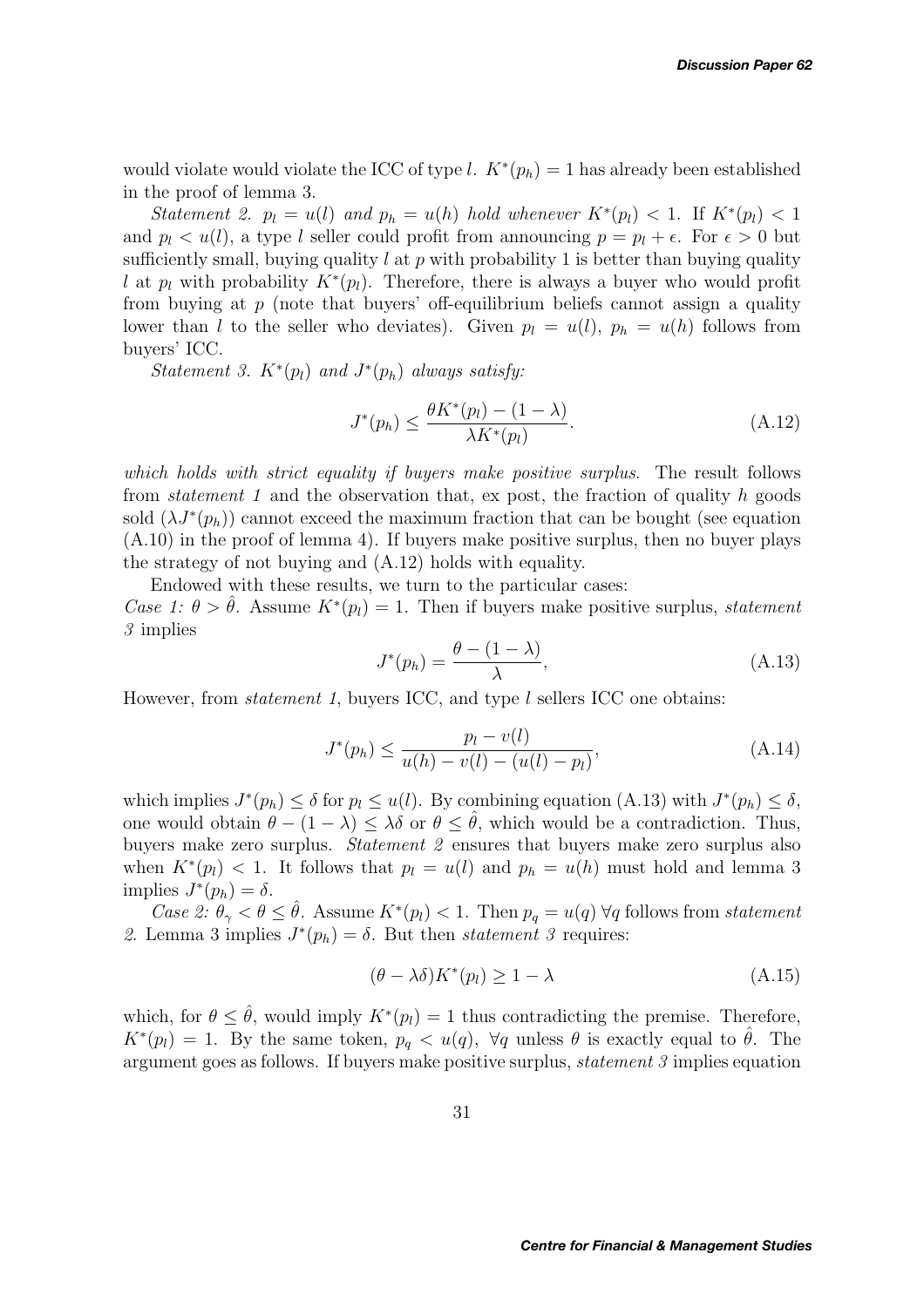would violate would violate the ICC of type $l$. $K^*(p_h) = 1$ has already been established in the proof of lemma 3.

*Statement 2. $p_l = u(l)$ and $p_h = u(h)$ hold whenever $K^*(p_l) < 1$.* If $K^*(p_l) < 1$ and $p_l < u(l)$, a type $l$ seller could profit from announcing $p = p_l + \epsilon$. For $\epsilon > 0$ but sufficiently small, buying quality $l$ at $p$ with probability 1 is better than buying quality $l$ at $p_l$ with probability $K^*(p_l)$. Therefore, there is always a buyer who would profit from buying at $p$ (note that buyers' off-equilibrium beliefs cannot assign a quality lower than $l$ to the seller who deviates). Given $p_l = u(l)$, $p_h = u(h)$ follows from buyers' ICC.

*Statement 3. $K^*(p_l)$ and $J^*(p_h)$ always satisfy:*

$$J^*(p_h) \leq \frac{\theta K^*(p_l) - (1-\lambda)}{\lambda K^*(p_l)}. \tag{A.12}$$

*which holds with strict equality if buyers make positive surplus.* The result follows from *statement 1* and the observation that, ex post, the fraction of quality $h$ goods sold $(\lambda J^*(p_h))$ cannot exceed the maximum fraction that can be bought (see equation (A.10) in the proof of lemma 4). If buyers make positive surplus, then no buyer plays the strategy of not buying and (A.12) holds with equality.

Endowed with these results, we turn to the particular cases:

*Case 1: $\theta > \hat{\theta}$.* Assume $K^*(p_l) = 1$. Then if buyers make positive surplus, *statement 3* implies

$$J^*(p_h) = \frac{\theta - (1-\lambda)}{\lambda}, \tag{A.13}$$

However, from *statement 1*, buyers ICC, and type $l$ sellers ICC one obtains:

$$J^*(p_h) \leq \frac{p_l - v(l)}{u(h) - v(l) - (u(l) - p_l)}, \tag{A.14}$$

which implies $J^*(p_h) \leq \delta$ for $p_l \leq u(l)$. By combining equation (A.13) with $J^*(p_h) \leq \delta$, one would obtain $\theta - (1-\lambda) \leq \lambda\delta$ or $\theta \leq \hat{\theta}$, which would be a contradiction. Thus, buyers make zero surplus. *Statement 2* ensures that buyers make zero surplus also when $K^*(p_l) < 1$. It follows that $p_l = u(l)$ and $p_h = u(h)$ must hold and lemma 3 implies $J^*(p_h) = \delta$.

*Case 2: $\theta_\gamma < \theta \leq \hat{\theta}$.* Assume $K^*(p_l) < 1$. Then $p_q = u(q)\ \forall q$ follows from *statement 2*. Lemma 3 implies $J^*(p_h) = \delta$. But then *statement 3* requires:

$$(\theta - \lambda\delta)K^*(p_l) \geq 1 - \lambda \tag{A.15}$$

which, for $\theta \leq \hat{\theta}$, would imply $K^*(p_l) = 1$ thus contradicting the premise. Therefore, $K^*(p_l) = 1$. By the same token, $p_q < u(q),\ \forall q$ unless $\theta$ is exactly equal to $\hat{\theta}$. The argument goes as follows. If buyers make positive surplus, *statement 3* implies equation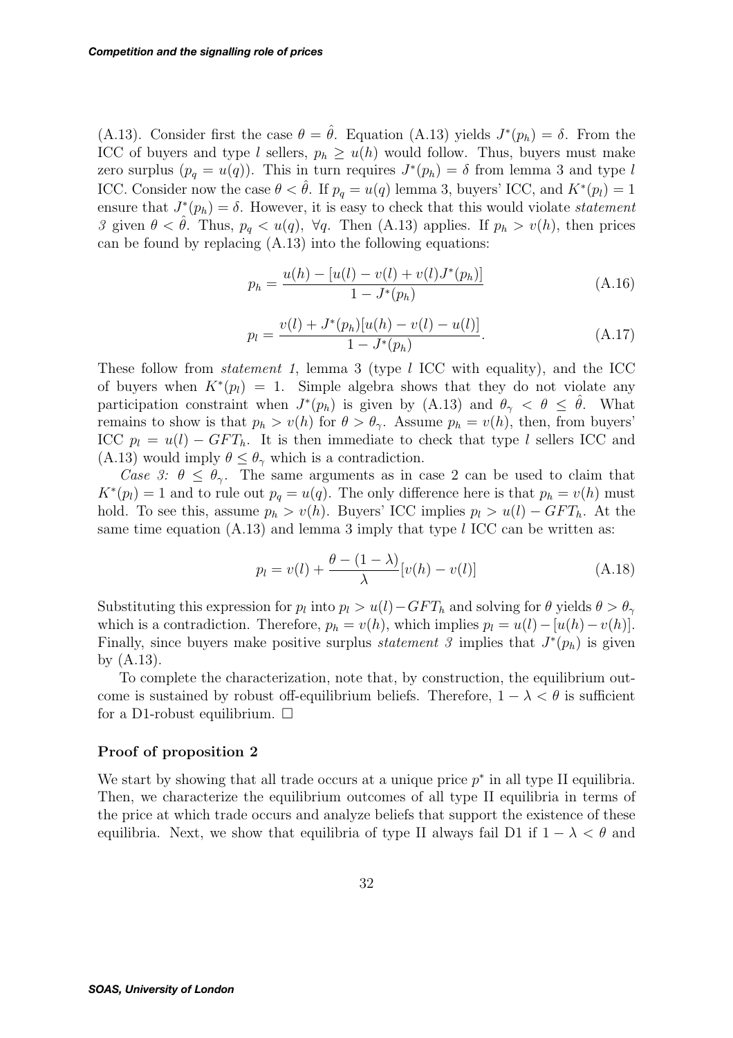(A.13). Consider first the case $\theta = \hat{\theta}$. Equation (A.13) yields $J^*(p_h) = \delta$. From the ICC of buyers and type $l$ sellers, $p_h \geq u(h)$ would follow. Thus, buyers must make zero surplus ($p_q = u(q)$). This in turn requires $J^*(p_h) = \delta$ from lemma 3 and type $l$ ICC. Consider now the case $\theta < \hat{\theta}$. If $p_q = u(q)$ lemma 3, buyers' ICC, and $K^*(p_l) = 1$ ensure that $J^*(p_h) = \delta$. However, it is easy to check that this would violate *statement 3* given $\theta < \hat{\theta}$. Thus, $p_q < u(q)$, $\forall q$. Then (A.13) applies. If $p_h > v(h)$, then prices can be found by replacing (A.13) into the following equations:

$$p_h = \frac{u(h) - [u(l) - v(l) + v(l)J^*(p_h)]}{1 - J^*(p_h)} \tag{A.16}$$

$$p_l = \frac{v(l) + J^*(p_h)[u(h) - v(l) - u(l)]}{1 - J^*(p_h)}. \tag{A.17}$$

These follow from *statement 1*, lemma 3 (type $l$ ICC with equality), and the ICC of buyers when $K^*(p_l) = 1$. Simple algebra shows that they do not violate any participation constraint when $J^*(p_h)$ is given by (A.13) and $\theta_\gamma < \theta \leq \hat{\theta}$. What remains to show is that $p_h > v(h)$ for $\theta > \theta_\gamma$. Assume $p_h = v(h)$, then, from buyers' ICC $p_l = u(l) - GFT_h$. It is then immediate to check that type $l$ sellers ICC and (A.13) would imply $\theta \leq \theta_\gamma$ which is a contradiction.

*Case 3:* $\theta \leq \theta_\gamma$. The same arguments as in case 2 can be used to claim that $K^*(p_l) = 1$ and to rule out $p_q = u(q)$. The only difference here is that $p_h = v(h)$ must hold. To see this, assume $p_h > v(h)$. Buyers' ICC implies $p_l > u(l) - GFT_h$. At the same time equation (A.13) and lemma 3 imply that type $l$ ICC can be written as:

$$p_l = v(l) + \frac{\theta - (1 - \lambda)}{\lambda}[v(h) - v(l)] \tag{A.18}$$

Substituting this expression for $p_l$ into $p_l > u(l) - GFT_h$ and solving for $\theta$ yields $\theta > \theta_\gamma$ which is a contradiction. Therefore, $p_h = v(h)$, which implies $p_l = u(l) - [u(h) - v(h)]$. Finally, since buyers make positive surplus *statement 3* implies that $J^*(p_h)$ is given by (A.13).

To complete the characterization, note that, by construction, the equilibrium outcome is sustained by robust off-equilibrium beliefs. Therefore, $1 - \lambda < \theta$ is sufficient for a D1-robust equilibrium. $\square$

### Proof of proposition 2

We start by showing that all trade occurs at a unique price $p^*$ in all type II equilibria. Then, we characterize the equilibrium outcomes of all type II equilibria in terms of the price at which trade occurs and analyze beliefs that support the existence of these equilibria. Next, we show that equilibria of type II always fail D1 if $1 - \lambda < \theta$ and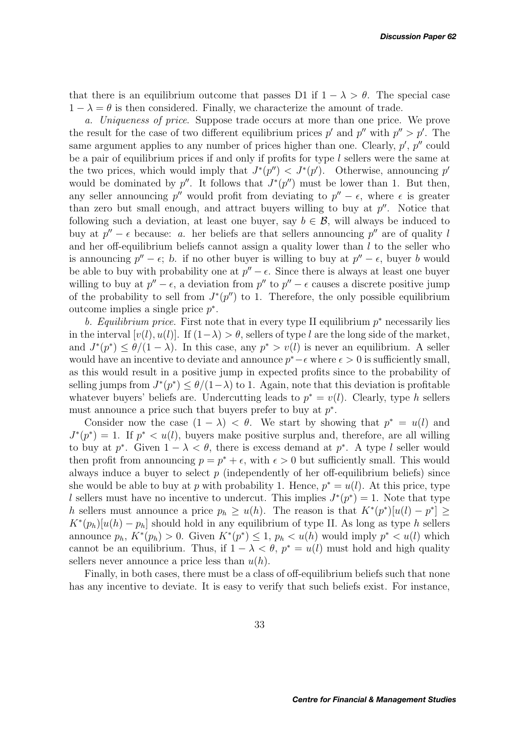that there is an equilibrium outcome that passes D1 if $1-\lambda > \theta$. The special case $1-\lambda = \theta$ is then considered. Finally, we characterize the amount of trade.

*a. Uniqueness of price.* Suppose trade occurs at more than one price. We prove the result for the case of two different equilibrium prices $p'$ and $p''$ with $p'' > p'$. The same argument applies to any number of prices higher than one. Clearly, $p'$, $p''$ could be a pair of equilibrium prices if and only if profits for type $l$ sellers were the same at the two prices, which would imply that $J^*(p'') < J^*(p')$. Otherwise, announcing $p'$ would be dominated by $p''$. It follows that $J^*(p'')$ must be lower than 1. But then, any seller announcing $p''$ would profit from deviating to $p'' - \epsilon$, where $\epsilon$ is greater than zero but small enough, and attract buyers willing to buy at $p''$. Notice that following such a deviation, at least one buyer, say $b \in \mathcal{B}$, will always be induced to buy at $p'' - \epsilon$ because: *a.* her beliefs are that sellers announcing $p''$ are of quality $l$ and her off-equilibrium beliefs cannot assign a quality lower than $l$ to the seller who is announcing $p'' - \epsilon$; *b.* if no other buyer is willing to buy at $p'' - \epsilon$, buyer $b$ would be able to buy with probability one at $p'' - \epsilon$. Since there is always at least one buyer willing to buy at $p'' - \epsilon$, a deviation from $p''$ to $p'' - \epsilon$ causes a discrete positive jump of the probability to sell from $J^*(p'')$ to 1. Therefore, the only possible equilibrium outcome implies a single price $p^*$.

*b. Equilibrium price.* First note that in every type II equilibrium $p^*$ necessarily lies in the interval $[v(l), u(l)]$. If $(1-\lambda) > \theta$, sellers of type $l$ are the long side of the market, and $J^*(p^*) \leq \theta/(1-\lambda)$. In this case, any $p^* > v(l)$ is never an equilibrium. A seller would have an incentive to deviate and announce $p^* - \epsilon$ where $\epsilon > 0$ is sufficiently small, as this would result in a positive jump in expected profits since to the probability of selling jumps from $J^*(p^*) \leq \theta/(1-\lambda)$ to 1. Again, note that this deviation is profitable whatever buyers' beliefs are. Undercutting leads to $p^* = v(l)$. Clearly, type $h$ sellers must announce a price such that buyers prefer to buy at $p^*$.

Consider now the case $(1-\lambda) < \theta$. We start by showing that $p^* = u(l)$ and $J^*(p^*) = 1$. If $p^* < u(l)$, buyers make positive surplus and, therefore, are all willing to buy at $p^*$. Given $1-\lambda < \theta$, there is excess demand at $p^*$. A type $l$ seller would then profit from announcing $p = p^* + \epsilon$, with $\epsilon > 0$ but sufficiently small. This would always induce a buyer to select $p$ (independently of her off-equilibrium beliefs) since she would be able to buy at $p$ with probability 1. Hence, $p^* = u(l)$. At this price, type $l$ sellers must have no incentive to undercut. This implies $J^*(p^*) = 1$. Note that type $h$ sellers must announce a price $p_h \geq u(h)$. The reason is that $K^*(p^*)[u(l) - p^*] \geq K^*(p_h)[u(h) - p_h]$ should hold in any equilibrium of type II. As long as type $h$ sellers announce $p_h$, $K^*(p_h) > 0$. Given $K^*(p^*) \leq 1$, $p_h < u(h)$ would imply $p^* < u(l)$ which cannot be an equilibrium. Thus, if $1-\lambda < \theta$, $p^* = u(l)$ must hold and high quality sellers never announce a price less than $u(h)$.

Finally, in both cases, there must be a class of off-equilibrium beliefs such that none has any incentive to deviate. It is easy to verify that such beliefs exist. For instance,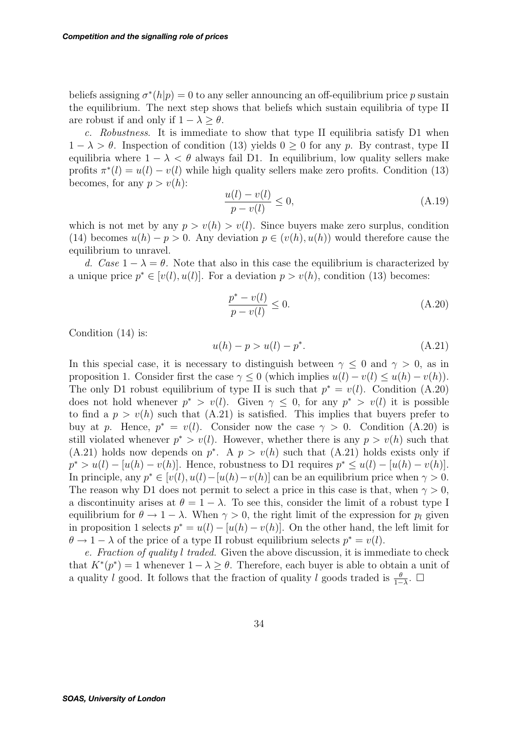beliefs assigning $\sigma^*(h|p) = 0$ to any seller announcing an off-equilibrium price $p$ sustain the equilibrium. The next step shows that beliefs which sustain equilibria of type II are robust if and only if $1 - \lambda \geq \theta$.

*c. Robustness*. It is immediate to show that type II equilibria satisfy D1 when $1 - \lambda > \theta$. Inspection of condition (13) yields $0 \geq 0$ for any $p$. By contrast, type II equilibria where $1 - \lambda < \theta$ always fail D1. In equilibrium, low quality sellers make profits $\pi^*(l) = u(l) - v(l)$ while high quality sellers make zero profits. Condition (13) becomes, for any $p > v(h)$:

$$\frac{u(l) - v(l)}{p - v(l)} \leq 0, \tag{A.19}$$

which is not met by any $p > v(h) > v(l)$. Since buyers make zero surplus, condition (14) becomes $u(h) - p > 0$. Any deviation $p \in (v(h), u(h))$ would therefore cause the equilibrium to unravel.

*d. Case* $1 - \lambda = \theta$. Note that also in this case the equilibrium is characterized by a unique price $p^* \in [v(l), u(l)]$. For a deviation $p > v(h)$, condition (13) becomes:

$$\frac{p^* - v(l)}{p - v(l)} \leq 0. \tag{A.20}$$

Condition (14) is:

$$u(h) - p > u(l) - p^*. \tag{A.21}$$

In this special case, it is necessary to distinguish between $\gamma \leq 0$ and $\gamma > 0$, as in proposition 1. Consider first the case $\gamma \leq 0$ (which implies $u(l) - v(l) \leq u(h) - v(h)$). The only D1 robust equilibrium of type II is such that $p^* = v(l)$. Condition (A.20) does not hold whenever $p^* > v(l)$. Given $\gamma \leq 0$, for any $p^* > v(l)$ it is possible to find a $p > v(h)$ such that (A.21) is satisfied. This implies that buyers prefer to buy at $p$. Hence, $p^* = v(l)$. Consider now the case $\gamma > 0$. Condition (A.20) is still violated whenever $p^* > v(l)$. However, whether there is any $p > v(h)$ such that (A.21) holds now depends on $p^*$. A $p > v(h)$ such that (A.21) holds exists only if $p^* > u(l) - [u(h) - v(h)]$. Hence, robustness to D1 requires $p^* \leq u(l) - [u(h) - v(h)]$. In principle, any $p^* \in [v(l), u(l) - [u(h) - v(h)]$ can be an equilibrium price when $\gamma > 0$. The reason why D1 does not permit to select a price in this case is that, when $\gamma > 0$, a discontinuity arises at $\theta = 1 - \lambda$. To see this, consider the limit of a robust type I equilibrium for $\theta \to 1 - \lambda$. When $\gamma > 0$, the right limit of the expression for $p_l$ given in proposition 1 selects $p^* = u(l) - [u(h) - v(h)]$. On the other hand, the left limit for $\theta \to 1 - \lambda$ of the price of a type II robust equilibrium selects $p^* = v(l)$.

*e. Fraction of quality $l$ traded.* Given the above discussion, it is immediate to check that $K^*(p^*) = 1$ whenever $1 - \lambda \geq \theta$. Therefore, each buyer is able to obtain a unit of a quality $l$ good. It follows that the fraction of quality $l$ goods traded is $\frac{\theta}{1-\lambda}$. $\square$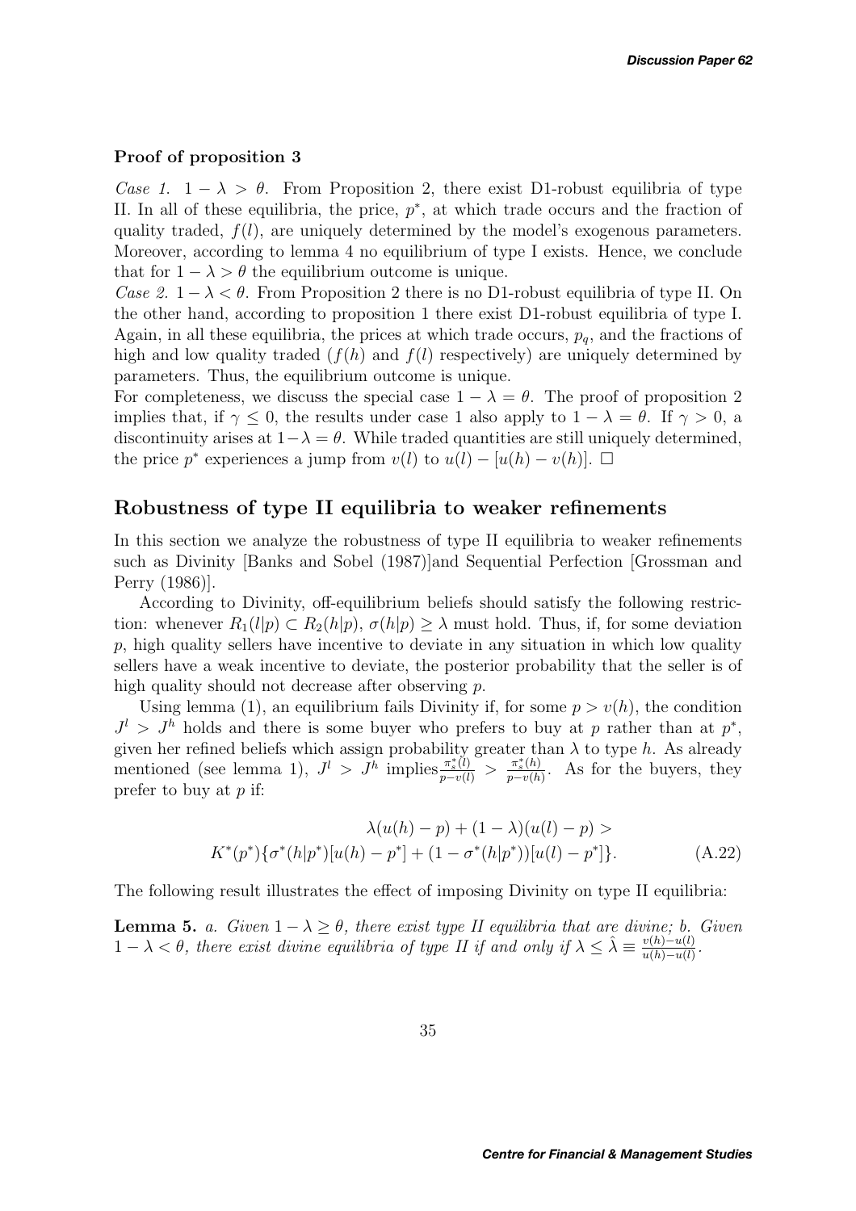**Proof of proposition 3**

*Case 1.* $1 - \lambda > \theta$. From Proposition 2, there exist D1-robust equilibria of type II. In all of these equilibria, the price, $p^*$, at which trade occurs and the fraction of quality traded, $f(l)$, are uniquely determined by the model's exogenous parameters. Moreover, according to lemma 4 no equilibrium of type I exists. Hence, we conclude that for $1 - \lambda > \theta$ the equilibrium outcome is unique.

*Case 2.* $1 - \lambda < \theta$. From Proposition 2 there is no D1-robust equilibria of type II. On the other hand, according to proposition 1 there exist D1-robust equilibria of type I. Again, in all these equilibria, the prices at which trade occurs, $p_q$, and the fractions of high and low quality traded ($f(h)$ and $f(l)$ respectively) are uniquely determined by parameters. Thus, the equilibrium outcome is unique.

For completeness, we discuss the special case $1 - \lambda = \theta$. The proof of proposition 2 implies that, if $\gamma \leq 0$, the results under case 1 also apply to $1 - \lambda = \theta$. If $\gamma > 0$, a discontinuity arises at $1 - \lambda = \theta$. While traded quantities are still uniquely determined, the price $p^*$ experiences a jump from $v(l)$ to $u(l) - [u(h) - v(h)]$. $\square$

## Robustness of type II equilibria to weaker refinements

In this section we analyze the robustness of type II equilibria to weaker refinements such as Divinity [Banks and Sobel (1987)]and Sequential Perfection [Grossman and Perry (1986)].

According to Divinity, off-equilibrium beliefs should satisfy the following restriction: whenever $R_1(l|p) \subset R_2(h|p)$, $\sigma(h|p) \geq \lambda$ must hold. Thus, if, for some deviation $p$, high quality sellers have incentive to deviate in any situation in which low quality sellers have a weak incentive to deviate, the posterior probability that the seller is of high quality should not decrease after observing $p$.

Using lemma (1), an equilibrium fails Divinity if, for some $p > v(h)$, the condition $J^l > J^h$ holds and there is some buyer who prefers to buy at $p$ rather than at $p^*$, given her refined beliefs which assign probability greater than $\lambda$ to type $h$. As already mentioned (see lemma 1), $J^l > J^h$ implies $\frac{\pi_s^*(l)}{p - v(l)} > \frac{\pi_s^*(h)}{p - v(h)}$. As for the buyers, they prefer to buy at $p$ if:

$$\lambda(u(h) - p) + (1 - \lambda)(u(l) - p) >$$
$$K^*(p^*)\{\sigma^*(h|p^*)[u(h) - p^*] + (1 - \sigma^*(h|p^*))[u(l) - p^*]\}. \tag{A.22}$$

The following result illustrates the effect of imposing Divinity on type II equilibria:

**Lemma 5.** *a. Given $1 - \lambda \geq \theta$, there exist type II equilibria that are divine; b. Given $1 - \lambda < \theta$, there exist divine equilibria of type II if and only if $\lambda \leq \hat{\lambda} \equiv \frac{v(h) - u(l)}{u(h) - u(l)}$.*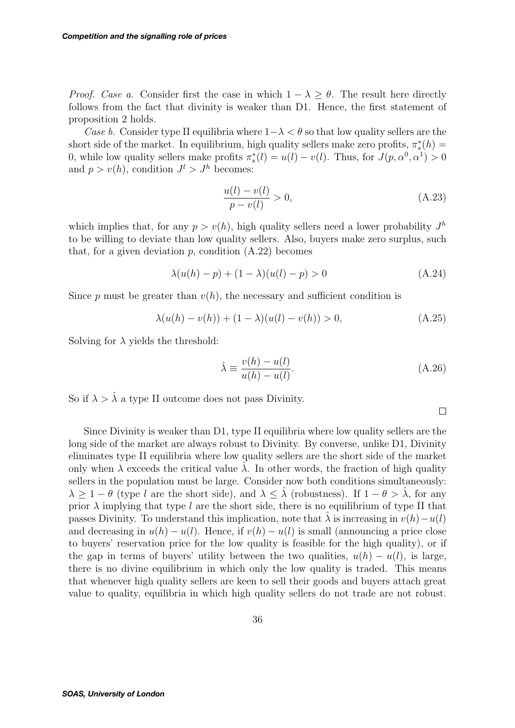*Proof. Case a.* Consider first the case in which $1 - \lambda \geq \theta$. The result here directly follows from the fact that divinity is weaker than D1. Hence, the first statement of proposition 2 holds.

*Case b.* Consider type II equilibria where $1-\lambda < \theta$ so that low quality sellers are the short side of the market. In equilibrium, high quality sellers make zero profits, $\pi_s^*(h) = 0$, while low quality sellers make profits $\pi_s^*(l) = u(l) - v(l)$. Thus, for $J(p, \alpha^0, \alpha^1) > 0$ and $p > v(h)$, condition $J^l > J^h$ becomes:

$$\frac{u(l) - v(l)}{p - v(l)} > 0, \tag{A.23}$$

which implies that, for any $p > v(h)$, high quality sellers need a lower probability $J^h$ to be willing to deviate than low quality sellers. Also, buyers make zero surplus, such that, for a given deviation $p$, condition (A.22) becomes

$$\lambda(u(h) - p) + (1 - \lambda)(u(l) - p) > 0 \tag{A.24}$$

Since $p$ must be greater than $v(h)$, the necessary and sufficient condition is

$$\lambda(u(h) - v(h)) + (1 - \lambda)(u(l) - v(h)) > 0, \tag{A.25}$$

Solving for $\lambda$ yields the threshold:

$$\hat{\lambda} \equiv \frac{v(h) - u(l)}{u(h) - u(l)}. \tag{A.26}$$

So if $\lambda > \hat{\lambda}$ a type II outcome does not pass Divinity.

□

Since Divinity is weaker than D1, type II equilibria where low quality sellers are the long side of the market are always robust to Divinity. By converse, unlike D1, Divinity eliminates type II equilibria where low quality sellers are the short side of the market only when $\lambda$ exceeds the critical value $\hat{\lambda}$. In other words, the fraction of high quality sellers in the population must be large. Consider now both conditions simultaneously: $\lambda \geq 1 - \theta$ (type $l$ are the short side), and $\lambda \leq \hat{\lambda}$ (robustness). If $1 - \theta > \hat{\lambda}$, for any prior $\lambda$ implying that type $l$ are the short side, there is no equilibrium of type II that passes Divinity. To understand this implication, note that $\hat{\lambda}$ is increasing in $v(h)-u(l)$ and decreasing in $u(h) - u(l)$. Hence, if $v(h) - u(l)$ is small (announcing a price close to buyers' reservation price for the low quality is feasible for the high quality), or if the gap in terms of buyers' utility between the two qualities, $u(h) - u(l)$, is large, there is no divine equilibrium in which only the low quality is traded. This means that whenever high quality sellers are keen to sell their goods and buyers attach great value to quality, equilibria in which high quality sellers do not trade are not robust.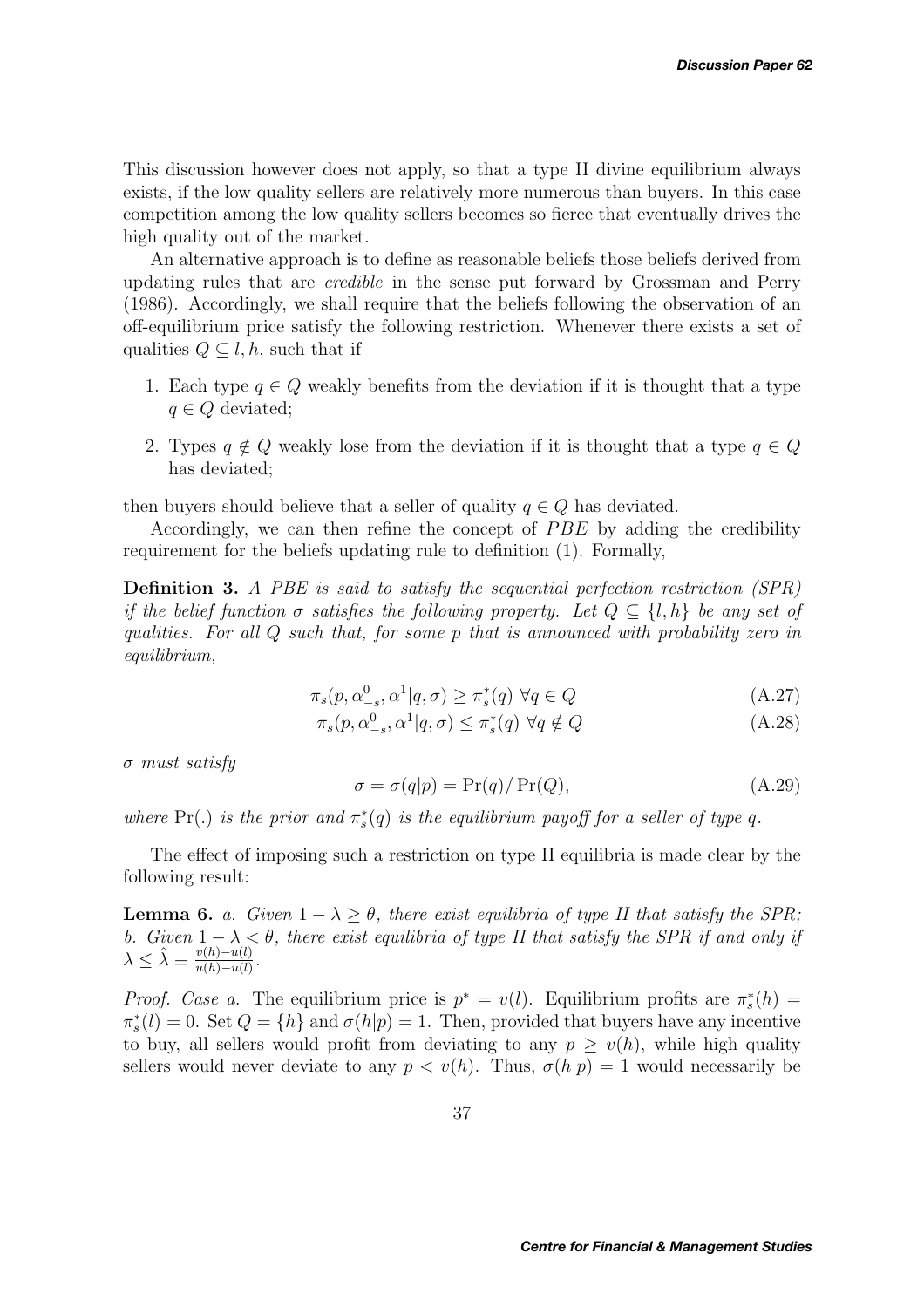This discussion however does not apply, so that a type II divine equilibrium always exists, if the low quality sellers are relatively more numerous than buyers. In this case competition among the low quality sellers becomes so fierce that eventually drives the high quality out of the market.

An alternative approach is to define as reasonable beliefs those beliefs derived from updating rules that are *credible* in the sense put forward by Grossman and Perry (1986). Accordingly, we shall require that the beliefs following the observation of an off-equilibrium price satisfy the following restriction. Whenever there exists a set of qualities $Q \subseteq l, h$, such that if

1. Each type $q \in Q$ weakly benefits from the deviation if it is thought that a type $q \in Q$ deviated;
2. Types $q \notin Q$ weakly lose from the deviation if it is thought that a type $q \in Q$ has deviated;

then buyers should believe that a seller of quality $q \in Q$ has deviated.

Accordingly, we can then refine the concept of $PBE$ by adding the credibility requirement for the beliefs updating rule to definition (1). Formally,

**Definition 3.** *A PBE is said to satisfy the sequential perfection restriction (SPR) if the belief function $\sigma$ satisfies the following property. Let $Q \subseteq \{l, h\}$ be any set of qualities. For all $Q$ such that, for some $p$ that is announced with probability zero in equilibrium,*

$$\pi_s(p, \alpha_{-s}^0, \alpha^1 | q, \sigma) \geq \pi_s^*(q) \ \forall q \in Q \tag{A.27}$$

$$\pi_s(p, \alpha_{-s}^0, \alpha^1 | q, \sigma) \leq \pi_s^*(q) \ \forall q \notin Q \tag{A.28}$$

*$\sigma$ must satisfy*

$$\sigma = \sigma(q|p) = \Pr(q)/\Pr(Q), \tag{A.29}$$

*where $\Pr(.)$ is the prior and $\pi_s^*(q)$ is the equilibrium payoff for a seller of type $q$.*

The effect of imposing such a restriction on type II equilibria is made clear by the following result:

**Lemma 6.** *a. Given $1 - \lambda \geq \theta$, there exist equilibria of type II that satisfy the SPR; b. Given $1 - \lambda < \theta$, there exist equilibria of type II that satisfy the SPR if and only if $\lambda \leq \hat{\lambda} \equiv \frac{v(h) - u(l)}{u(h) - u(l)}$.*

*Proof. Case a.* The equilibrium price is $p^* = v(l)$. Equilibrium profits are $\pi_s^*(h) = \pi_s^*(l) = 0$. Set $Q = \{h\}$ and $\sigma(h|p) = 1$. Then, provided that buyers have any incentive to buy, all sellers would profit from deviating to any $p \geq v(h)$, while high quality sellers would never deviate to any $p < v(h)$. Thus, $\sigma(h|p) = 1$ would necessarily be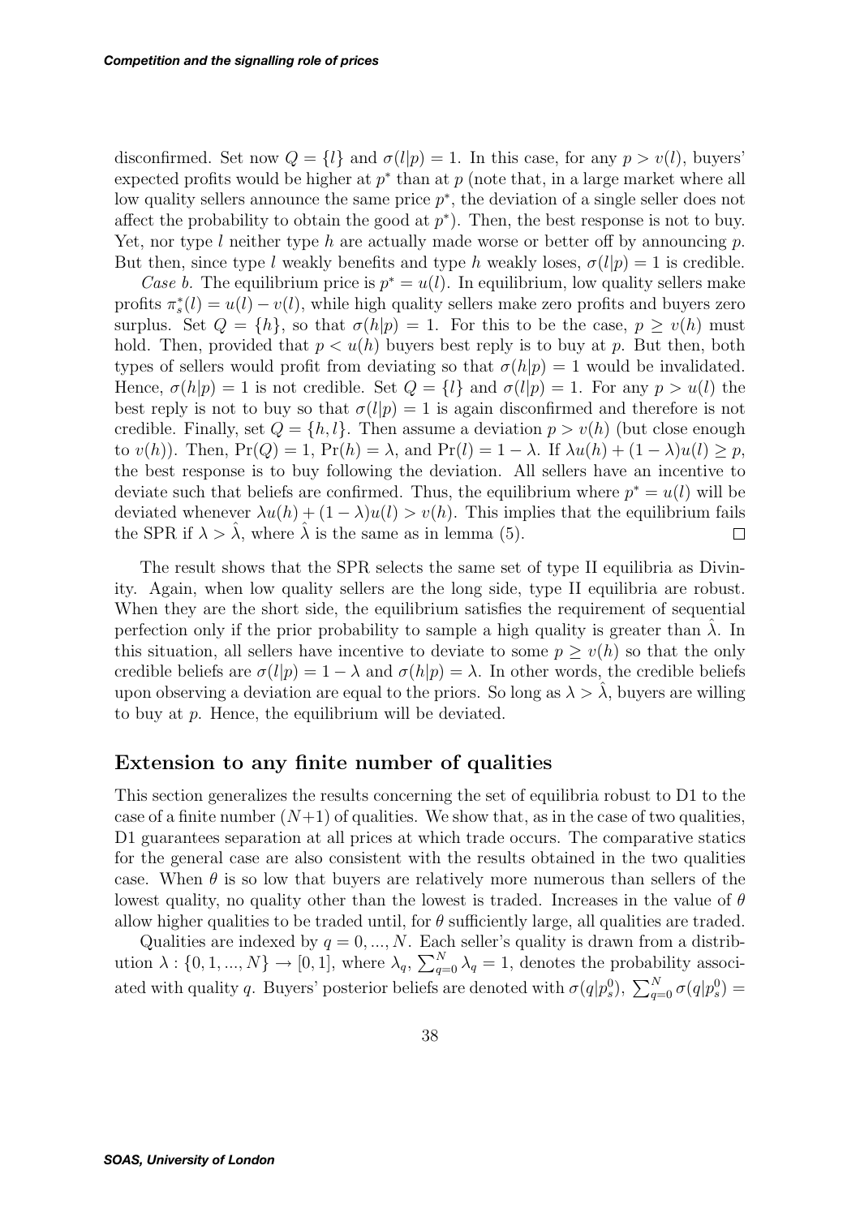disconfirmed. Set now $Q = \{l\}$ and $\sigma(l|p) = 1$. In this case, for any $p > v(l)$, buyers' expected profits would be higher at $p^*$ than at $p$ (note that, in a large market where all low quality sellers announce the same price $p^*$, the deviation of a single seller does not affect the probability to obtain the good at $p^*$). Then, the best response is not to buy. Yet, nor type $l$ neither type $h$ are actually made worse or better off by announcing $p$. But then, since type $l$ weakly benefits and type $h$ weakly loses, $\sigma(l|p) = 1$ is credible.

*Case b.* The equilibrium price is $p^* = u(l)$. In equilibrium, low quality sellers make profits $\pi_s^*(l) = u(l) - v(l)$, while high quality sellers make zero profits and buyers zero surplus. Set $Q = \{h\}$, so that $\sigma(h|p) = 1$. For this to be the case, $p \geq v(h)$ must hold. Then, provided that $p < u(h)$ buyers best reply is to buy at $p$. But then, both types of sellers would profit from deviating so that $\sigma(h|p) = 1$ would be invalidated. Hence, $\sigma(h|p) = 1$ is not credible. Set $Q = \{l\}$ and $\sigma(l|p) = 1$. For any $p > u(l)$ the best reply is not to buy so that $\sigma(l|p) = 1$ is again disconfirmed and therefore is not credible. Finally, set $Q = \{h, l\}$. Then assume a deviation $p > v(h)$ (but close enough to $v(h)$). Then, $\Pr(Q) = 1$, $\Pr(h) = \lambda$, and $\Pr(l) = 1 - \lambda$. If $\lambda u(h) + (1 - \lambda)u(l) \geq p$, the best response is to buy following the deviation. All sellers have an incentive to deviate such that beliefs are confirmed. Thus, the equilibrium where $p^* = u(l)$ will be deviated whenever $\lambda u(h) + (1 - \lambda)u(l) > v(h)$. This implies that the equilibrium fails the SPR if $\lambda > \hat{\lambda}$, where $\hat{\lambda}$ is the same as in lemma (5). $\square$

The result shows that the SPR selects the same set of type II equilibria as Divinity. Again, when low quality sellers are the long side, type II equilibria are robust. When they are the short side, the equilibrium satisfies the requirement of sequential perfection only if the prior probability to sample a high quality is greater than $\hat{\lambda}$. In this situation, all sellers have incentive to deviate to some $p \geq v(h)$ so that the only credible beliefs are $\sigma(l|p) = 1 - \lambda$ and $\sigma(h|p) = \lambda$. In other words, the credible beliefs upon observing a deviation are equal to the priors. So long as $\lambda > \hat{\lambda}$, buyers are willing to buy at $p$. Hence, the equilibrium will be deviated.

## Extension to any finite number of qualities

This section generalizes the results concerning the set of equilibria robust to D1 to the case of a finite number $(N+1)$ of qualities. We show that, as in the case of two qualities, D1 guarantees separation at all prices at which trade occurs. The comparative statics for the general case are also consistent with the results obtained in the two qualities case. When $\theta$ is so low that buyers are relatively more numerous than sellers of the lowest quality, no quality other than the lowest is traded. Increases in the value of $\theta$ allow higher qualities to be traded until, for $\theta$ sufficiently large, all qualities are traded.

Qualities are indexed by $q = 0, ..., N$. Each seller's quality is drawn from a distribution $\lambda : \{0, 1, ..., N\} \rightarrow [0, 1]$, where $\lambda_q$, $\sum_{q=0}^{N} \lambda_q = 1$, denotes the probability associated with quality $q$. Buyers' posterior beliefs are denoted with $\sigma(q|p_s^0)$, $\sum_{q=0}^{N} \sigma(q|p_s^0) =$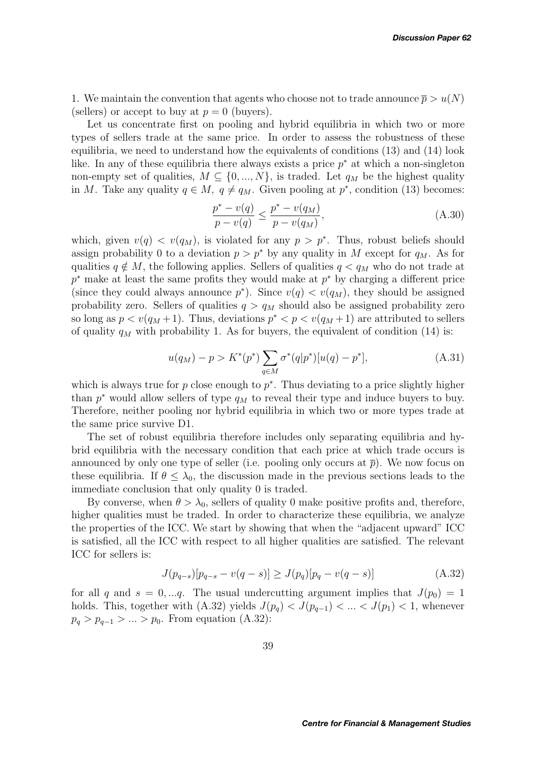1. We maintain the convention that agents who choose not to trade announce $\overline{p} > u(N)$ (sellers) or accept to buy at $p = 0$ (buyers).

Let us concentrate first on pooling and hybrid equilibria in which two or more types of sellers trade at the same price. In order to assess the robustness of these equilibria, we need to understand how the equivalents of conditions (13) and (14) look like. In any of these equilibria there always exists a price $p^*$ at which a non-singleton non-empty set of qualities, $M \subseteq \{0, ..., N\}$, is traded. Let $q_M$ be the highest quality in $M$. Take any quality $q \in M$, $q \neq q_M$. Given pooling at $p^*$, condition (13) becomes:

$$\frac{p^* - v(q)}{p - v(q)} \leq \frac{p^* - v(q_M)}{p - v(q_M)}, \tag{A.30}$$

which, given $v(q) < v(q_M)$, is violated for any $p > p^*$. Thus, robust beliefs should assign probability 0 to a deviation $p > p^*$ by any quality in $M$ except for $q_M$. As for qualities $q \notin M$, the following applies. Sellers of qualities $q < q_M$ who do not trade at $p^*$ make at least the same profits they would make at $p^*$ by charging a different price (since they could always announce $p^*$). Since $v(q) < v(q_M)$, they should be assigned probability zero. Sellers of qualities $q > q_M$ should also be assigned probability zero so long as $p < v(q_M + 1)$. Thus, deviations $p^* < p < v(q_M + 1)$ are attributed to sellers of quality $q_M$ with probability 1. As for buyers, the equivalent of condition (14) is:

$$u(q_M) - p > K^*(p^*) \sum_{q \in M} \sigma^*(q|p^*)[u(q) - p^*], \tag{A.31}$$

which is always true for $p$ close enough to $p^*$. Thus deviating to a price slightly higher than $p^*$ would allow sellers of type $q_M$ to reveal their type and induce buyers to buy. Therefore, neither pooling nor hybrid equilibria in which two or more types trade at the same price survive D1.

The set of robust equilibria therefore includes only separating equilibria and hybrid equilibria with the necessary condition that each price at which trade occurs is announced by only one type of seller (i.e. pooling only occurs at $\overline{p}$). We now focus on these equilibria. If $\theta \leq \lambda_0$, the discussion made in the previous sections leads to the immediate conclusion that only quality 0 is traded.

By converse, when $\theta > \lambda_0$, sellers of quality 0 make positive profits and, therefore, higher qualities must be traded. In order to characterize these equilibria, we analyze the properties of the ICC. We start by showing that when the "adjacent upward" ICC is satisfied, all the ICC with respect to all higher qualities are satisfied. The relevant ICC for sellers is:

$$J(p_{q-s})[p_{q-s} - v(q - s)] \geq J(p_q)[p_q - v(q - s)] \tag{A.32}$$

for all $q$ and $s = 0, ...q$. The usual undercutting argument implies that $J(p_0) = 1$ holds. This, together with (A.32) yields $J(p_q) < J(p_{q-1}) < ... < J(p_1) < 1$, whenever $p_q > p_{q-1} > ... > p_0$. From equation (A.32):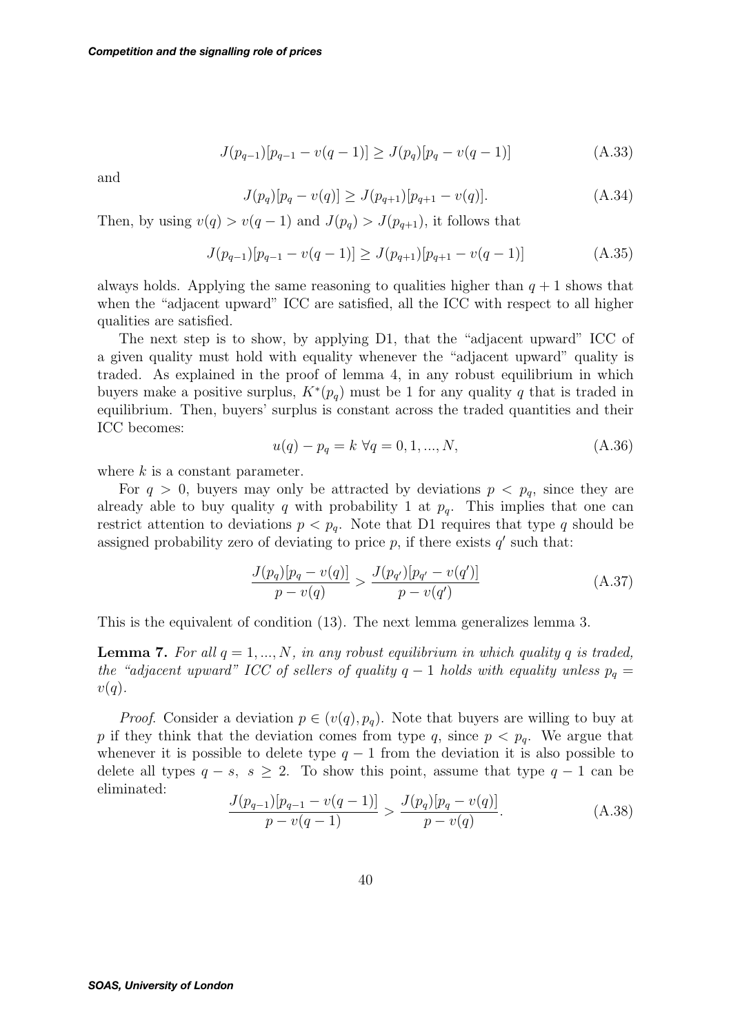$$J(p_{q-1})[p_{q-1} - v(q-1)] \geq J(p_q)[p_q - v(q-1)] \tag{A.33}$$

and

$$J(p_q)[p_q - v(q)] \geq J(p_{q+1})[p_{q+1} - v(q)]. \tag{A.34}$$

Then, by using $v(q) > v(q-1)$ and $J(p_q) > J(p_{q+1})$, it follows that

$$J(p_{q-1})[p_{q-1} - v(q-1)] \geq J(p_{q+1})[p_{q+1} - v(q-1)] \tag{A.35}$$

always holds. Applying the same reasoning to qualities higher than $q+1$ shows that when the "adjacent upward" ICC are satisfied, all the ICC with respect to all higher qualities are satisfied.

The next step is to show, by applying D1, that the "adjacent upward" ICC of a given quality must hold with equality whenever the "adjacent upward" quality is traded. As explained in the proof of lemma 4, in any robust equilibrium in which buyers make a positive surplus, $K^*(p_q)$ must be 1 for any quality $q$ that is traded in equilibrium. Then, buyers' surplus is constant across the traded quantities and their ICC becomes:

$$u(q) - p_q = k \;\forall q = 0, 1, ..., N, \tag{A.36}$$

where $k$ is a constant parameter.

For $q > 0$, buyers may only be attracted by deviations $p < p_q$, since they are already able to buy quality $q$ with probability 1 at $p_q$. This implies that one can restrict attention to deviations $p < p_q$. Note that D1 requires that type $q$ should be assigned probability zero of deviating to price $p$, if there exists $q'$ such that:

$$\frac{J(p_q)[p_q - v(q)]}{p - v(q)} > \frac{J(p_{q'})[p_{q'} - v(q')]}{p - v(q')} \tag{A.37}$$

This is the equivalent of condition (13). The next lemma generalizes lemma 3.

**Lemma 7.** *For all $q = 1, ..., N$, in any robust equilibrium in which quality $q$ is traded, the "adjacent upward" ICC of sellers of quality $q-1$ holds with equality unless $p_q = v(q)$.*

*Proof.* Consider a deviation $p \in (v(q), p_q)$. Note that buyers are willing to buy at $p$ if they think that the deviation comes from type $q$, since $p < p_q$. We argue that whenever it is possible to delete type $q-1$ from the deviation it is also possible to delete all types $q-s$, $s \geq 2$. To show this point, assume that type $q-1$ can be eliminated:

$$\frac{J(p_{q-1})[p_{q-1} - v(q-1)]}{p - v(q-1)} > \frac{J(p_q)[p_q - v(q)]}{p - v(q)}. \tag{A.38}$$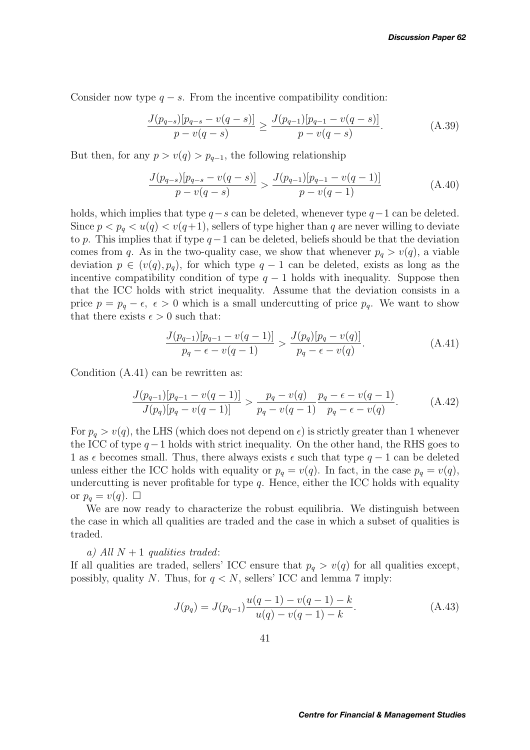Consider now type $q-s$. From the incentive compatibility condition:

$$\frac{J(p_{q-s})[p_{q-s} - v(q-s)]}{p - v(q-s)} \geq \frac{J(p_{q-1})[p_{q-1} - v(q-s)]}{p - v(q-s)}. \tag{A.39}$$

But then, for any $p > v(q) > p_{q-1}$, the following relationship

$$\frac{J(p_{q-s})[p_{q-s} - v(q-s)]}{p - v(q-s)} > \frac{J(p_{q-1})[p_{q-1} - v(q-1)]}{p - v(q-1)} \tag{A.40}$$

holds, which implies that type $q-s$ can be deleted, whenever type $q-1$ can be deleted. Since $p < p_q < u(q) < v(q+1)$, sellers of type higher than $q$ are never willing to deviate to $p$. This implies that if type $q-1$ can be deleted, beliefs should be that the deviation comes from $q$. As in the two-quality case, we show that whenever $p_q > v(q)$, a viable deviation $p \in (v(q), p_q)$, for which type $q-1$ can be deleted, exists as long as the incentive compatibility condition of type $q-1$ holds with inequality. Suppose then that the ICC holds with strict inequality. Assume that the deviation consists in a price $p = p_q - \epsilon,\ \epsilon > 0$ which is a small undercutting of price $p_q$. We want to show that there exists $\epsilon > 0$ such that:

$$\frac{J(p_{q-1})[p_{q-1} - v(q-1)]}{p_q - \epsilon - v(q-1)} > \frac{J(p_q)[p_q - v(q)]}{p_q - \epsilon - v(q)}. \tag{A.41}$$

Condition (A.41) can be rewritten as:

$$\frac{J(p_{q-1})[p_{q-1} - v(q-1)]}{J(p_q)[p_q - v(q-1)]} > \frac{p_q - v(q)}{p_q - v(q-1)} \frac{p_q - \epsilon - v(q-1)}{p_q - \epsilon - v(q)}. \tag{A.42}$$

For $p_q > v(q)$, the LHS (which does not depend on $\epsilon$) is strictly greater than 1 whenever the ICC of type $q-1$ holds with strict inequality. On the other hand, the RHS goes to 1 as $\epsilon$ becomes small. Thus, there always exists $\epsilon$ such that type $q-1$ can be deleted unless either the ICC holds with equality or $p_q = v(q)$. In fact, in the case $p_q = v(q)$, undercutting is never profitable for type $q$. Hence, either the ICC holds with equality or $p_q = v(q)$. $\square$

We are now ready to characterize the robust equilibria. We distinguish between the case in which all qualities are traded and the case in which a subset of qualities is traded.

*a) All $N+1$ qualities traded*:

If all qualities are traded, sellers' ICC ensure that $p_q > v(q)$ for all qualities except, possibly, quality $N$. Thus, for $q < N$, sellers' ICC and lemma 7 imply:

$$J(p_q) = J(p_{q-1}) \frac{u(q-1) - v(q-1) - k}{u(q) - v(q-1) - k}. \tag{A.43}$$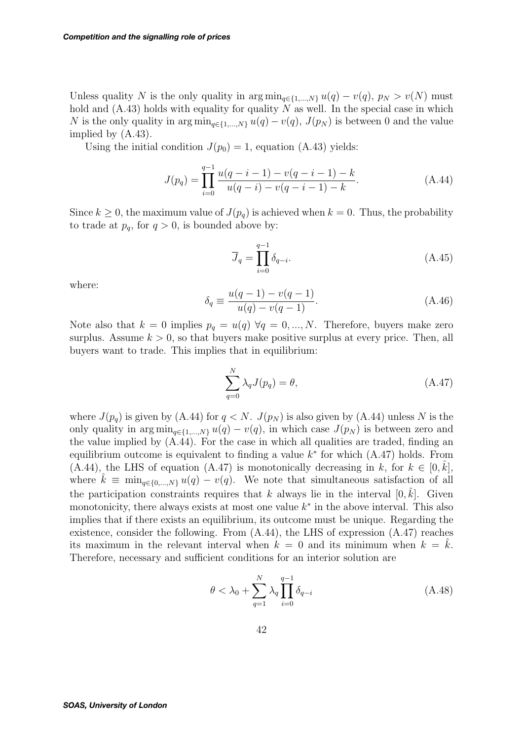Unless quality $N$ is the only quality in $\arg\min_{q\in\{1,\dots,N\}} u(q) - v(q)$, $p_N > v(N)$ must hold and (A.43) holds with equality for quality $N$ as well. In the special case in which $N$ is the only quality in $\arg\min_{q\in\{1,\dots,N\}} u(q) - v(q)$, $J(p_N)$ is between 0 and the value implied by (A.43).

Using the initial condition $J(p_0) = 1$, equation (A.43) yields:

$$J(p_q) = \prod_{i=0}^{q-1} \frac{u(q-i-1) - v(q-i-1) - k}{u(q-i) - v(q-i-1) - k}. \tag{A.44}$$

Since $k \geq 0$, the maximum value of $J(p_q)$ is achieved when $k = 0$. Thus, the probability to trade at $p_q$, for $q > 0$, is bounded above by:

$$\overline{J}_q = \prod_{i=0}^{q-1} \delta_{q-i}. \tag{A.45}$$

where:

$$\delta_q \equiv \frac{u(q-1) - v(q-1)}{u(q) - v(q-1)}. \tag{A.46}$$

Note also that $k = 0$ implies $p_q = u(q)$ $\forall q = 0, \dots, N$. Therefore, buyers make zero surplus. Assume $k > 0$, so that buyers make positive surplus at every price. Then, all buyers want to trade. This implies that in equilibrium:

$$\sum_{q=0}^{N} \lambda_q J(p_q) = \theta, \tag{A.47}$$

where $J(p_q)$ is given by (A.44) for $q < N$. $J(p_N)$ is also given by (A.44) unless $N$ is the only quality in $\arg\min_{q\in\{1,\dots,N\}} u(q) - v(q)$, in which case $J(p_N)$ is between zero and the value implied by (A.44). For the case in which all qualities are traded, finding an equilibrium outcome is equivalent to finding a value $k^*$ for which (A.47) holds. From (A.44), the LHS of equation (A.47) is monotonically decreasing in $k$, for $k \in [0, \hat{k}]$, where $\hat{k} \equiv \min_{q\in\{0,\dots,N\}} u(q) - v(q)$. We note that simultaneous satisfaction of all the participation constraints requires that $k$ always lie in the interval $[0, \hat{k}]$. Given monotonicity, there always exists at most one value $k^*$ in the above interval. This also implies that if there exists an equilibrium, its outcome must be unique. Regarding the existence, consider the following. From (A.44), the LHS of expression (A.47) reaches its maximum in the relevant interval when $k = 0$ and its minimum when $k = \hat{k}$. Therefore, necessary and sufficient conditions for an interior solution are

$$\theta < \lambda_0 + \sum_{q=1}^{N} \lambda_q \prod_{i=0}^{q-1} \delta_{q-i} \tag{A.48}$$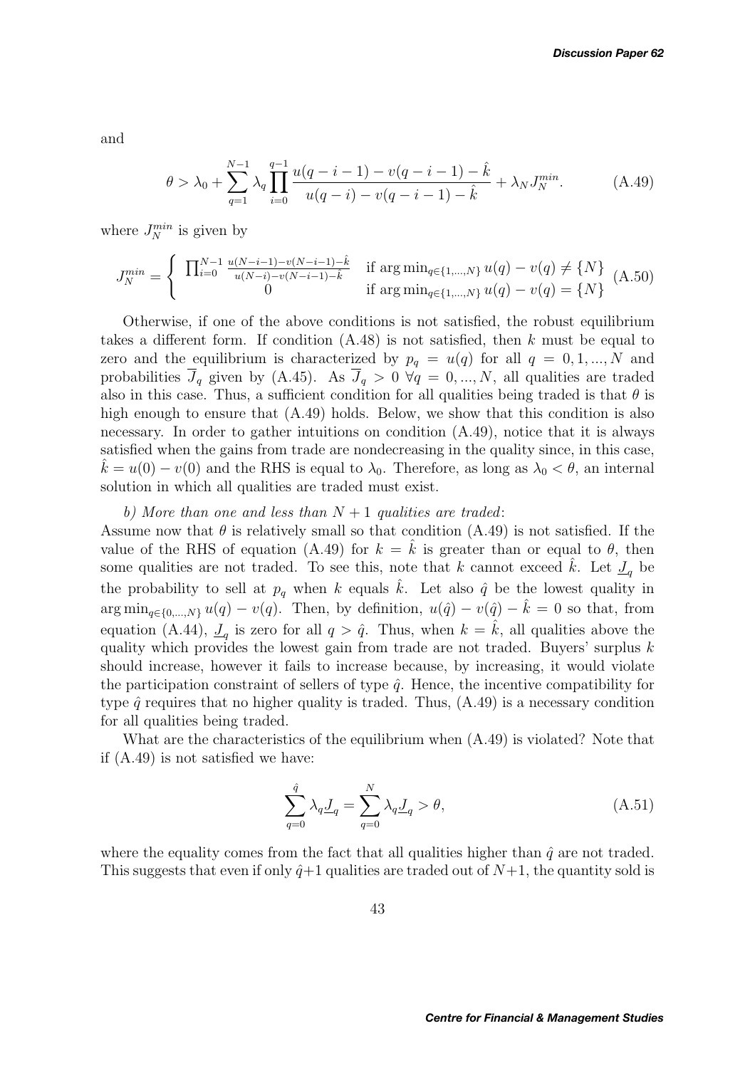and

$$\theta > \lambda_0 + \sum_{q=1}^{N-1} \lambda_q \prod_{i=0}^{q-1} \frac{u(q-i-1) - v(q-i-1) - \hat{k}}{u(q-i) - v(q-i-1) - \hat{k}} + \lambda_N J_N^{min}. \tag{A.49}$$

where $J_N^{min}$ is given by

$$J_N^{min} = \begin{cases} \prod_{i=0}^{N-1} \frac{u(N-i-1)-v(N-i-1)-\hat{k}}{u(N-i)-v(N-i-1)-\hat{k}} & \text{if } \arg\min_{q\in\{1,...,N\}} u(q) - v(q) \neq \{N\} \\ 0 & \text{if } \arg\min_{q\in\{1,...,N\}} u(q) - v(q) = \{N\} \end{cases} \tag{A.50}$$

Otherwise, if one of the above conditions is not satisfied, the robust equilibrium takes a different form. If condition (A.48) is not satisfied, then $k$ must be equal to zero and the equilibrium is characterized by $p_q = u(q)$ for all $q = 0, 1, ..., N$ and probabilities $\overline{J}_q$ given by (A.45). As $\overline{J}_q > 0 \; \forall q = 0, ..., N$, all qualities are traded also in this case. Thus, a sufficient condition for all qualities being traded is that $\theta$ is high enough to ensure that (A.49) holds. Below, we show that this condition is also necessary. In order to gather intuitions on condition (A.49), notice that it is always satisfied when the gains from trade are nondecreasing in the quality since, in this case, $\hat{k} = u(0) - v(0)$ and the RHS is equal to $\lambda_0$. Therefore, as long as $\lambda_0 < \theta$, an internal solution in which all qualities are traded must exist.

*b) More than one and less than $N + 1$ qualities are traded*:

Assume now that $\theta$ is relatively small so that condition (A.49) is not satisfied. If the value of the RHS of equation (A.49) for $k = \hat{k}$ is greater than or equal to $\theta$, then some qualities are not traded. To see this, note that $k$ cannot exceed $\hat{k}$. Let $\underline{J}_q$ be the probability to sell at $p_q$ when $k$ equals $\hat{k}$. Let also $\hat{q}$ be the lowest quality in $\arg\min_{q\in\{0,...,N\}} u(q) - v(q)$. Then, by definition, $u(\hat{q}) - v(\hat{q}) - \hat{k} = 0$ so that, from equation (A.44), $\underline{J}_q$ is zero for all $q > \hat{q}$. Thus, when $k = \hat{k}$, all qualities above the quality which provides the lowest gain from trade are not traded. Buyers' surplus $k$ should increase, however it fails to increase because, by increasing, it would violate the participation constraint of sellers of type $\hat{q}$. Hence, the incentive compatibility for type $\hat{q}$ requires that no higher quality is traded. Thus, (A.49) is a necessary condition for all qualities being traded.

What are the characteristics of the equilibrium when (A.49) is violated? Note that if (A.49) is not satisfied we have:

$$\sum_{q=0}^{\hat{q}} \lambda_q \underline{J}_q = \sum_{q=0}^{N} \lambda_q \underline{J}_q > \theta, \tag{A.51}$$

where the equality comes from the fact that all qualities higher than $\hat{q}$ are not traded. This suggests that even if only $\hat{q}+1$ qualities are traded out of $N+1$, the quantity sold is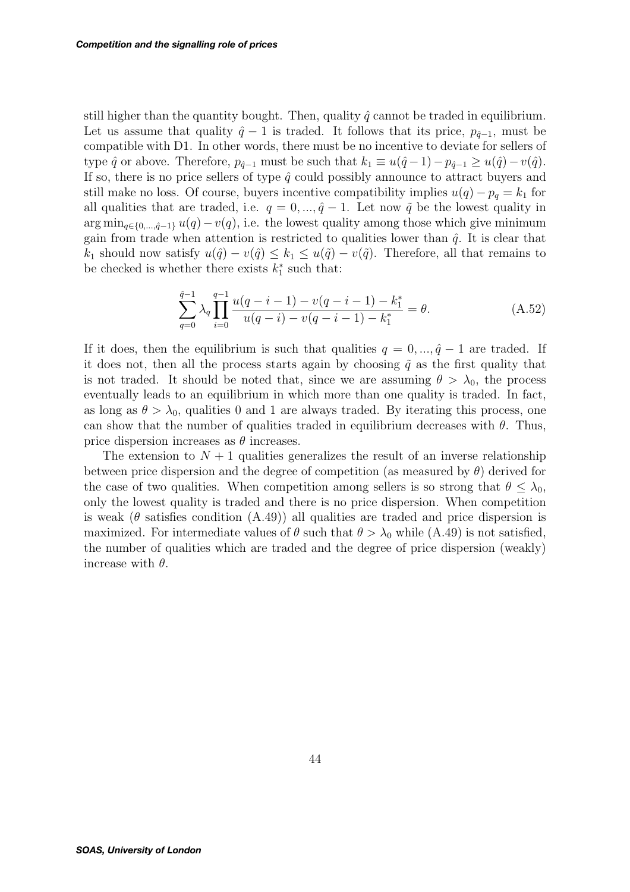still higher than the quantity bought. Then, quality $\hat{q}$ cannot be traded in equilibrium. Let us assume that quality $\hat{q}-1$ is traded. It follows that its price, $p_{\hat{q}-1}$, must be compatible with D1. In other words, there must be no incentive to deviate for sellers of type $\hat{q}$ or above. Therefore, $p_{\hat{q}-1}$ must be such that $k_1 \equiv u(\hat{q}-1) - p_{\hat{q}-1} \geq u(\hat{q}) - v(\hat{q})$. If so, there is no price sellers of type $\hat{q}$ could possibly announce to attract buyers and still make no loss. Of course, buyers incentive compatibility implies $u(q) - p_q = k_1$ for all qualities that are traded, i.e. $q = 0, ..., \hat{q}-1$. Let now $\tilde{q}$ be the lowest quality in $\arg\min_{q \in \{0,...,\hat{q}-1\}} u(q) - v(q)$, i.e. the lowest quality among those which give minimum gain from trade when attention is restricted to qualities lower than $\hat{q}$. It is clear that $k_1$ should now satisfy $u(\hat{q}) - v(\hat{q}) \leq k_1 \leq u(\tilde{q}) - v(\tilde{q})$. Therefore, all that remains to be checked is whether there exists $k_1^*$ such that:

$$\sum_{q=0}^{\hat{q}-1} \lambda_q \prod_{i=0}^{q-1} \frac{u(q-i-1) - v(q-i-1) - k_1^*}{u(q-i) - v(q-i-1) - k_1^*} = \theta. \tag{A.52}$$

If it does, then the equilibrium is such that qualities $q = 0, ..., \hat{q}-1$ are traded. If it does not, then all the process starts again by choosing $\tilde{q}$ as the first quality that is not traded. It should be noted that, since we are assuming $\theta > \lambda_0$, the process eventually leads to an equilibrium in which more than one quality is traded. In fact, as long as $\theta > \lambda_0$, qualities 0 and 1 are always traded. By iterating this process, one can show that the number of qualities traded in equilibrium decreases with $\theta$. Thus, price dispersion increases as $\theta$ increases.

The extension to $N+1$ qualities generalizes the result of an inverse relationship between price dispersion and the degree of competition (as measured by $\theta$) derived for the case of two qualities. When competition among sellers is so strong that $\theta \leq \lambda_0$, only the lowest quality is traded and there is no price dispersion. When competition is weak ($\theta$ satisfies condition (A.49)) all qualities are traded and price dispersion is maximized. For intermediate values of $\theta$ such that $\theta > \lambda_0$ while (A.49) is not satisfied, the number of qualities which are traded and the degree of price dispersion (weakly) increase with $\theta$.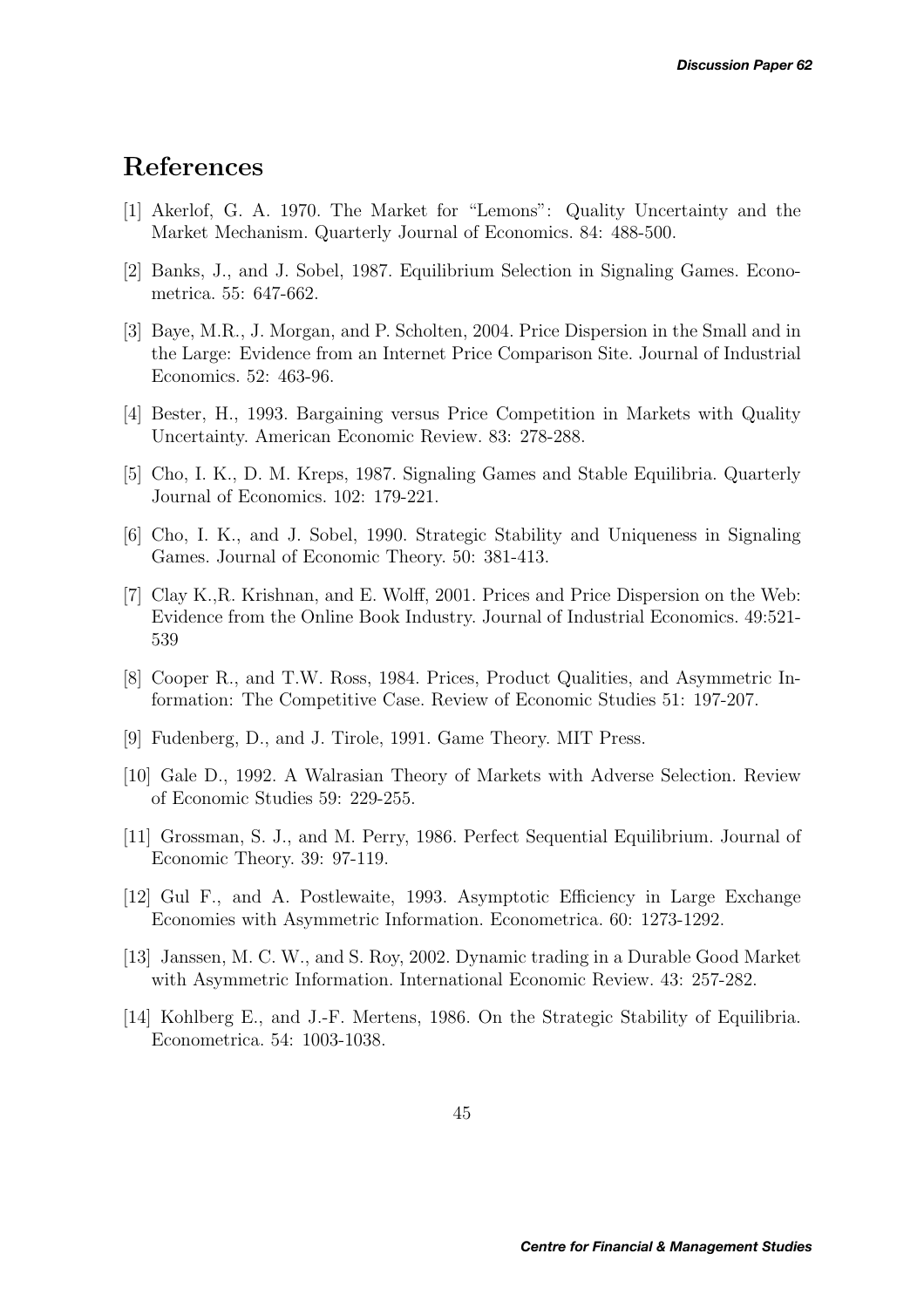## References

[1] Akerlof, G. A. 1970. The Market for "Lemons": Quality Uncertainty and the Market Mechanism. Quarterly Journal of Economics. 84: 488-500.

[2] Banks, J., and J. Sobel, 1987. Equilibrium Selection in Signaling Games. Econometrica. 55: 647-662.

[3] Baye, M.R., J. Morgan, and P. Scholten, 2004. Price Dispersion in the Small and in the Large: Evidence from an Internet Price Comparison Site. Journal of Industrial Economics. 52: 463-96.

[4] Bester, H., 1993. Bargaining versus Price Competition in Markets with Quality Uncertainty. American Economic Review. 83: 278-288.

[5] Cho, I. K., D. M. Kreps, 1987. Signaling Games and Stable Equilibria. Quarterly Journal of Economics. 102: 179-221.

[6] Cho, I. K., and J. Sobel, 1990. Strategic Stability and Uniqueness in Signaling Games. Journal of Economic Theory. 50: 381-413.

[7] Clay K.,R. Krishnan, and E. Wolff, 2001. Prices and Price Dispersion on the Web: Evidence from the Online Book Industry. Journal of Industrial Economics. 49:521-539

[8] Cooper R., and T.W. Ross, 1984. Prices, Product Qualities, and Asymmetric Information: The Competitive Case. Review of Economic Studies 51: 197-207.

[9] Fudenberg, D., and J. Tirole, 1991. Game Theory. MIT Press.

[10] Gale D., 1992. A Walrasian Theory of Markets with Adverse Selection. Review of Economic Studies 59: 229-255.

[11] Grossman, S. J., and M. Perry, 1986. Perfect Sequential Equilibrium. Journal of Economic Theory. 39: 97-119.

[12] Gul F., and A. Postlewaite, 1993. Asymptotic Efficiency in Large Exchange Economies with Asymmetric Information. Econometrica. 60: 1273-1292.

[13] Janssen, M. C. W., and S. Roy, 2002. Dynamic trading in a Durable Good Market with Asymmetric Information. International Economic Review. 43: 257-282.

[14] Kohlberg E., and J.-F. Mertens, 1986. On the Strategic Stability of Equilibria. Econometrica. 54: 1003-1038.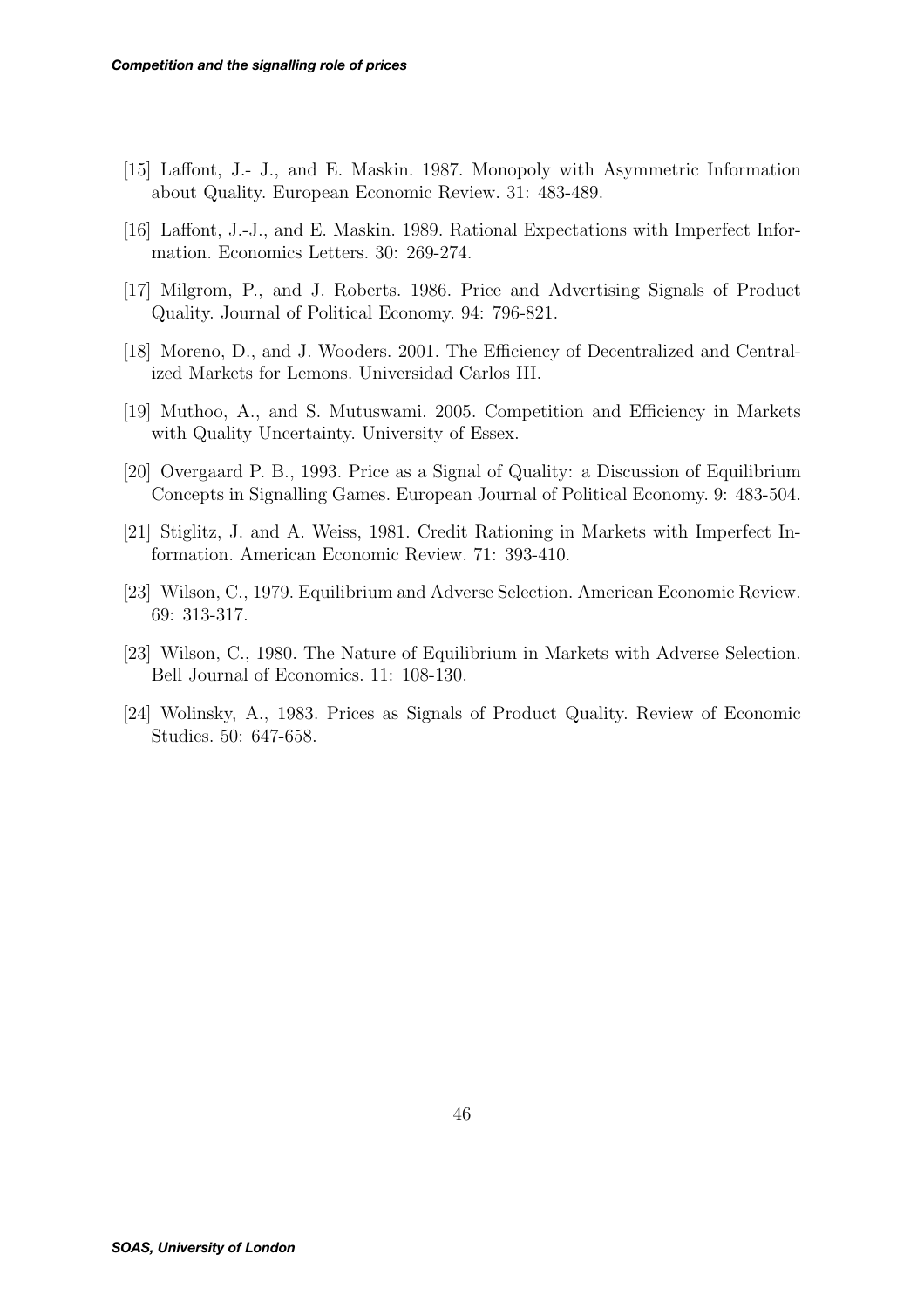[15] Laffont, J.- J., and E. Maskin. 1987. Monopoly with Asymmetric Information about Quality. European Economic Review. 31: 483-489.

[16] Laffont, J.-J., and E. Maskin. 1989. Rational Expectations with Imperfect Information. Economics Letters. 30: 269-274.

[17] Milgrom, P., and J. Roberts. 1986. Price and Advertising Signals of Product Quality. Journal of Political Economy. 94: 796-821.

[18] Moreno, D., and J. Wooders. 2001. The Efficiency of Decentralized and Centralized Markets for Lemons. Universidad Carlos III.

[19] Muthoo, A., and S. Mutuswami. 2005. Competition and Efficiency in Markets with Quality Uncertainty. University of Essex.

[20] Overgaard P. B., 1993. Price as a Signal of Quality: a Discussion of Equilibrium Concepts in Signalling Games. European Journal of Political Economy. 9: 483-504.

[21] Stiglitz, J. and A. Weiss, 1981. Credit Rationing in Markets with Imperfect Information. American Economic Review. 71: 393-410.

[23] Wilson, C., 1979. Equilibrium and Adverse Selection. American Economic Review. 69: 313-317.

[23] Wilson, C., 1980. The Nature of Equilibrium in Markets with Adverse Selection. Bell Journal of Economics. 11: 108-130.

[24] Wolinsky, A., 1983. Prices as Signals of Product Quality. Review of Economic Studies. 50: 647-658.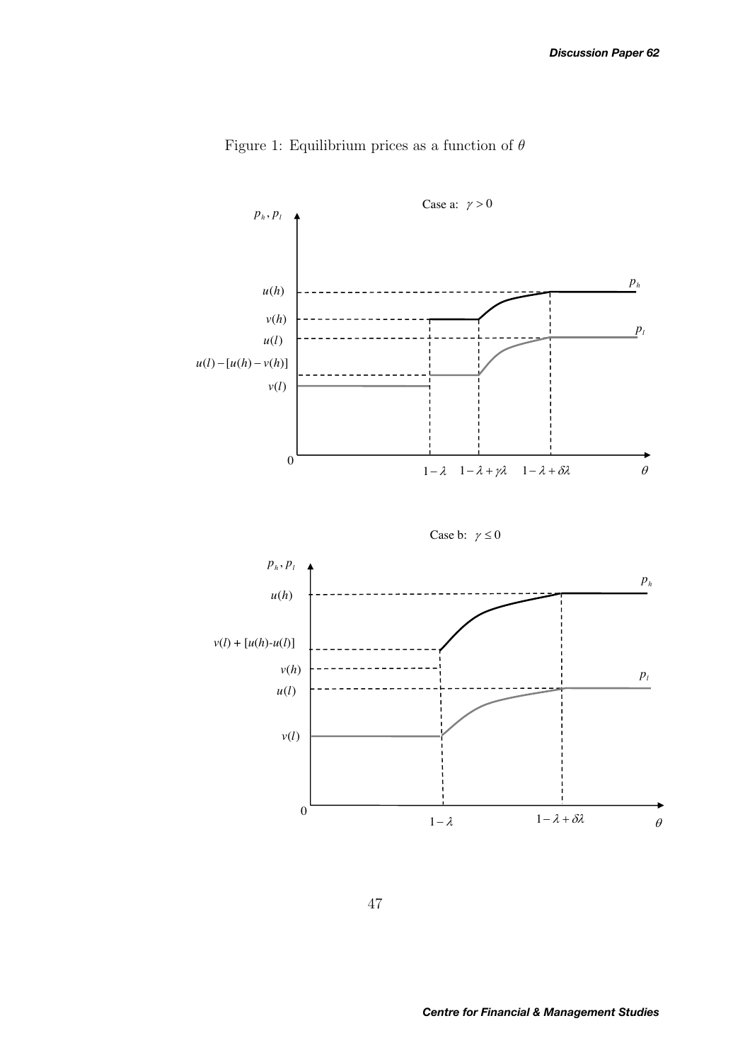Figure 1: Equilibrium prices as a function of $\theta$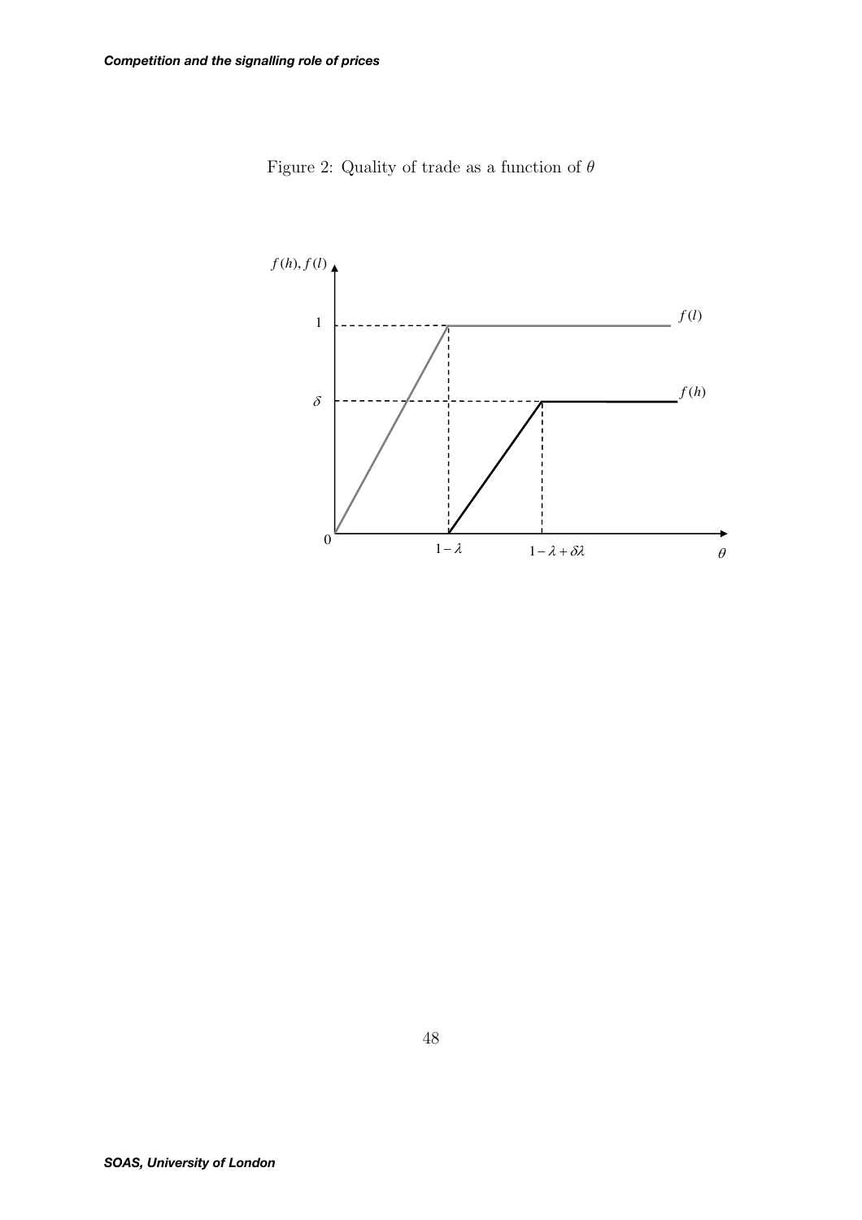Figure 2: Quality of trade as a function of $\theta$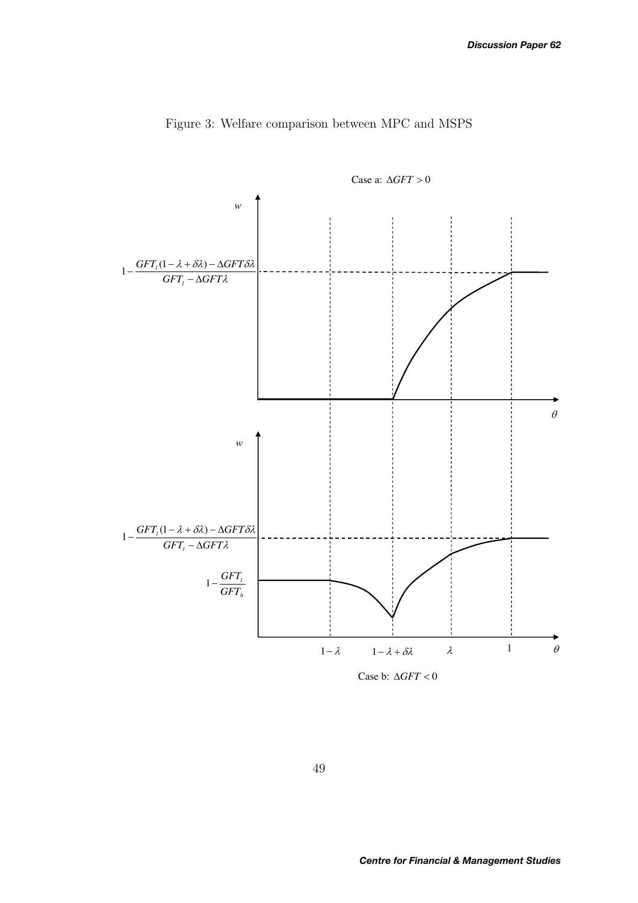Figure 3: Welfare comparison between MPC and MSPS

Case a: $\Delta GFT > 0$

$w$

$1-\dfrac{GFT_l(1-\lambda+\delta\lambda)-\Delta GFT\delta\lambda}{GFT_l-\Delta GFT\lambda}$

$\theta$

$w$

$1-\dfrac{GFT_l(1-\lambda+\delta\lambda)-\Delta GFT\delta\lambda}{GFT_l-\Delta GFT\lambda}$

$1-\dfrac{GFT_l}{GFT_h}$

$1-\lambda$ $\quad 1-\lambda+\delta\lambda$ $\quad \lambda$ $\quad 1$ $\quad \theta$

Case b: $\Delta GFT < 0$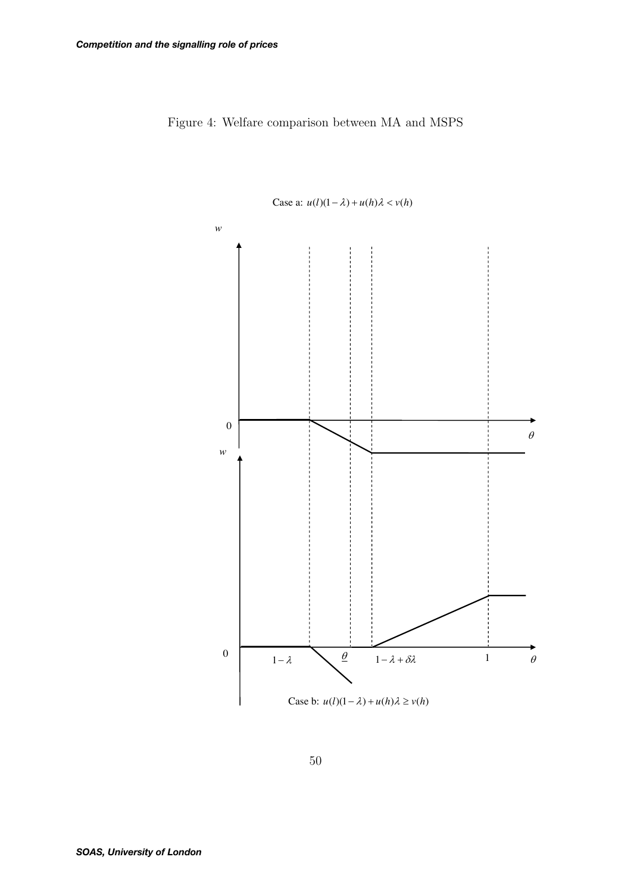Figure 4: Welfare comparison between MA and MSPS

Case a: $u(l)(1-\lambda) + u(h)\lambda < v(h)$

$w$

0

$\theta$

$w$

0

$1-\lambda$

$\underline{\theta}$

$1-\lambda+\delta\lambda$

1

$\theta$

Case b: $u(l)(1-\lambda) + u(h)\lambda \geq v(h)$